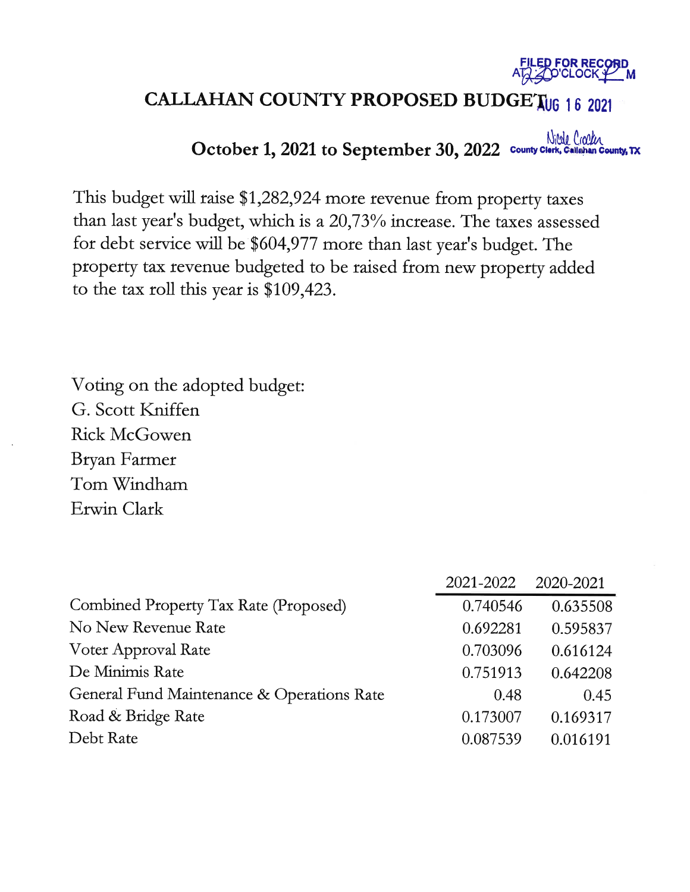FILED FOR RECORD AT 2:30 O'CLOCK P M AUG 16 2021 Nicole Crocker County Clerk, Callahan County, TX

# CALLAHAN COUNTY PROPOSED BUDGET

## October 1, 2021 to September 30, 2022

This budget will raise $1,282,924 more revenue from property taxes than last year's budget, which is a 20,73% increase. The taxes assessed for debt service will be $604,977 more than last year's budget. The property tax revenue budgeted to be raised from new property added to the tax roll this year is $109,423.

Voting on the adopted budget:
G. Scott Kniffen
Rick McGowen
Bryan Farmer
Tom Windham
Erwin Clark

| | 2021-2022 | 2020-2021 |
|---|---|---|
| Combined Property Tax Rate (Proposed) | 0.740546 | 0.635508 |
| No New Revenue Rate | 0.692281 | 0.595837 |
| Voter Approval Rate | 0.703096 | 0.616124 |
| De Minimis Rate | 0.751913 | 0.642208 |
| General Fund Maintenance & Operations Rate | 0.48 | 0.45 |
| Road & Bridge Rate | 0.173007 | 0.169317 |
| Debt Rate | 0.087539 | 0.016191 |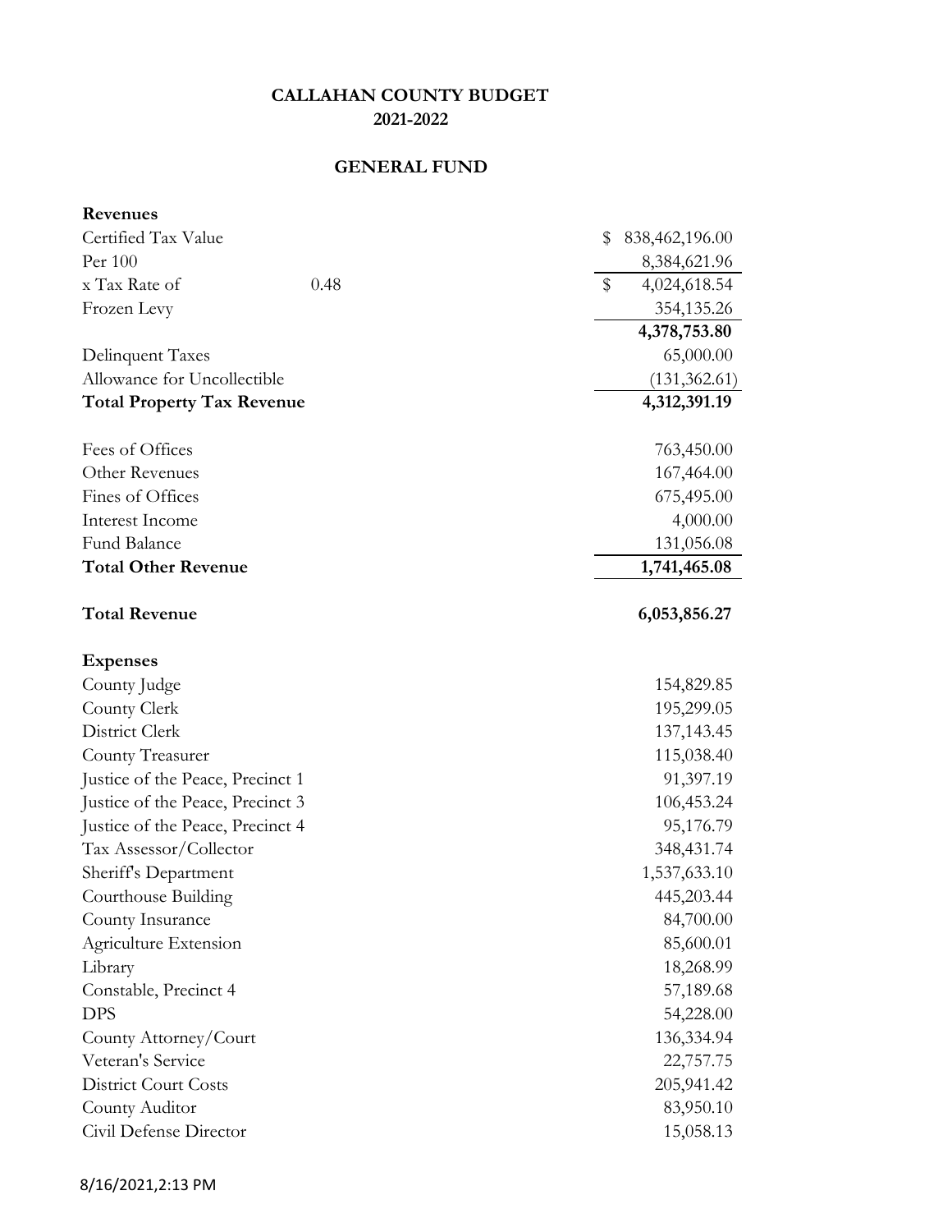# CALLAHAN COUNTY BUDGET
## 2021-2022

## GENERAL FUND

| | | |
|---|---|---|
| **Revenues** | | |
| Certified Tax Value | | $ 838,462,196.00 |
| Per 100 | | 8,384,621.96 |
| x Tax Rate of | 0.48 | $ 4,024,618.54 |
| Frozen Levy | | 354,135.26 |
| | | **4,378,753.80** |
| Delinquent Taxes | | 65,000.00 |
| Allowance for Uncollectible | | (131,362.61) |
| **Total Property Tax Revenue** | | **4,312,391.19** |
| Fees of Offices | | 763,450.00 |
| Other Revenues | | 167,464.00 |
| Fines of Offices | | 675,495.00 |
| Interest Income | | 4,000.00 |
| Fund Balance | | 131,056.08 |
| **Total Other Revenue** | | **1,741,465.08** |
| **Total Revenue** | | **6,053,856.27** |
| **Expenses** | | |
| County Judge | | 154,829.85 |
| County Clerk | | 195,299.05 |
| District Clerk | | 137,143.45 |
| County Treasurer | | 115,038.40 |
| Justice of the Peace, Precinct 1 | | 91,397.19 |
| Justice of the Peace, Precinct 3 | | 106,453.24 |
| Justice of the Peace, Precinct 4 | | 95,176.79 |
| Tax Assessor/Collector | | 348,431.74 |
| Sheriff's Department | | 1,537,633.10 |
| Courthouse Building | | 445,203.44 |
| County Insurance | | 84,700.00 |
| Agriculture Extension | | 85,600.01 |
| Library | | 18,268.99 |
| Constable, Precinct 4 | | 57,189.68 |
| DPS | | 54,228.00 |
| County Attorney/Court | | 136,334.94 |
| Veteran's Service | | 22,757.75 |
| District Court Costs | | 205,941.42 |
| County Auditor | | 83,950.10 |
| Civil Defense Director | | 15,058.13 |

8/16/2021,2:13 PM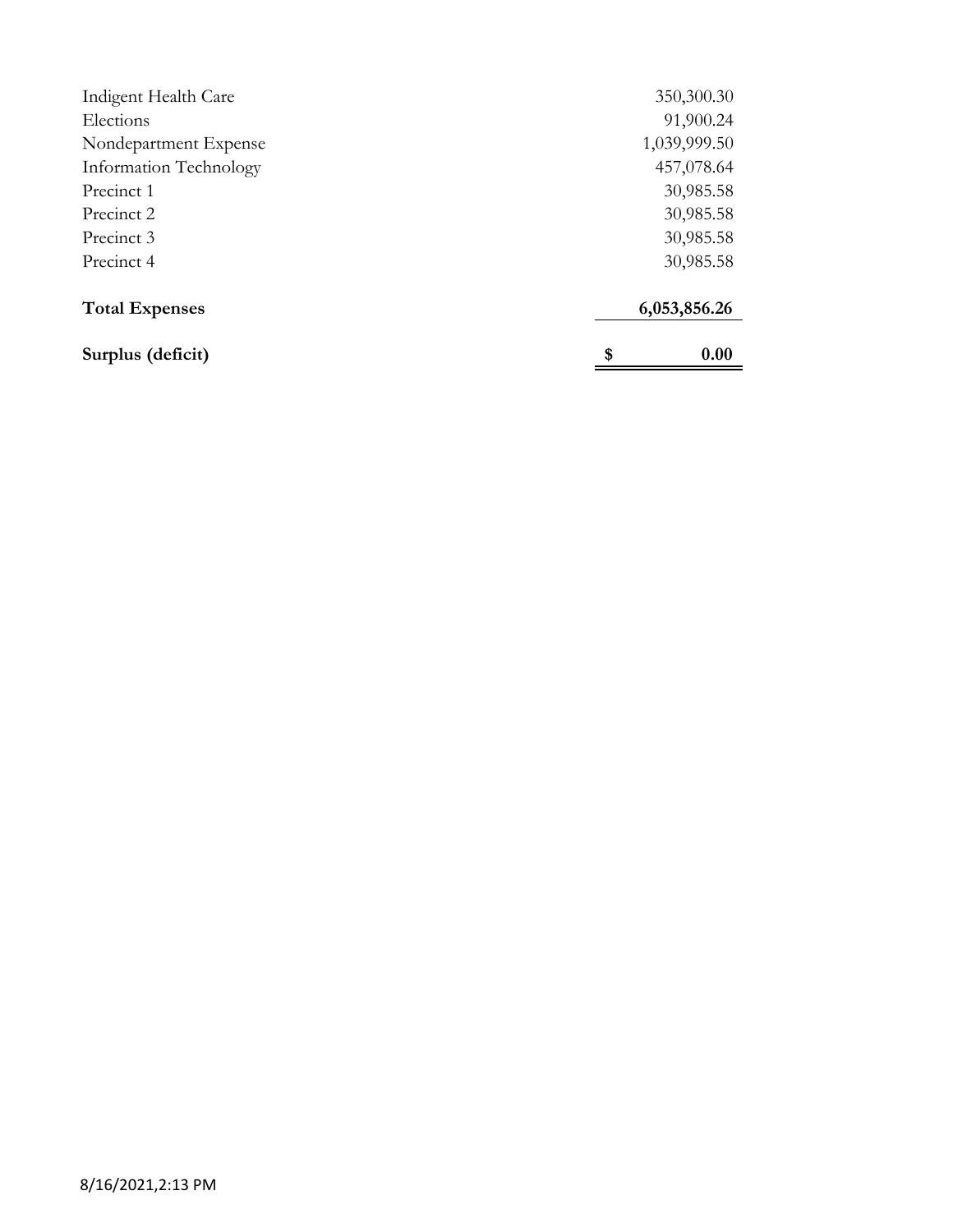| | |
|---|---:|
| Indigent Health Care | 350,300.30 |
| Elections | 91,900.24 |
| Nondepartment Expense | 1,039,999.50 |
| Information Technology | 457,078.64 |
| Precinct 1 | 30,985.58 |
| Precinct 2 | 30,985.58 |
| Precinct 3 | 30,985.58 |
| Precinct 4 | 30,985.58 |
| **Total Expenses** | **6,053,856.26** |
| **Surplus (deficit)** | **$ 0.00** |

8/16/2021,2:13 PM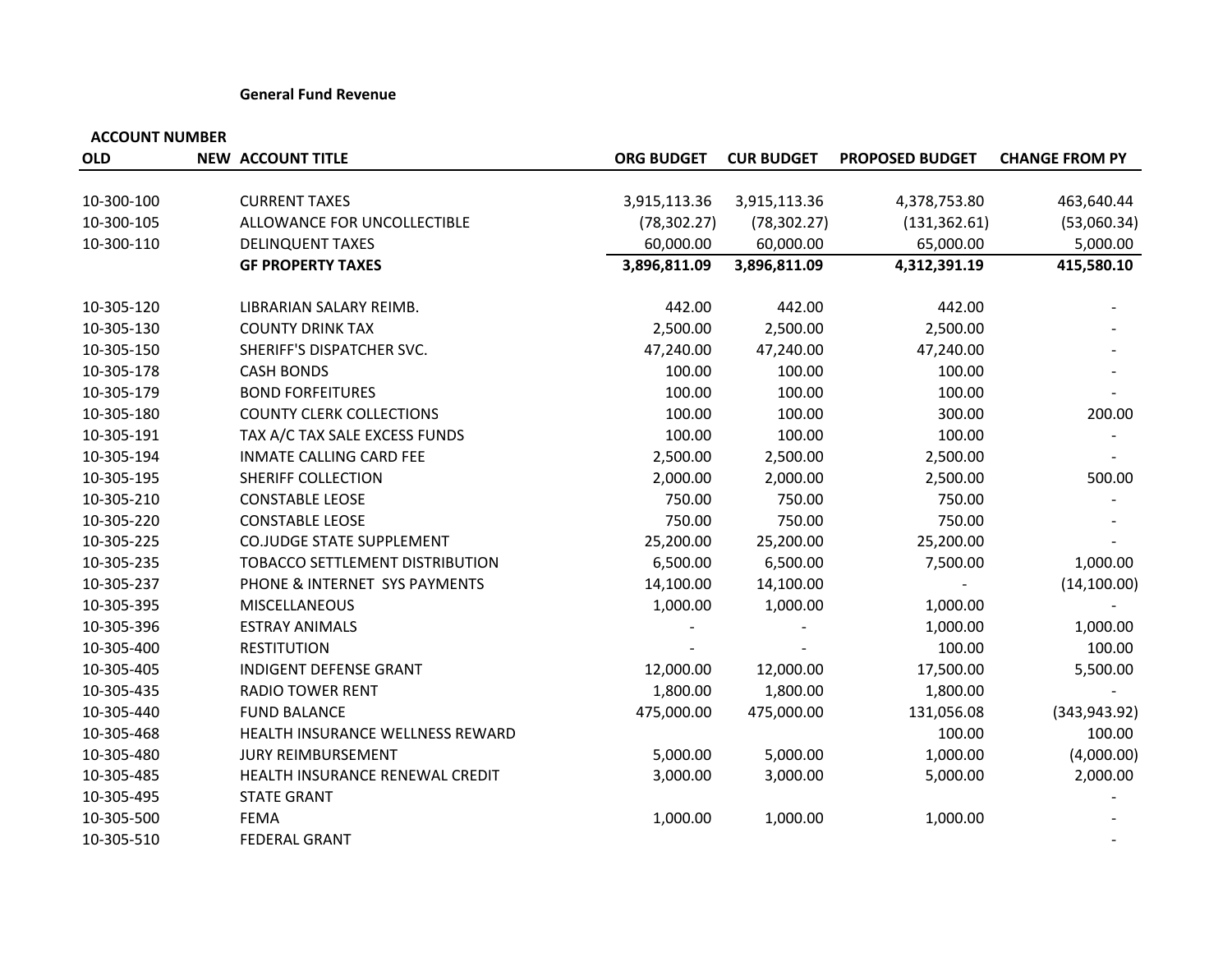**General Fund Revenue**

| ACCOUNT NUMBER | | | | | | |
|---|---|---|---|---|---|---|
| **OLD** | **NEW** | **ACCOUNT TITLE** | **ORG BUDGET** | **CUR BUDGET** | **PROPOSED BUDGET** | **CHANGE FROM PY** |
| 10-300-100 | | CURRENT TAXES | 3,915,113.36 | 3,915,113.36 | 4,378,753.80 | 463,640.44 |
| 10-300-105 | | ALLOWANCE FOR UNCOLLECTIBLE | (78,302.27) | (78,302.27) | (131,362.61) | (53,060.34) |
| 10-300-110 | | DELINQUENT TAXES | 60,000.00 | 60,000.00 | 65,000.00 | 5,000.00 |
| | | **GF PROPERTY TAXES** | **3,896,811.09** | **3,896,811.09** | **4,312,391.19** | **415,580.10** |
| 10-305-120 | | LIBRARIAN SALARY REIMB. | 442.00 | 442.00 | 442.00 | - |
| 10-305-130 | | COUNTY DRINK TAX | 2,500.00 | 2,500.00 | 2,500.00 | - |
| 10-305-150 | | SHERIFF'S DISPATCHER SVC. | 47,240.00 | 47,240.00 | 47,240.00 | - |
| 10-305-178 | | CASH BONDS | 100.00 | 100.00 | 100.00 | - |
| 10-305-179 | | BOND FORFEITURES | 100.00 | 100.00 | 100.00 | - |
| 10-305-180 | | COUNTY CLERK COLLECTIONS | 100.00 | 100.00 | 300.00 | 200.00 |
| 10-305-191 | | TAX A/C TAX SALE EXCESS FUNDS | 100.00 | 100.00 | 100.00 | - |
| 10-305-194 | | INMATE CALLING CARD FEE | 2,500.00 | 2,500.00 | 2,500.00 | - |
| 10-305-195 | | SHERIFF COLLECTION | 2,000.00 | 2,000.00 | 2,500.00 | 500.00 |
| 10-305-210 | | CONSTABLE LEOSE | 750.00 | 750.00 | 750.00 | - |
| 10-305-220 | | CONSTABLE LEOSE | 750.00 | 750.00 | 750.00 | - |
| 10-305-225 | | CO.JUDGE STATE SUPPLEMENT | 25,200.00 | 25,200.00 | 25,200.00 | - |
| 10-305-235 | | TOBACCO SETTLEMENT DISTRIBUTION | 6,500.00 | 6,500.00 | 7,500.00 | 1,000.00 |
| 10-305-237 | | PHONE & INTERNET SYS PAYMENTS | 14,100.00 | 14,100.00 | - | (14,100.00) |
| 10-305-395 | | MISCELLANEOUS | 1,000.00 | 1,000.00 | 1,000.00 | - |
| 10-305-396 | | ESTRAY ANIMALS | - | - | 1,000.00 | 1,000.00 |
| 10-305-400 | | RESTITUTION | - | - | 100.00 | 100.00 |
| 10-305-405 | | INDIGENT DEFENSE GRANT | 12,000.00 | 12,000.00 | 17,500.00 | 5,500.00 |
| 10-305-435 | | RADIO TOWER RENT | 1,800.00 | 1,800.00 | 1,800.00 | - |
| 10-305-440 | | FUND BALANCE | 475,000.00 | 475,000.00 | 131,056.08 | (343,943.92) |
| 10-305-468 | | HEALTH INSURANCE WELLNESS REWARD | | | 100.00 | 100.00 |
| 10-305-480 | | JURY REIMBURSEMENT | 5,000.00 | 5,000.00 | 1,000.00 | (4,000.00) |
| 10-305-485 | | HEALTH INSURANCE RENEWAL CREDIT | 3,000.00 | 3,000.00 | 5,000.00 | 2,000.00 |
| 10-305-495 | | STATE GRANT | | | | - |
| 10-305-500 | | FEMA | 1,000.00 | 1,000.00 | 1,000.00 | - |
| 10-305-510 | | FEDERAL GRANT | | | | - |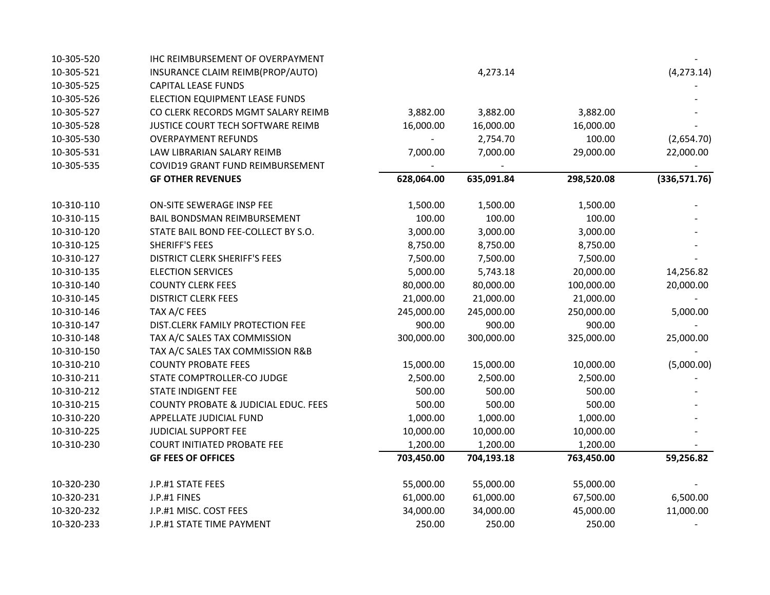| | | | | | |
|---|---|---|---|---|---|
| 10-305-520 | IHC REIMBURSEMENT OF OVERPAYMENT | | | | - |
| 10-305-521 | INSURANCE CLAIM REIMB(PROP/AUTO) | | 4,273.14 | | (4,273.14) |
| 10-305-525 | CAPITAL LEASE FUNDS | | | | - |
| 10-305-526 | ELECTION EQUIPMENT LEASE FUNDS | | | | - |
| 10-305-527 | CO CLERK RECORDS MGMT SALARY REIMB | 3,882.00 | 3,882.00 | 3,882.00 | - |
| 10-305-528 | JUSTICE COURT TECH SOFTWARE REIMB | 16,000.00 | 16,000.00 | 16,000.00 | - |
| 10-305-530 | OVERPAYMENT REFUNDS | - | 2,754.70 | 100.00 | (2,654.70) |
| 10-305-531 | LAW LIBRARIAN SALARY REIMB | 7,000.00 | 7,000.00 | 29,000.00 | 22,000.00 |
| 10-305-535 | COVID19 GRANT FUND REIMBURSEMENT | - | - | | - |
| | **GF OTHER REVENUES** | **628,064.00** | **635,091.84** | **298,520.08** | **(336,571.76)** |
| | | | | | |
| 10-310-110 | ON-SITE SEWERAGE INSP FEE | 1,500.00 | 1,500.00 | 1,500.00 | - |
| 10-310-115 | BAIL BONDSMAN REIMBURSEMENT | 100.00 | 100.00 | 100.00 | - |
| 10-310-120 | STATE BAIL BOND FEE-COLLECT BY S.O. | 3,000.00 | 3,000.00 | 3,000.00 | - |
| 10-310-125 | SHERIFF'S FEES | 8,750.00 | 8,750.00 | 8,750.00 | - |
| 10-310-127 | DISTRICT CLERK SHERIFF'S FEES | 7,500.00 | 7,500.00 | 7,500.00 | - |
| 10-310-135 | ELECTION SERVICES | 5,000.00 | 5,743.18 | 20,000.00 | 14,256.82 |
| 10-310-140 | COUNTY CLERK FEES | 80,000.00 | 80,000.00 | 100,000.00 | 20,000.00 |
| 10-310-145 | DISTRICT CLERK FEES | 21,000.00 | 21,000.00 | 21,000.00 | - |
| 10-310-146 | TAX A/C FEES | 245,000.00 | 245,000.00 | 250,000.00 | 5,000.00 |
| 10-310-147 | DIST.CLERK FAMILY PROTECTION FEE | 900.00 | 900.00 | 900.00 | - |
| 10-310-148 | TAX A/C SALES TAX COMMISSION | 300,000.00 | 300,000.00 | 325,000.00 | 25,000.00 |
| 10-310-150 | TAX A/C SALES TAX COMMISSION R&B | | | | - |
| 10-310-210 | COUNTY PROBATE FEES | 15,000.00 | 15,000.00 | 10,000.00 | (5,000.00) |
| 10-310-211 | STATE COMPTROLLER-CO JUDGE | 2,500.00 | 2,500.00 | 2,500.00 | - |
| 10-310-212 | STATE INDIGENT FEE | 500.00 | 500.00 | 500.00 | - |
| 10-310-215 | COUNTY PROBATE & JUDICIAL EDUC. FEES | 500.00 | 500.00 | 500.00 | - |
| 10-310-220 | APPELLATE JUDICIAL FUND | 1,000.00 | 1,000.00 | 1,000.00 | - |
| 10-310-225 | JUDICIAL SUPPORT FEE | 10,000.00 | 10,000.00 | 10,000.00 | - |
| 10-310-230 | COURT INITIATED PROBATE FEE | 1,200.00 | 1,200.00 | 1,200.00 | - |
| | **GF FEES OF OFFICES** | **703,450.00** | **704,193.18** | **763,450.00** | **59,256.82** |
| | | | | | |
| 10-320-230 | J.P.#1 STATE FEES | 55,000.00 | 55,000.00 | 55,000.00 | - |
| 10-320-231 | J.P.#1 FINES | 61,000.00 | 61,000.00 | 67,500.00 | 6,500.00 |
| 10-320-232 | J.P.#1 MISC. COST FEES | 34,000.00 | 34,000.00 | 45,000.00 | 11,000.00 |
| 10-320-233 | J.P.#1 STATE TIME PAYMENT | 250.00 | 250.00 | 250.00 | - |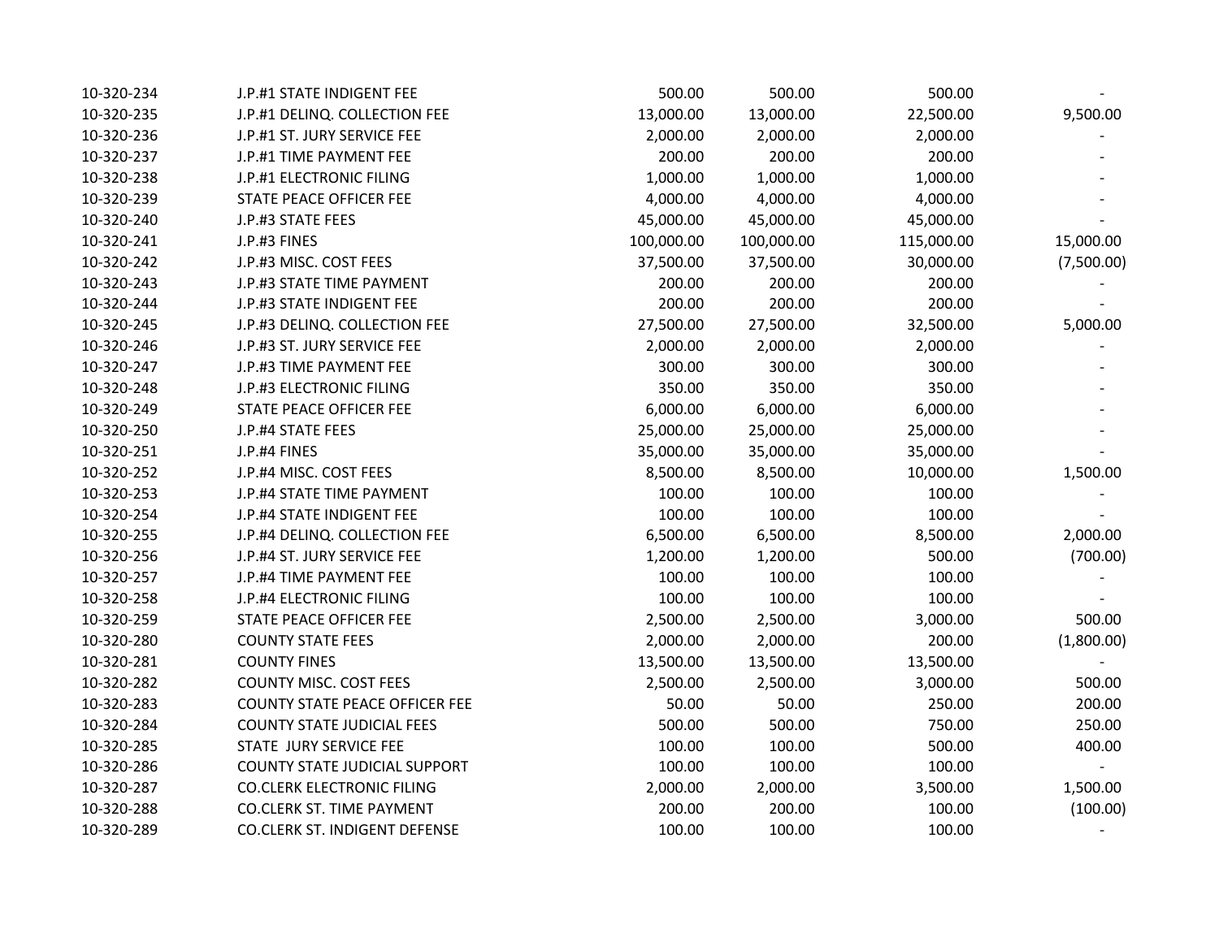| | | | | | |
|---|---|---|---|---|---|
| 10-320-234 | J.P.#1 STATE INDIGENT FEE | 500.00 | 500.00 | 500.00 | - |
| 10-320-235 | J.P.#1 DELINQ. COLLECTION FEE | 13,000.00 | 13,000.00 | 22,500.00 | 9,500.00 |
| 10-320-236 | J.P.#1 ST. JURY SERVICE FEE | 2,000.00 | 2,000.00 | 2,000.00 | - |
| 10-320-237 | J.P.#1 TIME PAYMENT FEE | 200.00 | 200.00 | 200.00 | - |
| 10-320-238 | J.P.#1 ELECTRONIC FILING | 1,000.00 | 1,000.00 | 1,000.00 | - |
| 10-320-239 | STATE PEACE OFFICER FEE | 4,000.00 | 4,000.00 | 4,000.00 | - |
| 10-320-240 | J.P.#3 STATE FEES | 45,000.00 | 45,000.00 | 45,000.00 | - |
| 10-320-241 | J.P.#3 FINES | 100,000.00 | 100,000.00 | 115,000.00 | 15,000.00 |
| 10-320-242 | J.P.#3 MISC. COST FEES | 37,500.00 | 37,500.00 | 30,000.00 | (7,500.00) |
| 10-320-243 | J.P.#3 STATE TIME PAYMENT | 200.00 | 200.00 | 200.00 | - |
| 10-320-244 | J.P.#3 STATE INDIGENT FEE | 200.00 | 200.00 | 200.00 | - |
| 10-320-245 | J.P.#3 DELINQ. COLLECTION FEE | 27,500.00 | 27,500.00 | 32,500.00 | 5,000.00 |
| 10-320-246 | J.P.#3 ST. JURY SERVICE FEE | 2,000.00 | 2,000.00 | 2,000.00 | - |
| 10-320-247 | J.P.#3 TIME PAYMENT FEE | 300.00 | 300.00 | 300.00 | - |
| 10-320-248 | J.P.#3 ELECTRONIC FILING | 350.00 | 350.00 | 350.00 | - |
| 10-320-249 | STATE PEACE OFFICER FEE | 6,000.00 | 6,000.00 | 6,000.00 | - |
| 10-320-250 | J.P.#4 STATE FEES | 25,000.00 | 25,000.00 | 25,000.00 | - |
| 10-320-251 | J.P.#4 FINES | 35,000.00 | 35,000.00 | 35,000.00 | - |
| 10-320-252 | J.P.#4 MISC. COST FEES | 8,500.00 | 8,500.00 | 10,000.00 | 1,500.00 |
| 10-320-253 | J.P.#4 STATE TIME PAYMENT | 100.00 | 100.00 | 100.00 | - |
| 10-320-254 | J.P.#4 STATE INDIGENT FEE | 100.00 | 100.00 | 100.00 | - |
| 10-320-255 | J.P.#4 DELINQ. COLLECTION FEE | 6,500.00 | 6,500.00 | 8,500.00 | 2,000.00 |
| 10-320-256 | J.P.#4 ST. JURY SERVICE FEE | 1,200.00 | 1,200.00 | 500.00 | (700.00) |
| 10-320-257 | J.P.#4 TIME PAYMENT FEE | 100.00 | 100.00 | 100.00 | - |
| 10-320-258 | J.P.#4 ELECTRONIC FILING | 100.00 | 100.00 | 100.00 | - |
| 10-320-259 | STATE PEACE OFFICER FEE | 2,500.00 | 2,500.00 | 3,000.00 | 500.00 |
| 10-320-280 | COUNTY STATE FEES | 2,000.00 | 2,000.00 | 200.00 | (1,800.00) |
| 10-320-281 | COUNTY FINES | 13,500.00 | 13,500.00 | 13,500.00 | - |
| 10-320-282 | COUNTY MISC. COST FEES | 2,500.00 | 2,500.00 | 3,000.00 | 500.00 |
| 10-320-283 | COUNTY STATE PEACE OFFICER FEE | 50.00 | 50.00 | 250.00 | 200.00 |
| 10-320-284 | COUNTY STATE JUDICIAL FEES | 500.00 | 500.00 | 750.00 | 250.00 |
| 10-320-285 | STATE JURY SERVICE FEE | 100.00 | 100.00 | 500.00 | 400.00 |
| 10-320-286 | COUNTY STATE JUDICIAL SUPPORT | 100.00 | 100.00 | 100.00 | - |
| 10-320-287 | CO.CLERK ELECTRONIC FILING | 2,000.00 | 2,000.00 | 3,500.00 | 1,500.00 |
| 10-320-288 | CO.CLERK ST. TIME PAYMENT | 200.00 | 200.00 | 100.00 | (100.00) |
| 10-320-289 | CO.CLERK ST. INDIGENT DEFENSE | 100.00 | 100.00 | 100.00 | - |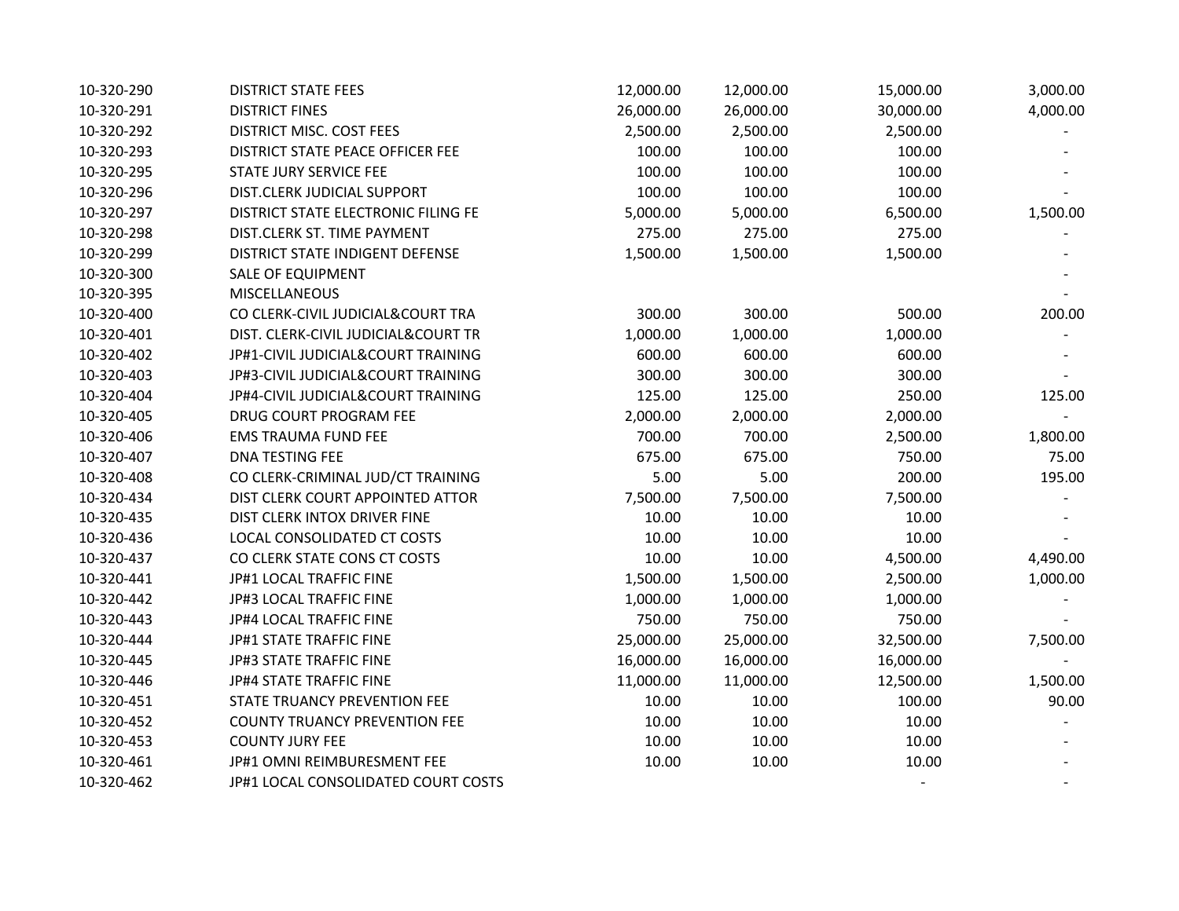| | | | | | |
|---|---|---|---|---|---|
| 10-320-290 | DISTRICT STATE FEES | 12,000.00 | 12,000.00 | 15,000.00 | 3,000.00 |
| 10-320-291 | DISTRICT FINES | 26,000.00 | 26,000.00 | 30,000.00 | 4,000.00 |
| 10-320-292 | DISTRICT MISC. COST FEES | 2,500.00 | 2,500.00 | 2,500.00 | - |
| 10-320-293 | DISTRICT STATE PEACE OFFICER FEE | 100.00 | 100.00 | 100.00 | - |
| 10-320-295 | STATE JURY SERVICE FEE | 100.00 | 100.00 | 100.00 | - |
| 10-320-296 | DIST.CLERK JUDICIAL SUPPORT | 100.00 | 100.00 | 100.00 | - |
| 10-320-297 | DISTRICT STATE ELECTRONIC FILING FE | 5,000.00 | 5,000.00 | 6,500.00 | 1,500.00 |
| 10-320-298 | DIST.CLERK ST. TIME PAYMENT | 275.00 | 275.00 | 275.00 | - |
| 10-320-299 | DISTRICT STATE INDIGENT DEFENSE | 1,500.00 | 1,500.00 | 1,500.00 | - |
| 10-320-300 | SALE OF EQUIPMENT | | | | - |
| 10-320-395 | MISCELLANEOUS | | | | - |
| 10-320-400 | CO CLERK-CIVIL JUDICIAL&COURT TRA | 300.00 | 300.00 | 500.00 | 200.00 |
| 10-320-401 | DIST. CLERK-CIVIL JUDICIAL&COURT TR | 1,000.00 | 1,000.00 | 1,000.00 | - |
| 10-320-402 | JP#1-CIVIL JUDICIAL&COURT TRAINING | 600.00 | 600.00 | 600.00 | - |
| 10-320-403 | JP#3-CIVIL JUDICIAL&COURT TRAINING | 300.00 | 300.00 | 300.00 | - |
| 10-320-404 | JP#4-CIVIL JUDICIAL&COURT TRAINING | 125.00 | 125.00 | 250.00 | 125.00 |
| 10-320-405 | DRUG COURT PROGRAM FEE | 2,000.00 | 2,000.00 | 2,000.00 | - |
| 10-320-406 | EMS TRAUMA FUND FEE | 700.00 | 700.00 | 2,500.00 | 1,800.00 |
| 10-320-407 | DNA TESTING FEE | 675.00 | 675.00 | 750.00 | 75.00 |
| 10-320-408 | CO CLERK-CRIMINAL JUD/CT TRAINING | 5.00 | 5.00 | 200.00 | 195.00 |
| 10-320-434 | DIST CLERK COURT APPOINTED ATTOR | 7,500.00 | 7,500.00 | 7,500.00 | - |
| 10-320-435 | DIST CLERK INTOX DRIVER FINE | 10.00 | 10.00 | 10.00 | - |
| 10-320-436 | LOCAL CONSOLIDATED CT COSTS | 10.00 | 10.00 | 10.00 | - |
| 10-320-437 | CO CLERK STATE CONS CT COSTS | 10.00 | 10.00 | 4,500.00 | 4,490.00 |
| 10-320-441 | JP#1 LOCAL TRAFFIC FINE | 1,500.00 | 1,500.00 | 2,500.00 | 1,000.00 |
| 10-320-442 | JP#3 LOCAL TRAFFIC FINE | 1,000.00 | 1,000.00 | 1,000.00 | - |
| 10-320-443 | JP#4 LOCAL TRAFFIC FINE | 750.00 | 750.00 | 750.00 | - |
| 10-320-444 | JP#1 STATE TRAFFIC FINE | 25,000.00 | 25,000.00 | 32,500.00 | 7,500.00 |
| 10-320-445 | JP#3 STATE TRAFFIC FINE | 16,000.00 | 16,000.00 | 16,000.00 | - |
| 10-320-446 | JP#4 STATE TRAFFIC FINE | 11,000.00 | 11,000.00 | 12,500.00 | 1,500.00 |
| 10-320-451 | STATE TRUANCY PREVENTION FEE | 10.00 | 10.00 | 100.00 | 90.00 |
| 10-320-452 | COUNTY TRUANCY PREVENTION FEE | 10.00 | 10.00 | 10.00 | - |
| 10-320-453 | COUNTY JURY FEE | 10.00 | 10.00 | 10.00 | - |
| 10-320-461 | JP#1 OMNI REIMBURESMENT FEE | 10.00 | 10.00 | 10.00 | - |
| 10-320-462 | JP#1 LOCAL CONSOLIDATED COURT COSTS | | | - | - |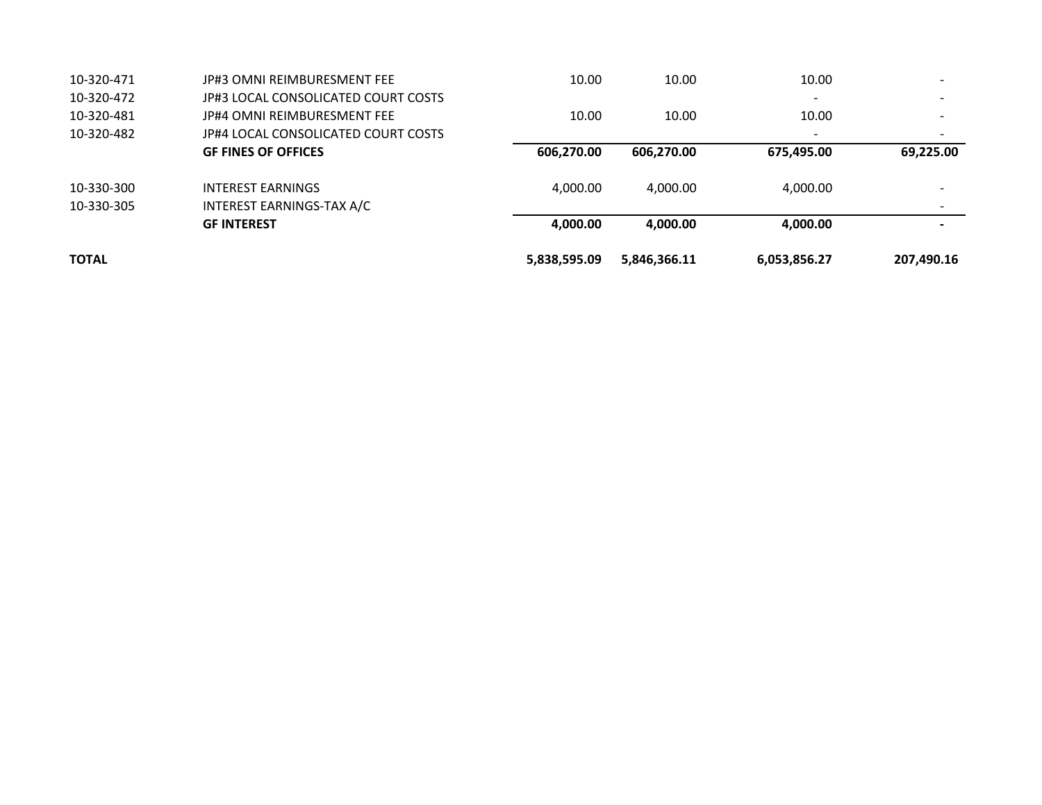| | | | | | |
|---|---|---|---|---|---|
| 10-320-471 | JP#3 OMNI REIMBURESMENT FEE | 10.00 | 10.00 | 10.00 | - |
| 10-320-472 | JP#3 LOCAL CONSOLICATED COURT COSTS | | | - | - |
| 10-320-481 | JP#4 OMNI REIMBURESMENT FEE | 10.00 | 10.00 | 10.00 | - |
| 10-320-482 | JP#4 LOCAL CONSOLICATED COURT COSTS | | | - | - |
| | **GF FINES OF OFFICES** | **606,270.00** | **606,270.00** | **675,495.00** | **69,225.00** |
| 10-330-300 | INTEREST EARNINGS | 4,000.00 | 4,000.00 | 4,000.00 | - |
| 10-330-305 | INTEREST EARNINGS-TAX A/C | | | | - |
| | **GF INTEREST** | **4,000.00** | **4,000.00** | **4,000.00** | **-** |
| **TOTAL** | | **5,838,595.09** | **5,846,366.11** | **6,053,856.27** | **207,490.16** |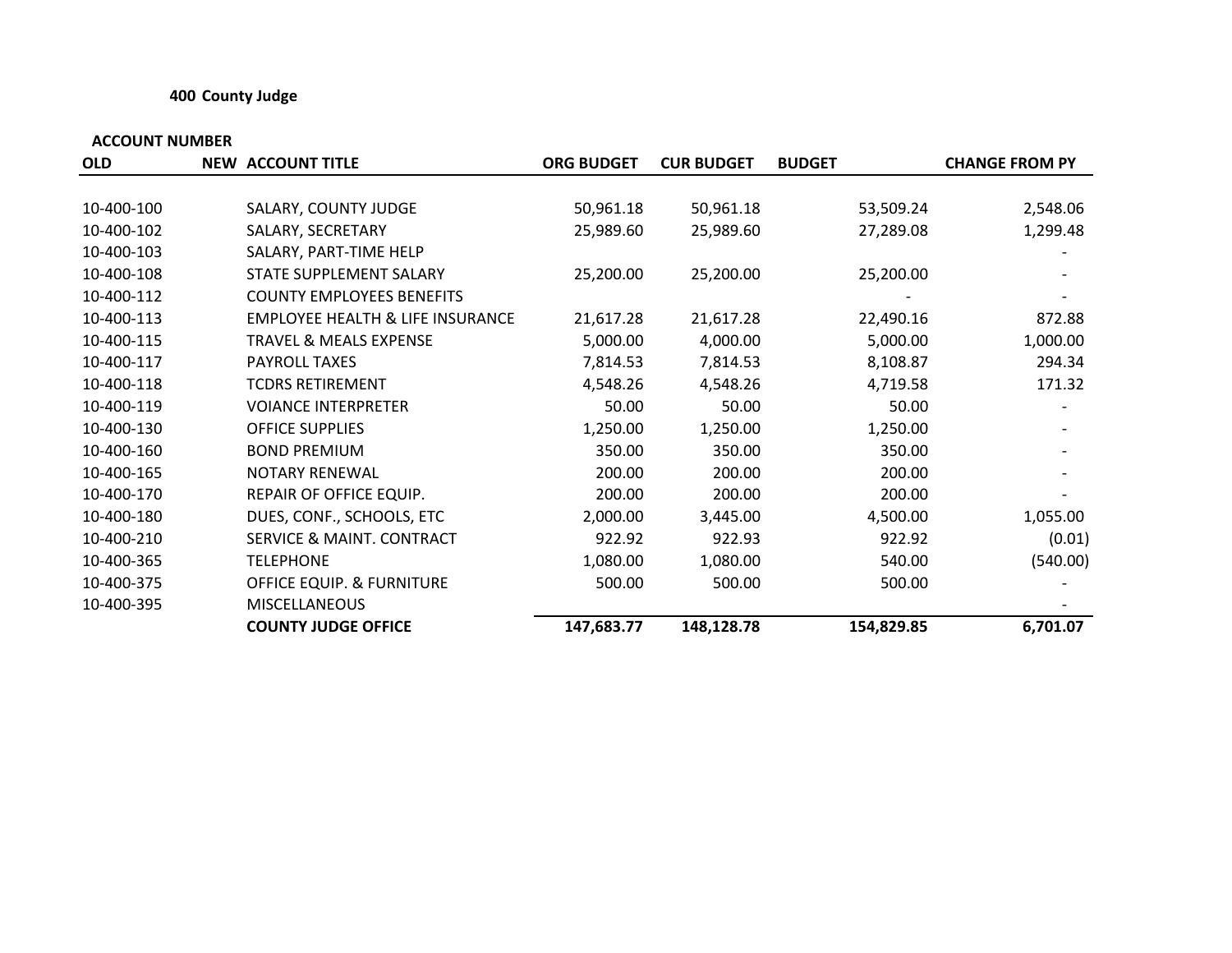**400 County Judge**

| ACCOUNT NUMBER | | | | | | |
|---|---|---|---|---|---|---|
| OLD | NEW | ACCOUNT TITLE | ORG BUDGET | CUR BUDGET | BUDGET | CHANGE FROM PY |
| 10-400-100 | | SALARY, COUNTY JUDGE | 50,961.18 | 50,961.18 | 53,509.24 | 2,548.06 |
| 10-400-102 | | SALARY, SECRETARY | 25,989.60 | 25,989.60 | 27,289.08 | 1,299.48 |
| 10-400-103 | | SALARY, PART-TIME HELP | | | | - |
| 10-400-108 | | STATE SUPPLEMENT SALARY | 25,200.00 | 25,200.00 | 25,200.00 | - |
| 10-400-112 | | COUNTY EMPLOYEES BENEFITS | | | - | - |
| 10-400-113 | | EMPLOYEE HEALTH & LIFE INSURANCE | 21,617.28 | 21,617.28 | 22,490.16 | 872.88 |
| 10-400-115 | | TRAVEL & MEALS EXPENSE | 5,000.00 | 4,000.00 | 5,000.00 | 1,000.00 |
| 10-400-117 | | PAYROLL TAXES | 7,814.53 | 7,814.53 | 8,108.87 | 294.34 |
| 10-400-118 | | TCDRS RETIREMENT | 4,548.26 | 4,548.26 | 4,719.58 | 171.32 |
| 10-400-119 | | VOIANCE INTERPRETER | 50.00 | 50.00 | 50.00 | - |
| 10-400-130 | | OFFICE SUPPLIES | 1,250.00 | 1,250.00 | 1,250.00 | - |
| 10-400-160 | | BOND PREMIUM | 350.00 | 350.00 | 350.00 | - |
| 10-400-165 | | NOTARY RENEWAL | 200.00 | 200.00 | 200.00 | - |
| 10-400-170 | | REPAIR OF OFFICE EQUIP. | 200.00 | 200.00 | 200.00 | - |
| 10-400-180 | | DUES, CONF., SCHOOLS, ETC | 2,000.00 | 3,445.00 | 4,500.00 | 1,055.00 |
| 10-400-210 | | SERVICE & MAINT. CONTRACT | 922.92 | 922.93 | 922.92 | (0.01) |
| 10-400-365 | | TELEPHONE | 1,080.00 | 1,080.00 | 540.00 | (540.00) |
| 10-400-375 | | OFFICE EQUIP. & FURNITURE | 500.00 | 500.00 | 500.00 | - |
| 10-400-395 | | MISCELLANEOUS | | | | - |
| | | **COUNTY JUDGE OFFICE** | **147,683.77** | **148,128.78** | **154,829.85** | **6,701.07** |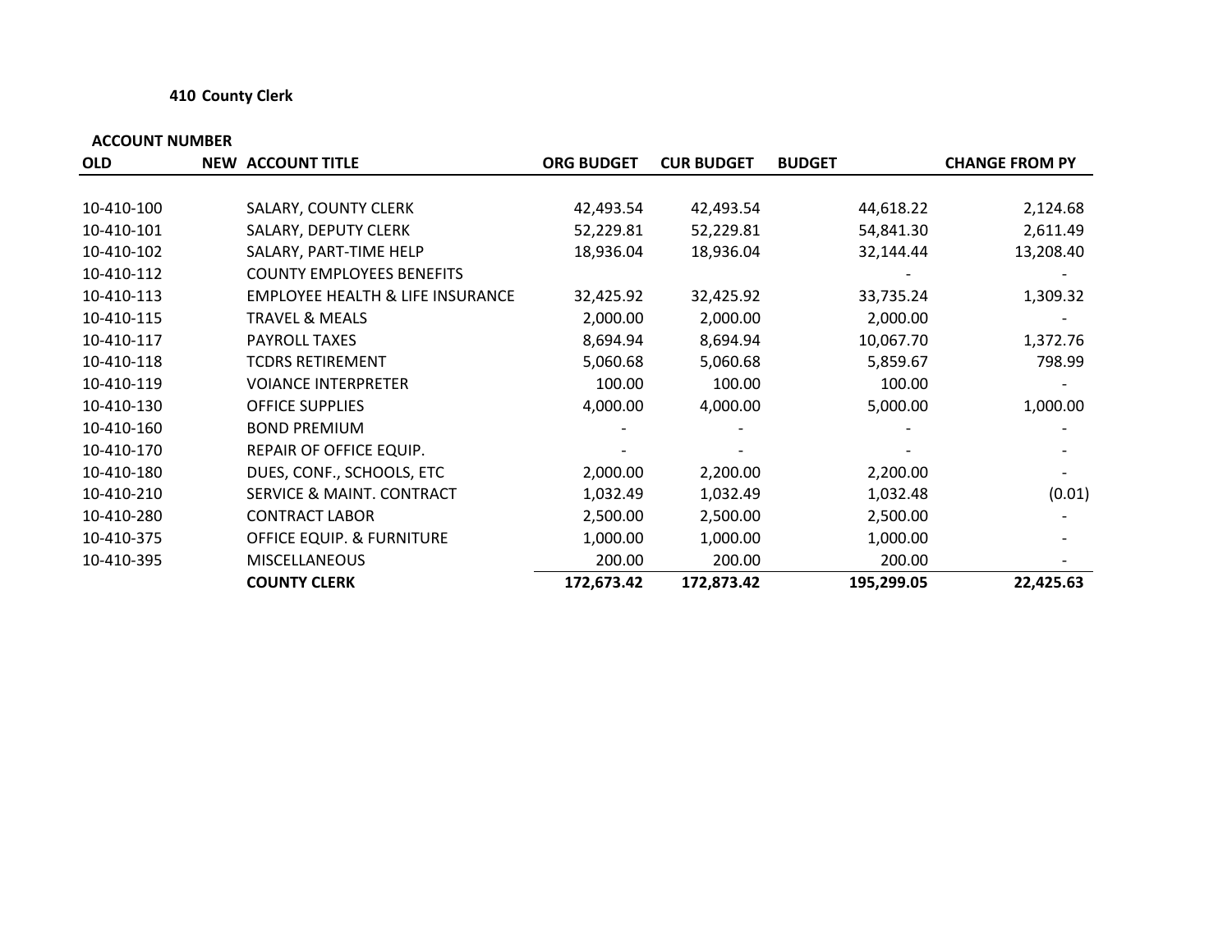**410 County Clerk**

| ACCOUNT NUMBER | | | | | | |
|---|---|---|---|---|---|---|
| **OLD** | **NEW** | **ACCOUNT TITLE** | **ORG BUDGET** | **CUR BUDGET** | **BUDGET** | **CHANGE FROM PY** |
| 10-410-100 | | SALARY, COUNTY CLERK | 42,493.54 | 42,493.54 | 44,618.22 | 2,124.68 |
| 10-410-101 | | SALARY, DEPUTY CLERK | 52,229.81 | 52,229.81 | 54,841.30 | 2,611.49 |
| 10-410-102 | | SALARY, PART-TIME HELP | 18,936.04 | 18,936.04 | 32,144.44 | 13,208.40 |
| 10-410-112 | | COUNTY EMPLOYEES BENEFITS | | | - | - |
| 10-410-113 | | EMPLOYEE HEALTH & LIFE INSURANCE | 32,425.92 | 32,425.92 | 33,735.24 | 1,309.32 |
| 10-410-115 | | TRAVEL & MEALS | 2,000.00 | 2,000.00 | 2,000.00 | - |
| 10-410-117 | | PAYROLL TAXES | 8,694.94 | 8,694.94 | 10,067.70 | 1,372.76 |
| 10-410-118 | | TCDRS RETIREMENT | 5,060.68 | 5,060.68 | 5,859.67 | 798.99 |
| 10-410-119 | | VOIANCE INTERPRETER | 100.00 | 100.00 | 100.00 | - |
| 10-410-130 | | OFFICE SUPPLIES | 4,000.00 | 4,000.00 | 5,000.00 | 1,000.00 |
| 10-410-160 | | BOND PREMIUM | - | - | - | - |
| 10-410-170 | | REPAIR OF OFFICE EQUIP. | - | - | - | - |
| 10-410-180 | | DUES, CONF., SCHOOLS, ETC | 2,000.00 | 2,200.00 | 2,200.00 | - |
| 10-410-210 | | SERVICE & MAINT. CONTRACT | 1,032.49 | 1,032.49 | 1,032.48 | (0.01) |
| 10-410-280 | | CONTRACT LABOR | 2,500.00 | 2,500.00 | 2,500.00 | - |
| 10-410-375 | | OFFICE EQUIP. & FURNITURE | 1,000.00 | 1,000.00 | 1,000.00 | - |
| 10-410-395 | | MISCELLANEOUS | 200.00 | 200.00 | 200.00 | - |
| | | **COUNTY CLERK** | **172,673.42** | **172,873.42** | **195,299.05** | **22,425.63** |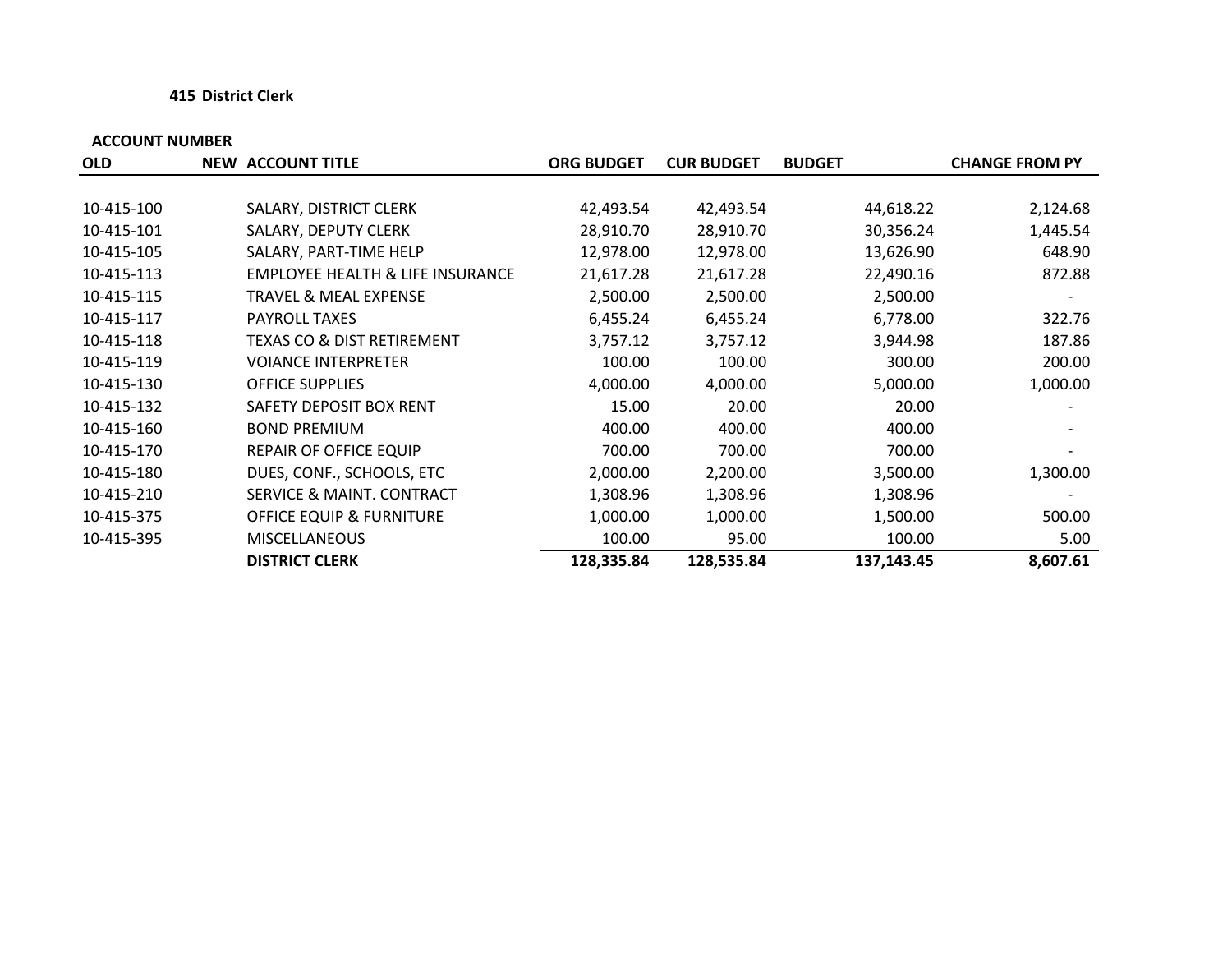**415 District Clerk**

| ACCOUNT NUMBER | | | | | | |
|---|---|---|---|---|---|---|
| OLD | NEW | ACCOUNT TITLE | ORG BUDGET | CUR BUDGET | BUDGET | CHANGE FROM PY |
| 10-415-100 | | SALARY, DISTRICT CLERK | 42,493.54 | 42,493.54 | 44,618.22 | 2,124.68 |
| 10-415-101 | | SALARY, DEPUTY CLERK | 28,910.70 | 28,910.70 | 30,356.24 | 1,445.54 |
| 10-415-105 | | SALARY, PART-TIME HELP | 12,978.00 | 12,978.00 | 13,626.90 | 648.90 |
| 10-415-113 | | EMPLOYEE HEALTH & LIFE INSURANCE | 21,617.28 | 21,617.28 | 22,490.16 | 872.88 |
| 10-415-115 | | TRAVEL & MEAL EXPENSE | 2,500.00 | 2,500.00 | 2,500.00 | - |
| 10-415-117 | | PAYROLL TAXES | 6,455.24 | 6,455.24 | 6,778.00 | 322.76 |
| 10-415-118 | | TEXAS CO & DIST RETIREMENT | 3,757.12 | 3,757.12 | 3,944.98 | 187.86 |
| 10-415-119 | | VOIANCE INTERPRETER | 100.00 | 100.00 | 300.00 | 200.00 |
| 10-415-130 | | OFFICE SUPPLIES | 4,000.00 | 4,000.00 | 5,000.00 | 1,000.00 |
| 10-415-132 | | SAFETY DEPOSIT BOX RENT | 15.00 | 20.00 | 20.00 | - |
| 10-415-160 | | BOND PREMIUM | 400.00 | 400.00 | 400.00 | - |
| 10-415-170 | | REPAIR OF OFFICE EQUIP | 700.00 | 700.00 | 700.00 | - |
| 10-415-180 | | DUES, CONF., SCHOOLS, ETC | 2,000.00 | 2,200.00 | 3,500.00 | 1,300.00 |
| 10-415-210 | | SERVICE & MAINT. CONTRACT | 1,308.96 | 1,308.96 | 1,308.96 | - |
| 10-415-375 | | OFFICE EQUIP & FURNITURE | 1,000.00 | 1,000.00 | 1,500.00 | 500.00 |
| 10-415-395 | | MISCELLANEOUS | 100.00 | 95.00 | 100.00 | 5.00 |
| | | **DISTRICT CLERK** | **128,335.84** | **128,535.84** | **137,143.45** | **8,607.61** |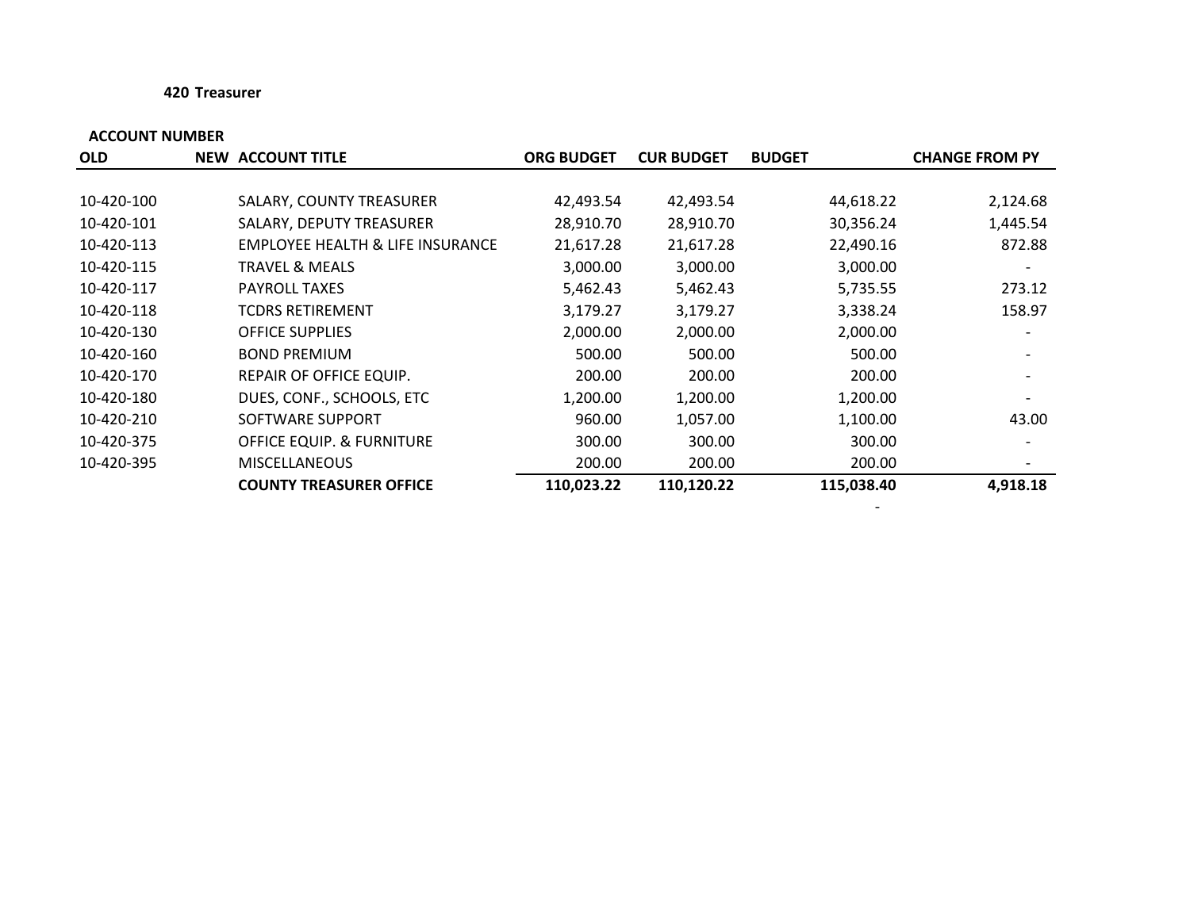**420 Treasurer**

| ACCOUNT NUMBER | | | | | | |
|---|---|---|---|---|---|---|
| OLD | NEW | ACCOUNT TITLE | ORG BUDGET | CUR BUDGET | BUDGET | CHANGE FROM PY |
| 10-420-100 | | SALARY, COUNTY TREASURER | 42,493.54 | 42,493.54 | 44,618.22 | 2,124.68 |
| 10-420-101 | | SALARY, DEPUTY TREASURER | 28,910.70 | 28,910.70 | 30,356.24 | 1,445.54 |
| 10-420-113 | | EMPLOYEE HEALTH & LIFE INSURANCE | 21,617.28 | 21,617.28 | 22,490.16 | 872.88 |
| 10-420-115 | | TRAVEL & MEALS | 3,000.00 | 3,000.00 | 3,000.00 | - |
| 10-420-117 | | PAYROLL TAXES | 5,462.43 | 5,462.43 | 5,735.55 | 273.12 |
| 10-420-118 | | TCDRS RETIREMENT | 3,179.27 | 3,179.27 | 3,338.24 | 158.97 |
| 10-420-130 | | OFFICE SUPPLIES | 2,000.00 | 2,000.00 | 2,000.00 | - |
| 10-420-160 | | BOND PREMIUM | 500.00 | 500.00 | 500.00 | - |
| 10-420-170 | | REPAIR OF OFFICE EQUIP. | 200.00 | 200.00 | 200.00 | - |
| 10-420-180 | | DUES, CONF., SCHOOLS, ETC | 1,200.00 | 1,200.00 | 1,200.00 | - |
| 10-420-210 | | SOFTWARE SUPPORT | 960.00 | 1,057.00 | 1,100.00 | 43.00 |
| 10-420-375 | | OFFICE EQUIP. & FURNITURE | 300.00 | 300.00 | 300.00 | - |
| 10-420-395 | | MISCELLANEOUS | 200.00 | 200.00 | 200.00 | - |
| | | **COUNTY TREASURER OFFICE** | **110,023.22** | **110,120.22** | **115,038.40** | **4,918.18** |
| | | | | | - | |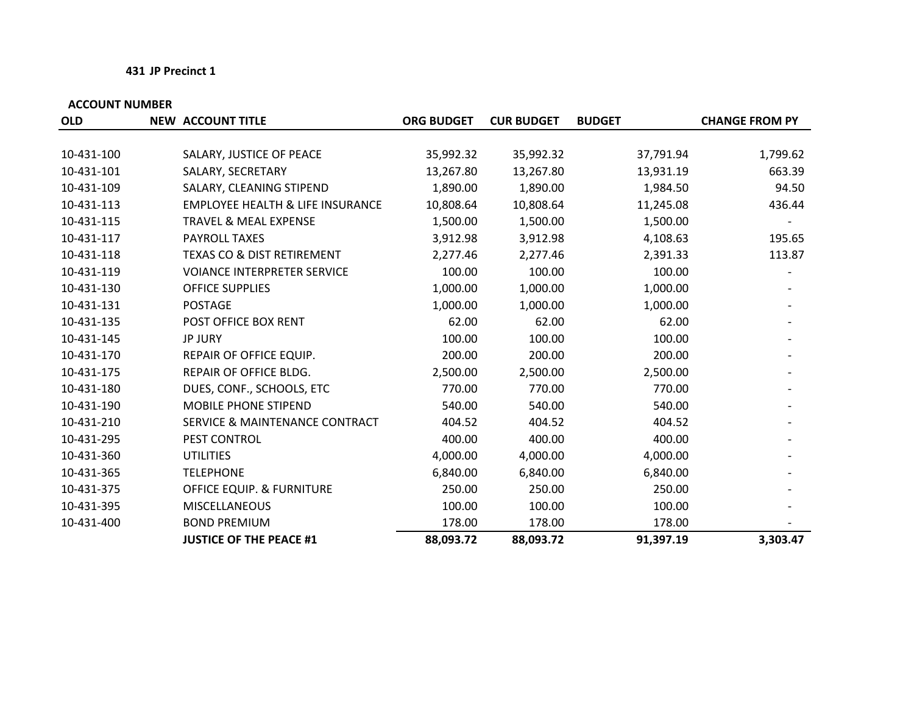**431 JP Precinct 1**

| ACCOUNT NUMBER | | | | | | |
|---|---|---|---|---|---|---|
| OLD | NEW | ACCOUNT TITLE | ORG BUDGET | CUR BUDGET | BUDGET | CHANGE FROM PY |
| 10-431-100 | | SALARY, JUSTICE OF PEACE | 35,992.32 | 35,992.32 | 37,791.94 | 1,799.62 |
| 10-431-101 | | SALARY, SECRETARY | 13,267.80 | 13,267.80 | 13,931.19 | 663.39 |
| 10-431-109 | | SALARY, CLEANING STIPEND | 1,890.00 | 1,890.00 | 1,984.50 | 94.50 |
| 10-431-113 | | EMPLOYEE HEALTH & LIFE INSURANCE | 10,808.64 | 10,808.64 | 11,245.08 | 436.44 |
| 10-431-115 | | TRAVEL & MEAL EXPENSE | 1,500.00 | 1,500.00 | 1,500.00 | - |
| 10-431-117 | | PAYROLL TAXES | 3,912.98 | 3,912.98 | 4,108.63 | 195.65 |
| 10-431-118 | | TEXAS CO & DIST RETIREMENT | 2,277.46 | 2,277.46 | 2,391.33 | 113.87 |
| 10-431-119 | | VOIANCE INTERPRETER SERVICE | 100.00 | 100.00 | 100.00 | - |
| 10-431-130 | | OFFICE SUPPLIES | 1,000.00 | 1,000.00 | 1,000.00 | - |
| 10-431-131 | | POSTAGE | 1,000.00 | 1,000.00 | 1,000.00 | - |
| 10-431-135 | | POST OFFICE BOX RENT | 62.00 | 62.00 | 62.00 | - |
| 10-431-145 | | JP JURY | 100.00 | 100.00 | 100.00 | - |
| 10-431-170 | | REPAIR OF OFFICE EQUIP. | 200.00 | 200.00 | 200.00 | - |
| 10-431-175 | | REPAIR OF OFFICE BLDG. | 2,500.00 | 2,500.00 | 2,500.00 | - |
| 10-431-180 | | DUES, CONF., SCHOOLS, ETC | 770.00 | 770.00 | 770.00 | - |
| 10-431-190 | | MOBILE PHONE STIPEND | 540.00 | 540.00 | 540.00 | - |
| 10-431-210 | | SERVICE & MAINTENANCE CONTRACT | 404.52 | 404.52 | 404.52 | - |
| 10-431-295 | | PEST CONTROL | 400.00 | 400.00 | 400.00 | - |
| 10-431-360 | | UTILITIES | 4,000.00 | 4,000.00 | 4,000.00 | - |
| 10-431-365 | | TELEPHONE | 6,840.00 | 6,840.00 | 6,840.00 | - |
| 10-431-375 | | OFFICE EQUIP. & FURNITURE | 250.00 | 250.00 | 250.00 | - |
| 10-431-395 | | MISCELLANEOUS | 100.00 | 100.00 | 100.00 | - |
| 10-431-400 | | BOND PREMIUM | 178.00 | 178.00 | 178.00 | - |
| | | **JUSTICE OF THE PEACE #1** | **88,093.72** | **88,093.72** | **91,397.19** | **3,303.47** |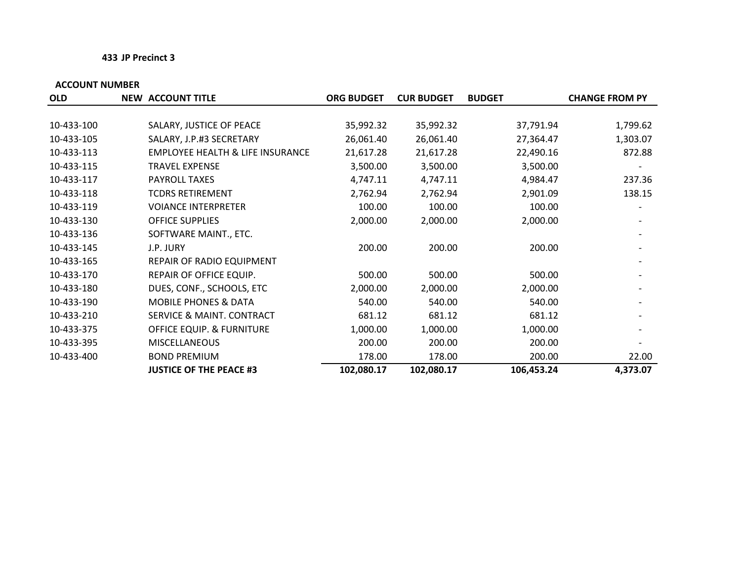**433 JP Precinct 3**

| ACCOUNT NUMBER | | | | | | |
|---|---|---|---|---|---|---|
| **OLD** | **NEW** | **ACCOUNT TITLE** | **ORG BUDGET** | **CUR BUDGET** | **BUDGET** | **CHANGE FROM PY** |
| 10-433-100 | | SALARY, JUSTICE OF PEACE | 35,992.32 | 35,992.32 | 37,791.94 | 1,799.62 |
| 10-433-105 | | SALARY, J.P.#3 SECRETARY | 26,061.40 | 26,061.40 | 27,364.47 | 1,303.07 |
| 10-433-113 | | EMPLOYEE HEALTH & LIFE INSURANCE | 21,617.28 | 21,617.28 | 22,490.16 | 872.88 |
| 10-433-115 | | TRAVEL EXPENSE | 3,500.00 | 3,500.00 | 3,500.00 | - |
| 10-433-117 | | PAYROLL TAXES | 4,747.11 | 4,747.11 | 4,984.47 | 237.36 |
| 10-433-118 | | TCDRS RETIREMENT | 2,762.94 | 2,762.94 | 2,901.09 | 138.15 |
| 10-433-119 | | VOIANCE INTERPRETER | 100.00 | 100.00 | 100.00 | - |
| 10-433-130 | | OFFICE SUPPLIES | 2,000.00 | 2,000.00 | 2,000.00 | - |
| 10-433-136 | | SOFTWARE MAINT., ETC. | | | | - |
| 10-433-145 | | J.P. JURY | 200.00 | 200.00 | 200.00 | - |
| 10-433-165 | | REPAIR OF RADIO EQUIPMENT | | | | - |
| 10-433-170 | | REPAIR OF OFFICE EQUIP. | 500.00 | 500.00 | 500.00 | - |
| 10-433-180 | | DUES, CONF., SCHOOLS, ETC | 2,000.00 | 2,000.00 | 2,000.00 | - |
| 10-433-190 | | MOBILE PHONES & DATA | 540.00 | 540.00 | 540.00 | - |
| 10-433-210 | | SERVICE & MAINT. CONTRACT | 681.12 | 681.12 | 681.12 | - |
| 10-433-375 | | OFFICE EQUIP. & FURNITURE | 1,000.00 | 1,000.00 | 1,000.00 | - |
| 10-433-395 | | MISCELLANEOUS | 200.00 | 200.00 | 200.00 | - |
| 10-433-400 | | BOND PREMIUM | 178.00 | 178.00 | 200.00 | 22.00 |
| | | **JUSTICE OF THE PEACE #3** | **102,080.17** | **102,080.17** | **106,453.24** | **4,373.07** |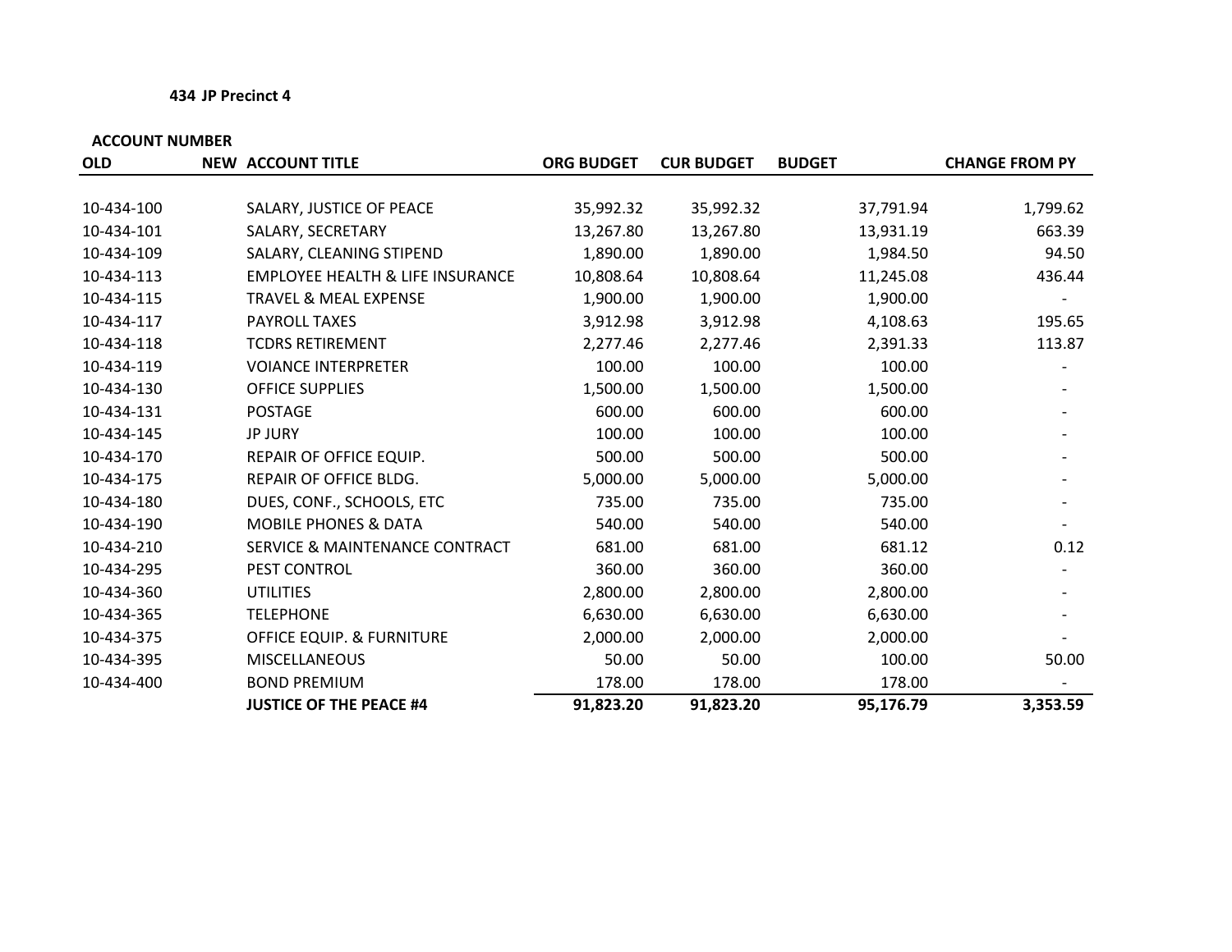**434 JP Precinct 4**

| ACCOUNT NUMBER | | | | | | |
|---|---|---|---|---|---|---|
| **OLD** | **NEW** | **ACCOUNT TITLE** | **ORG BUDGET** | **CUR BUDGET** | **BUDGET** | **CHANGE FROM PY** |
| 10-434-100 | | SALARY, JUSTICE OF PEACE | 35,992.32 | 35,992.32 | 37,791.94 | 1,799.62 |
| 10-434-101 | | SALARY, SECRETARY | 13,267.80 | 13,267.80 | 13,931.19 | 663.39 |
| 10-434-109 | | SALARY, CLEANING STIPEND | 1,890.00 | 1,890.00 | 1,984.50 | 94.50 |
| 10-434-113 | | EMPLOYEE HEALTH & LIFE INSURANCE | 10,808.64 | 10,808.64 | 11,245.08 | 436.44 |
| 10-434-115 | | TRAVEL & MEAL EXPENSE | 1,900.00 | 1,900.00 | 1,900.00 | - |
| 10-434-117 | | PAYROLL TAXES | 3,912.98 | 3,912.98 | 4,108.63 | 195.65 |
| 10-434-118 | | TCDRS RETIREMENT | 2,277.46 | 2,277.46 | 2,391.33 | 113.87 |
| 10-434-119 | | VOIANCE INTERPRETER | 100.00 | 100.00 | 100.00 | - |
| 10-434-130 | | OFFICE SUPPLIES | 1,500.00 | 1,500.00 | 1,500.00 | - |
| 10-434-131 | | POSTAGE | 600.00 | 600.00 | 600.00 | - |
| 10-434-145 | | JP JURY | 100.00 | 100.00 | 100.00 | - |
| 10-434-170 | | REPAIR OF OFFICE EQUIP. | 500.00 | 500.00 | 500.00 | - |
| 10-434-175 | | REPAIR OF OFFICE BLDG. | 5,000.00 | 5,000.00 | 5,000.00 | - |
| 10-434-180 | | DUES, CONF., SCHOOLS, ETC | 735.00 | 735.00 | 735.00 | - |
| 10-434-190 | | MOBILE PHONES & DATA | 540.00 | 540.00 | 540.00 | - |
| 10-434-210 | | SERVICE & MAINTENANCE CONTRACT | 681.00 | 681.00 | 681.12 | 0.12 |
| 10-434-295 | | PEST CONTROL | 360.00 | 360.00 | 360.00 | - |
| 10-434-360 | | UTILITIES | 2,800.00 | 2,800.00 | 2,800.00 | - |
| 10-434-365 | | TELEPHONE | 6,630.00 | 6,630.00 | 6,630.00 | - |
| 10-434-375 | | OFFICE EQUIP. & FURNITURE | 2,000.00 | 2,000.00 | 2,000.00 | - |
| 10-434-395 | | MISCELLANEOUS | 50.00 | 50.00 | 100.00 | 50.00 |
| 10-434-400 | | BOND PREMIUM | 178.00 | 178.00 | 178.00 | - |
| | | **JUSTICE OF THE PEACE #4** | **91,823.20** | **91,823.20** | **95,176.79** | **3,353.59** |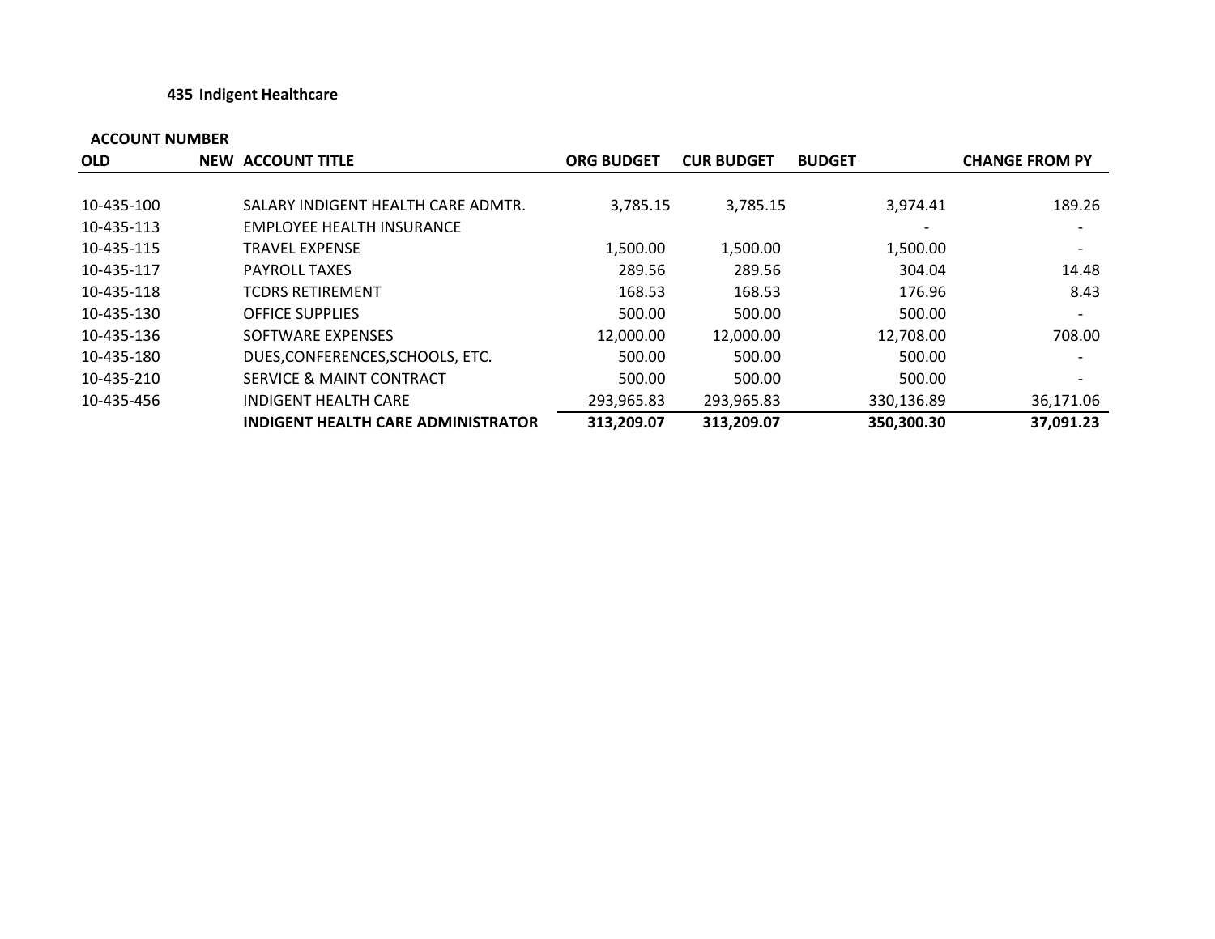**435 Indigent Healthcare**

| ACCOUNT NUMBER | | | | | | |
|---|---|---|---|---|---|---|
| **OLD** | **NEW** | **ACCOUNT TITLE** | **ORG BUDGET** | **CUR BUDGET** | **BUDGET** | **CHANGE FROM PY** |
| 10-435-100 | | SALARY INDIGENT HEALTH CARE ADMTR. | 3,785.15 | 3,785.15 | 3,974.41 | 189.26 |
| 10-435-113 | | EMPLOYEE HEALTH INSURANCE | | | - | - |
| 10-435-115 | | TRAVEL EXPENSE | 1,500.00 | 1,500.00 | 1,500.00 | - |
| 10-435-117 | | PAYROLL TAXES | 289.56 | 289.56 | 304.04 | 14.48 |
| 10-435-118 | | TCDRS RETIREMENT | 168.53 | 168.53 | 176.96 | 8.43 |
| 10-435-130 | | OFFICE SUPPLIES | 500.00 | 500.00 | 500.00 | - |
| 10-435-136 | | SOFTWARE EXPENSES | 12,000.00 | 12,000.00 | 12,708.00 | 708.00 |
| 10-435-180 | | DUES,CONFERENCES,SCHOOLS, ETC. | 500.00 | 500.00 | 500.00 | - |
| 10-435-210 | | SERVICE & MAINT CONTRACT | 500.00 | 500.00 | 500.00 | - |
| 10-435-456 | | INDIGENT HEALTH CARE | 293,965.83 | 293,965.83 | 330,136.89 | 36,171.06 |
| | | **INDIGENT HEALTH CARE ADMINISTRATOR** | **313,209.07** | **313,209.07** | **350,300.30** | **37,091.23** |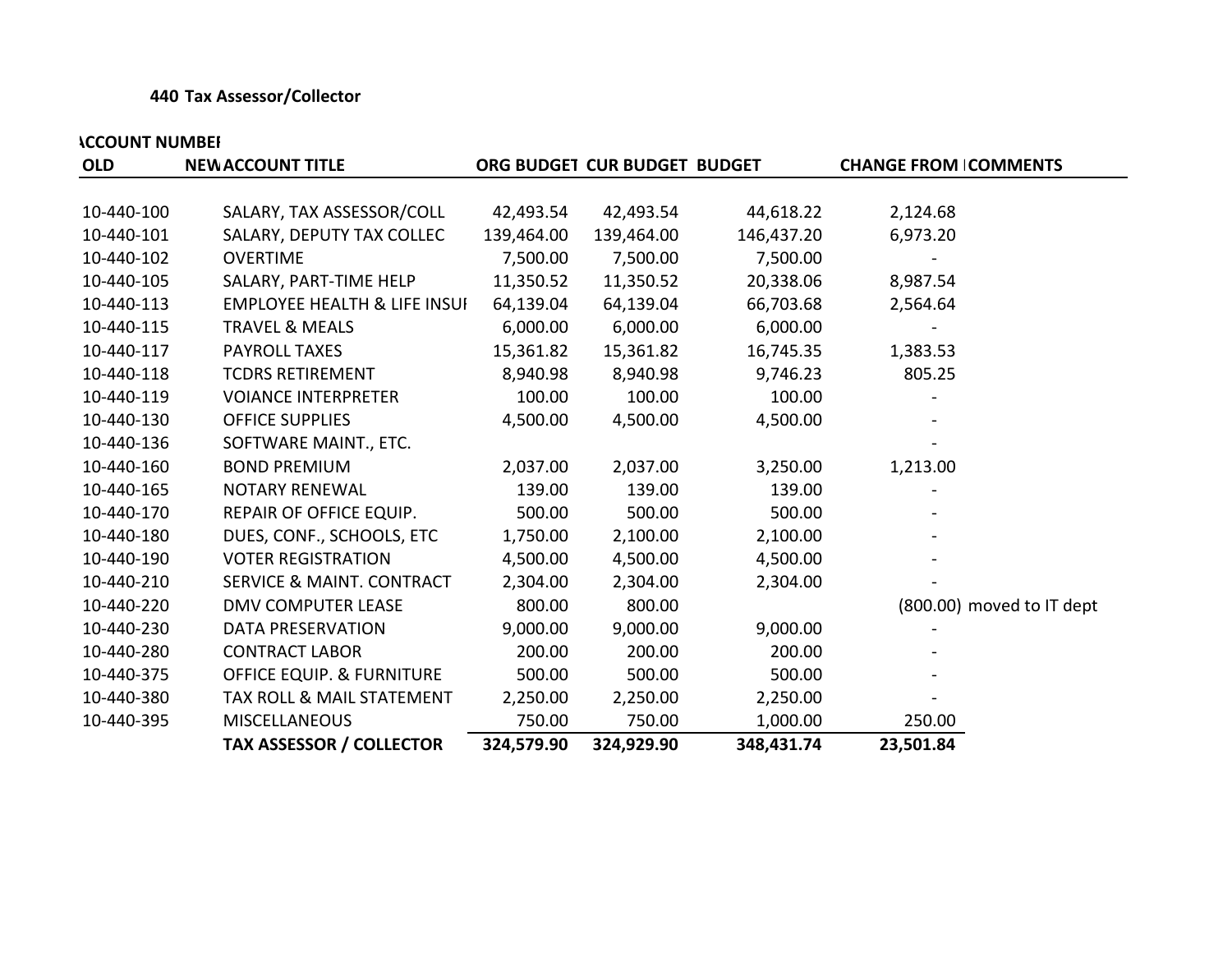**440 Tax Assessor/Collector**

| ACCOUNT NUMBER OLD | NEW | ACCOUNT TITLE | ORG BUDGET | CUR BUDGET | BUDGET | CHANGE FROM | COMMENTS |
|---|---|---|---|---|---|---|---|
| 10-440-100 | | SALARY, TAX ASSESSOR/COLL | 42,493.54 | 42,493.54 | 44,618.22 | 2,124.68 | |
| 10-440-101 | | SALARY, DEPUTY TAX COLLEC | 139,464.00 | 139,464.00 | 146,437.20 | 6,973.20 | |
| 10-440-102 | | OVERTIME | 7,500.00 | 7,500.00 | 7,500.00 | - | |
| 10-440-105 | | SALARY, PART-TIME HELP | 11,350.52 | 11,350.52 | 20,338.06 | 8,987.54 | |
| 10-440-113 | | EMPLOYEE HEALTH & LIFE INSUI | 64,139.04 | 64,139.04 | 66,703.68 | 2,564.64 | |
| 10-440-115 | | TRAVEL & MEALS | 6,000.00 | 6,000.00 | 6,000.00 | - | |
| 10-440-117 | | PAYROLL TAXES | 15,361.82 | 15,361.82 | 16,745.35 | 1,383.53 | |
| 10-440-118 | | TCDRS RETIREMENT | 8,940.98 | 8,940.98 | 9,746.23 | 805.25 | |
| 10-440-119 | | VOIANCE INTERPRETER | 100.00 | 100.00 | 100.00 | - | |
| 10-440-130 | | OFFICE SUPPLIES | 4,500.00 | 4,500.00 | 4,500.00 | - | |
| 10-440-136 | | SOFTWARE MAINT., ETC. | | | | - | |
| 10-440-160 | | BOND PREMIUM | 2,037.00 | 2,037.00 | 3,250.00 | 1,213.00 | |
| 10-440-165 | | NOTARY RENEWAL | 139.00 | 139.00 | 139.00 | - | |
| 10-440-170 | | REPAIR OF OFFICE EQUIP. | 500.00 | 500.00 | 500.00 | - | |
| 10-440-180 | | DUES, CONF., SCHOOLS, ETC | 1,750.00 | 2,100.00 | 2,100.00 | - | |
| 10-440-190 | | VOTER REGISTRATION | 4,500.00 | 4,500.00 | 4,500.00 | - | |
| 10-440-210 | | SERVICE & MAINT. CONTRACT | 2,304.00 | 2,304.00 | 2,304.00 | - | |
| 10-440-220 | | DMV COMPUTER LEASE | 800.00 | 800.00 | | (800.00) | moved to IT dept |
| 10-440-230 | | DATA PRESERVATION | 9,000.00 | 9,000.00 | 9,000.00 | - | |
| 10-440-280 | | CONTRACT LABOR | 200.00 | 200.00 | 200.00 | - | |
| 10-440-375 | | OFFICE EQUIP. & FURNITURE | 500.00 | 500.00 | 500.00 | - | |
| 10-440-380 | | TAX ROLL & MAIL STATEMENT | 2,250.00 | 2,250.00 | 2,250.00 | - | |
| 10-440-395 | | MISCELLANEOUS | 750.00 | 750.00 | 1,000.00 | 250.00 | |
| | | **TAX ASSESSOR / COLLECTOR** | **324,579.90** | **324,929.90** | **348,431.74** | **23,501.84** | |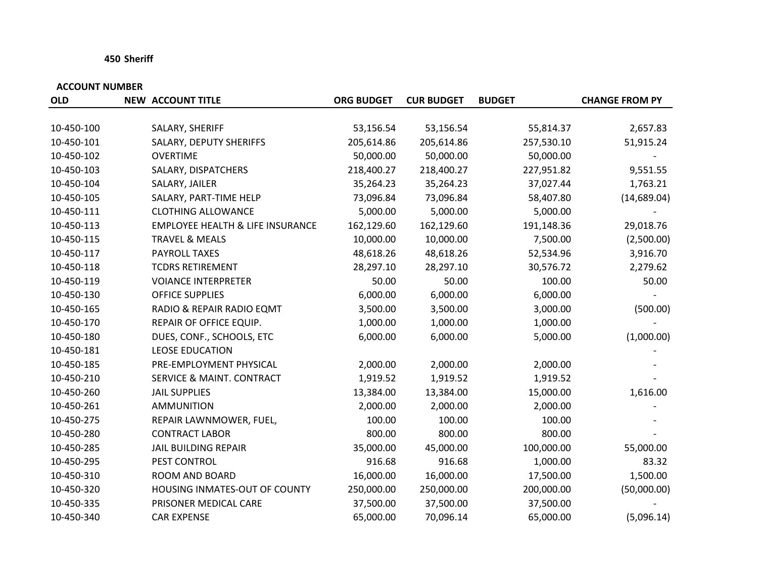**450 Sheriff**

| ACCOUNT NUMBER | | | | | | |
|---|---|---|---|---|---|---|
| OLD | NEW | ACCOUNT TITLE | ORG BUDGET | CUR BUDGET | BUDGET | CHANGE FROM PY |
| 10-450-100 | | SALARY, SHERIFF | 53,156.54 | 53,156.54 | 55,814.37 | 2,657.83 |
| 10-450-101 | | SALARY, DEPUTY SHERIFFS | 205,614.86 | 205,614.86 | 257,530.10 | 51,915.24 |
| 10-450-102 | | OVERTIME | 50,000.00 | 50,000.00 | 50,000.00 | - |
| 10-450-103 | | SALARY, DISPATCHERS | 218,400.27 | 218,400.27 | 227,951.82 | 9,551.55 |
| 10-450-104 | | SALARY, JAILER | 35,264.23 | 35,264.23 | 37,027.44 | 1,763.21 |
| 10-450-105 | | SALARY, PART-TIME HELP | 73,096.84 | 73,096.84 | 58,407.80 | (14,689.04) |
| 10-450-111 | | CLOTHING ALLOWANCE | 5,000.00 | 5,000.00 | 5,000.00 | - |
| 10-450-113 | | EMPLOYEE HEALTH & LIFE INSURANCE | 162,129.60 | 162,129.60 | 191,148.36 | 29,018.76 |
| 10-450-115 | | TRAVEL & MEALS | 10,000.00 | 10,000.00 | 7,500.00 | (2,500.00) |
| 10-450-117 | | PAYROLL TAXES | 48,618.26 | 48,618.26 | 52,534.96 | 3,916.70 |
| 10-450-118 | | TCDRS RETIREMENT | 28,297.10 | 28,297.10 | 30,576.72 | 2,279.62 |
| 10-450-119 | | VOIANCE INTERPRETER | 50.00 | 50.00 | 100.00 | 50.00 |
| 10-450-130 | | OFFICE SUPPLIES | 6,000.00 | 6,000.00 | 6,000.00 | - |
| 10-450-165 | | RADIO & REPAIR RADIO EQMT | 3,500.00 | 3,500.00 | 3,000.00 | (500.00) |
| 10-450-170 | | REPAIR OF OFFICE EQUIP. | 1,000.00 | 1,000.00 | 1,000.00 | - |
| 10-450-180 | | DUES, CONF., SCHOOLS, ETC | 6,000.00 | 6,000.00 | 5,000.00 | (1,000.00) |
| 10-450-181 | | LEOSE EDUCATION | | | | - |
| 10-450-185 | | PRE-EMPLOYMENT PHYSICAL | 2,000.00 | 2,000.00 | 2,000.00 | - |
| 10-450-210 | | SERVICE & MAINT. CONTRACT | 1,919.52 | 1,919.52 | 1,919.52 | - |
| 10-450-260 | | JAIL SUPPLIES | 13,384.00 | 13,384.00 | 15,000.00 | 1,616.00 |
| 10-450-261 | | AMMUNITION | 2,000.00 | 2,000.00 | 2,000.00 | - |
| 10-450-275 | | REPAIR LAWNMOWER, FUEL, | 100.00 | 100.00 | 100.00 | - |
| 10-450-280 | | CONTRACT LABOR | 800.00 | 800.00 | 800.00 | - |
| 10-450-285 | | JAIL BUILDING REPAIR | 35,000.00 | 45,000.00 | 100,000.00 | 55,000.00 |
| 10-450-295 | | PEST CONTROL | 916.68 | 916.68 | 1,000.00 | 83.32 |
| 10-450-310 | | ROOM AND BOARD | 16,000.00 | 16,000.00 | 17,500.00 | 1,500.00 |
| 10-450-320 | | HOUSING INMATES-OUT OF COUNTY | 250,000.00 | 250,000.00 | 200,000.00 | (50,000.00) |
| 10-450-335 | | PRISONER MEDICAL CARE | 37,500.00 | 37,500.00 | 37,500.00 | - |
| 10-450-340 | | CAR EXPENSE | 65,000.00 | 70,096.14 | 65,000.00 | (5,096.14) |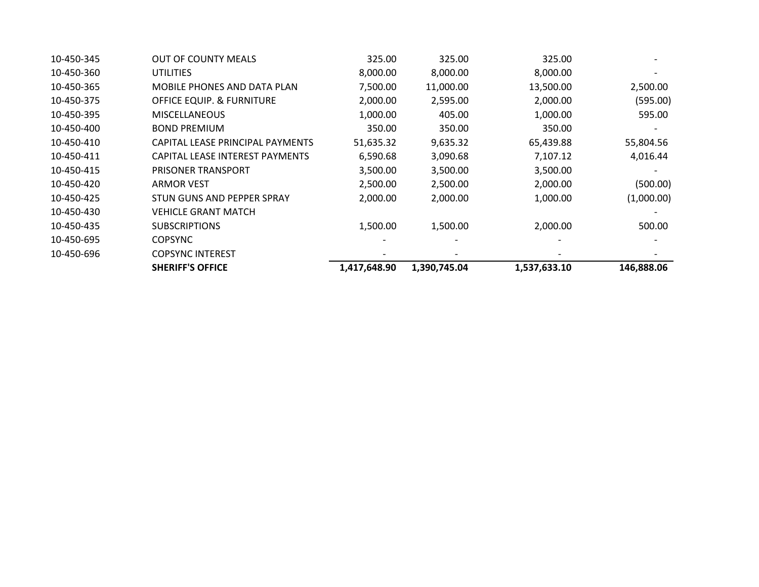| | | | | | |
|---|---|---|---|---|---|
| 10-450-345 | OUT OF COUNTY MEALS | 325.00 | 325.00 | 325.00 | - |
| 10-450-360 | UTILITIES | 8,000.00 | 8,000.00 | 8,000.00 | - |
| 10-450-365 | MOBILE PHONES AND DATA PLAN | 7,500.00 | 11,000.00 | 13,500.00 | 2,500.00 |
| 10-450-375 | OFFICE EQUIP. & FURNITURE | 2,000.00 | 2,595.00 | 2,000.00 | (595.00) |
| 10-450-395 | MISCELLANEOUS | 1,000.00 | 405.00 | 1,000.00 | 595.00 |
| 10-450-400 | BOND PREMIUM | 350.00 | 350.00 | 350.00 | - |
| 10-450-410 | CAPITAL LEASE PRINCIPAL PAYMENTS | 51,635.32 | 9,635.32 | 65,439.88 | 55,804.56 |
| 10-450-411 | CAPITAL LEASE INTEREST PAYMENTS | 6,590.68 | 3,090.68 | 7,107.12 | 4,016.44 |
| 10-450-415 | PRISONER TRANSPORT | 3,500.00 | 3,500.00 | 3,500.00 | - |
| 10-450-420 | ARMOR VEST | 2,500.00 | 2,500.00 | 2,000.00 | (500.00) |
| 10-450-425 | STUN GUNS AND PEPPER SPRAY | 2,000.00 | 2,000.00 | 1,000.00 | (1,000.00) |
| 10-450-430 | VEHICLE GRANT MATCH | | | | - |
| 10-450-435 | SUBSCRIPTIONS | 1,500.00 | 1,500.00 | 2,000.00 | 500.00 |
| 10-450-695 | COPSYNC | - | - | - | - |
| 10-450-696 | COPSYNC INTEREST | - | - | - | - |
| | **SHERIFF'S OFFICE** | **1,417,648.90** | **1,390,745.04** | **1,537,633.10** | **146,888.06** |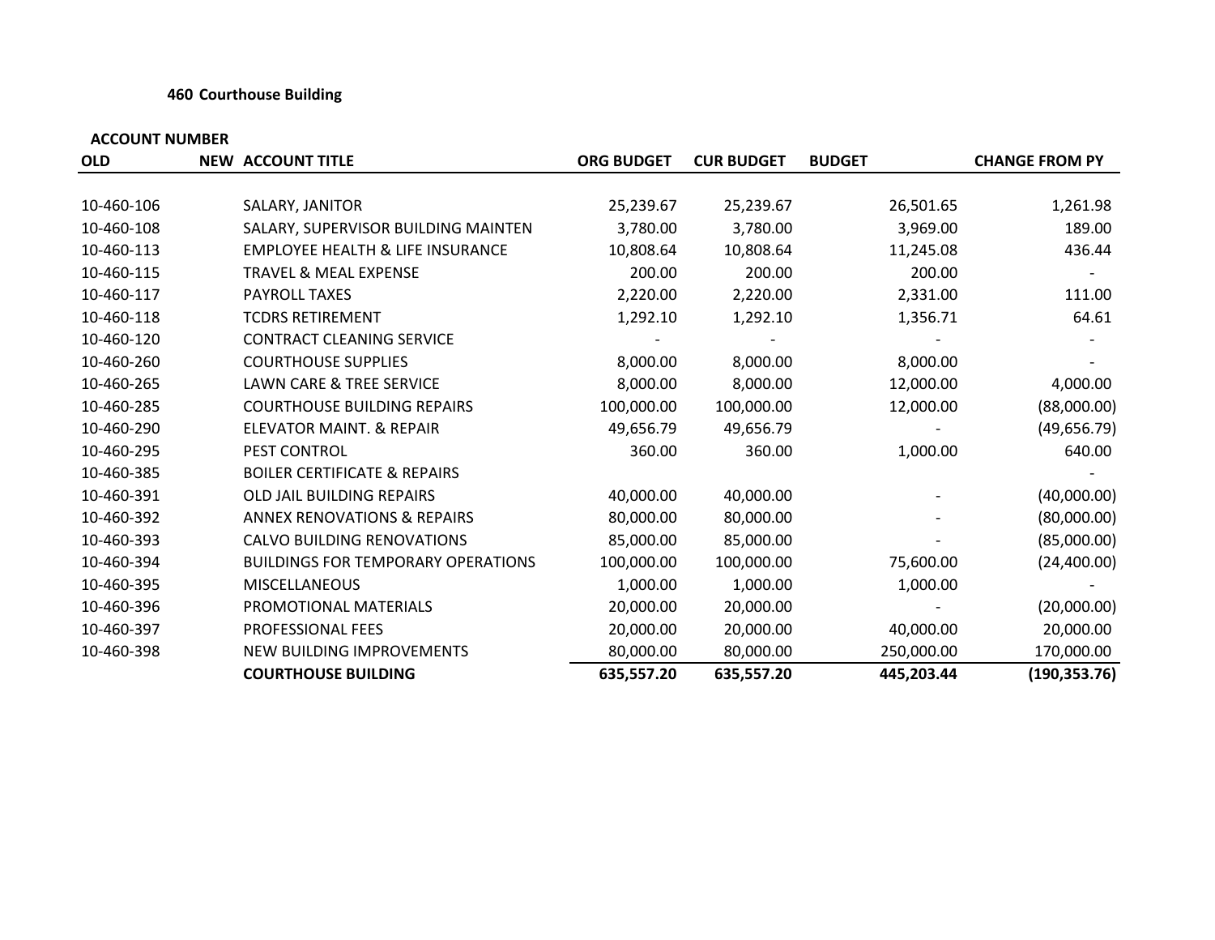## 460 Courthouse Building

| ACCOUNT NUMBER OLD | NEW | ACCOUNT TITLE | ORG BUDGET | CUR BUDGET | BUDGET | CHANGE FROM PY |
|---|---|---|---|---|---|---|
| 10-460-106 | | SALARY, JANITOR | 25,239.67 | 25,239.67 | 26,501.65 | 1,261.98 |
| 10-460-108 | | SALARY, SUPERVISOR BUILDING MAINTEN | 3,780.00 | 3,780.00 | 3,969.00 | 189.00 |
| 10-460-113 | | EMPLOYEE HEALTH & LIFE INSURANCE | 10,808.64 | 10,808.64 | 11,245.08 | 436.44 |
| 10-460-115 | | TRAVEL & MEAL EXPENSE | 200.00 | 200.00 | 200.00 | - |
| 10-460-117 | | PAYROLL TAXES | 2,220.00 | 2,220.00 | 2,331.00 | 111.00 |
| 10-460-118 | | TCDRS RETIREMENT | 1,292.10 | 1,292.10 | 1,356.71 | 64.61 |
| 10-460-120 | | CONTRACT CLEANING SERVICE | - | - | - | - |
| 10-460-260 | | COURTHOUSE SUPPLIES | 8,000.00 | 8,000.00 | 8,000.00 | - |
| 10-460-265 | | LAWN CARE & TREE SERVICE | 8,000.00 | 8,000.00 | 12,000.00 | 4,000.00 |
| 10-460-285 | | COURTHOUSE BUILDING REPAIRS | 100,000.00 | 100,000.00 | 12,000.00 | (88,000.00) |
| 10-460-290 | | ELEVATOR MAINT. & REPAIR | 49,656.79 | 49,656.79 | - | (49,656.79) |
| 10-460-295 | | PEST CONTROL | 360.00 | 360.00 | 1,000.00 | 640.00 |
| 10-460-385 | | BOILER CERTIFICATE & REPAIRS | | | | - |
| 10-460-391 | | OLD JAIL BUILDING REPAIRS | 40,000.00 | 40,000.00 | - | (40,000.00) |
| 10-460-392 | | ANNEX RENOVATIONS & REPAIRS | 80,000.00 | 80,000.00 | - | (80,000.00) |
| 10-460-393 | | CALVO BUILDING RENOVATIONS | 85,000.00 | 85,000.00 | - | (85,000.00) |
| 10-460-394 | | BUILDINGS FOR TEMPORARY OPERATIONS | 100,000.00 | 100,000.00 | 75,600.00 | (24,400.00) |
| 10-460-395 | | MISCELLANEOUS | 1,000.00 | 1,000.00 | 1,000.00 | - |
| 10-460-396 | | PROMOTIONAL MATERIALS | 20,000.00 | 20,000.00 | - | (20,000.00) |
| 10-460-397 | | PROFESSIONAL FEES | 20,000.00 | 20,000.00 | 40,000.00 | 20,000.00 |
| 10-460-398 | | NEW BUILDING IMPROVEMENTS | 80,000.00 | 80,000.00 | 250,000.00 | 170,000.00 |
| | | **COURTHOUSE BUILDING** | **635,557.20** | **635,557.20** | **445,203.44** | **(190,353.76)** |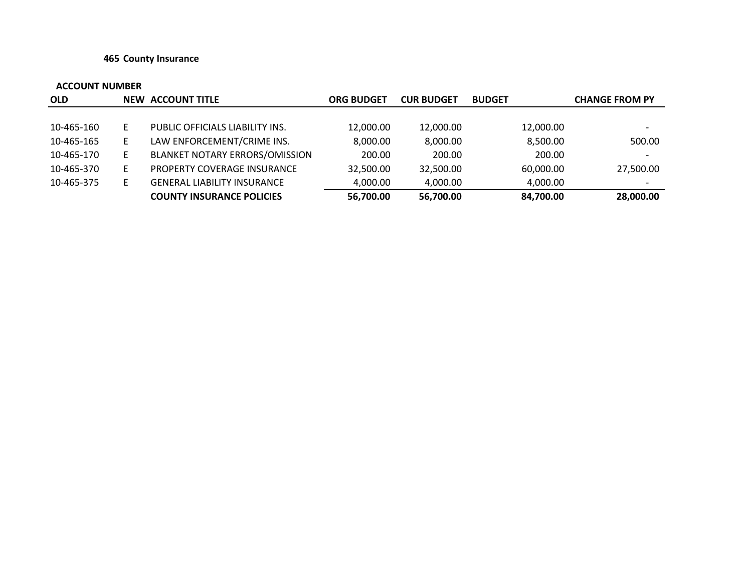### 465 County Insurance

| ACCOUNT NUMBER | | | | | | |
|---|---|---|---|---|---|---|
| OLD | NEW | ACCOUNT TITLE | ORG BUDGET | CUR BUDGET | BUDGET | CHANGE FROM PY |
| 10-465-160 | E | PUBLIC OFFICIALS LIABILITY INS. | 12,000.00 | 12,000.00 | 12,000.00 | - |
| 10-465-165 | E | LAW ENFORCEMENT/CRIME INS. | 8,000.00 | 8,000.00 | 8,500.00 | 500.00 |
| 10-465-170 | E | BLANKET NOTARY ERRORS/OMISSION | 200.00 | 200.00 | 200.00 | - |
| 10-465-370 | E | PROPERTY COVERAGE INSURANCE | 32,500.00 | 32,500.00 | 60,000.00 | 27,500.00 |
| 10-465-375 | E | GENERAL LIABILITY INSURANCE | 4,000.00 | 4,000.00 | 4,000.00 | - |
| | | **COUNTY INSURANCE POLICIES** | **56,700.00** | **56,700.00** | **84,700.00** | **28,000.00** |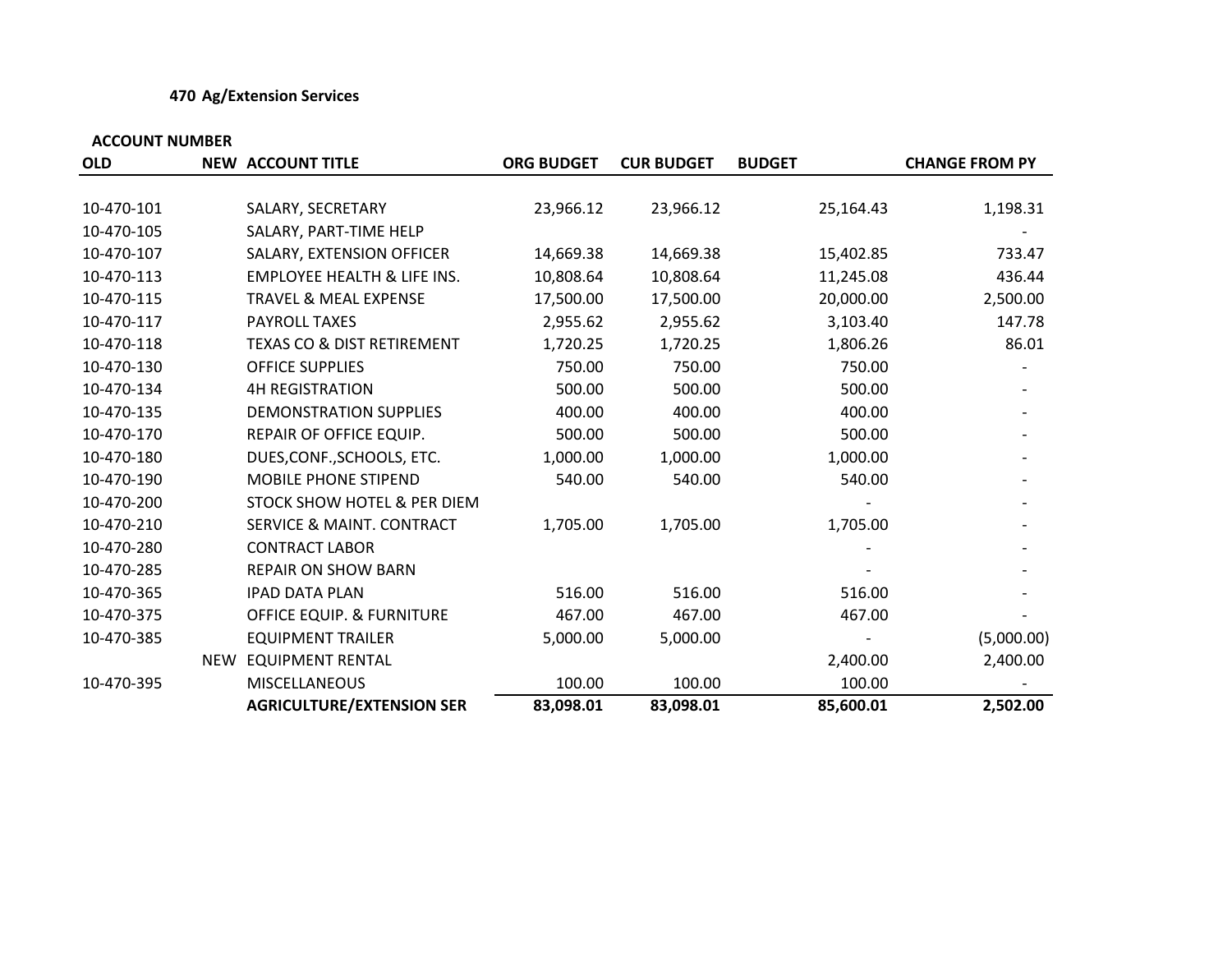### 470 Ag/Extension Services

| ACCOUNT NUMBER | | | | | | |
|---|---|---|---|---|---|---|
| OLD | NEW | ACCOUNT TITLE | ORG BUDGET | CUR BUDGET | BUDGET | CHANGE FROM PY |
| 10-470-101 | | SALARY, SECRETARY | 23,966.12 | 23,966.12 | 25,164.43 | 1,198.31 |
| 10-470-105 | | SALARY, PART-TIME HELP | | | | - |
| 10-470-107 | | SALARY, EXTENSION OFFICER | 14,669.38 | 14,669.38 | 15,402.85 | 733.47 |
| 10-470-113 | | EMPLOYEE HEALTH & LIFE INS. | 10,808.64 | 10,808.64 | 11,245.08 | 436.44 |
| 10-470-115 | | TRAVEL & MEAL EXPENSE | 17,500.00 | 17,500.00 | 20,000.00 | 2,500.00 |
| 10-470-117 | | PAYROLL TAXES | 2,955.62 | 2,955.62 | 3,103.40 | 147.78 |
| 10-470-118 | | TEXAS CO & DIST RETIREMENT | 1,720.25 | 1,720.25 | 1,806.26 | 86.01 |
| 10-470-130 | | OFFICE SUPPLIES | 750.00 | 750.00 | 750.00 | - |
| 10-470-134 | | 4H REGISTRATION | 500.00 | 500.00 | 500.00 | - |
| 10-470-135 | | DEMONSTRATION SUPPLIES | 400.00 | 400.00 | 400.00 | - |
| 10-470-170 | | REPAIR OF OFFICE EQUIP. | 500.00 | 500.00 | 500.00 | - |
| 10-470-180 | | DUES,CONF.,SCHOOLS, ETC. | 1,000.00 | 1,000.00 | 1,000.00 | - |
| 10-470-190 | | MOBILE PHONE STIPEND | 540.00 | 540.00 | 540.00 | - |
| 10-470-200 | | STOCK SHOW HOTEL & PER DIEM | | | - | - |
| 10-470-210 | | SERVICE & MAINT. CONTRACT | 1,705.00 | 1,705.00 | 1,705.00 | - |
| 10-470-280 | | CONTRACT LABOR | | | - | - |
| 10-470-285 | | REPAIR ON SHOW BARN | | | - | - |
| 10-470-365 | | IPAD DATA PLAN | 516.00 | 516.00 | 516.00 | - |
| 10-470-375 | | OFFICE EQUIP. & FURNITURE | 467.00 | 467.00 | 467.00 | - |
| 10-470-385 | | EQUIPMENT TRAILER | 5,000.00 | 5,000.00 | - | (5,000.00) |
| | NEW | EQUIPMENT RENTAL | | | 2,400.00 | 2,400.00 |
| 10-470-395 | | MISCELLANEOUS | 100.00 | 100.00 | 100.00 | - |
| | | **AGRICULTURE/EXTENSION SER** | **83,098.01** | **83,098.01** | **85,600.01** | **2,502.00** |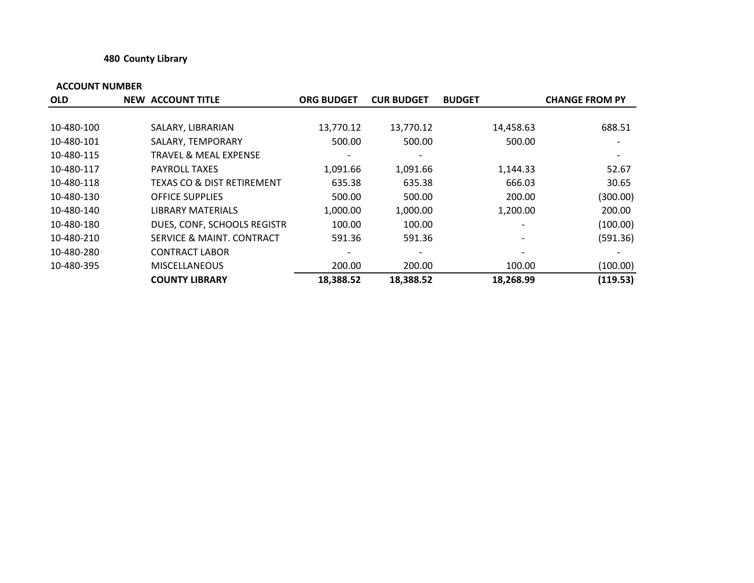**480 County Library**

| ACCOUNT NUMBER | | | | | | |
|---|---|---|---|---|---|---|
| OLD | NEW | ACCOUNT TITLE | ORG BUDGET | CUR BUDGET | BUDGET | CHANGE FROM PY |
| 10-480-100 | | SALARY, LIBRARIAN | 13,770.12 | 13,770.12 | 14,458.63 | 688.51 |
| 10-480-101 | | SALARY, TEMPORARY | 500.00 | 500.00 | 500.00 | - |
| 10-480-115 | | TRAVEL & MEAL EXPENSE | - | - | | - |
| 10-480-117 | | PAYROLL TAXES | 1,091.66 | 1,091.66 | 1,144.33 | 52.67 |
| 10-480-118 | | TEXAS CO & DIST RETIREMENT | 635.38 | 635.38 | 666.03 | 30.65 |
| 10-480-130 | | OFFICE SUPPLIES | 500.00 | 500.00 | 200.00 | (300.00) |
| 10-480-140 | | LIBRARY MATERIALS | 1,000.00 | 1,000.00 | 1,200.00 | 200.00 |
| 10-480-180 | | DUES, CONF, SCHOOLS REGISTR | 100.00 | 100.00 | - | (100.00) |
| 10-480-210 | | SERVICE & MAINT. CONTRACT | 591.36 | 591.36 | - | (591.36) |
| 10-480-280 | | CONTRACT LABOR | - | - | - | - |
| 10-480-395 | | MISCELLANEOUS | 200.00 | 200.00 | 100.00 | (100.00) |
| | | **COUNTY LIBRARY** | **18,388.52** | **18,388.52** | **18,268.99** | **(119.53)** |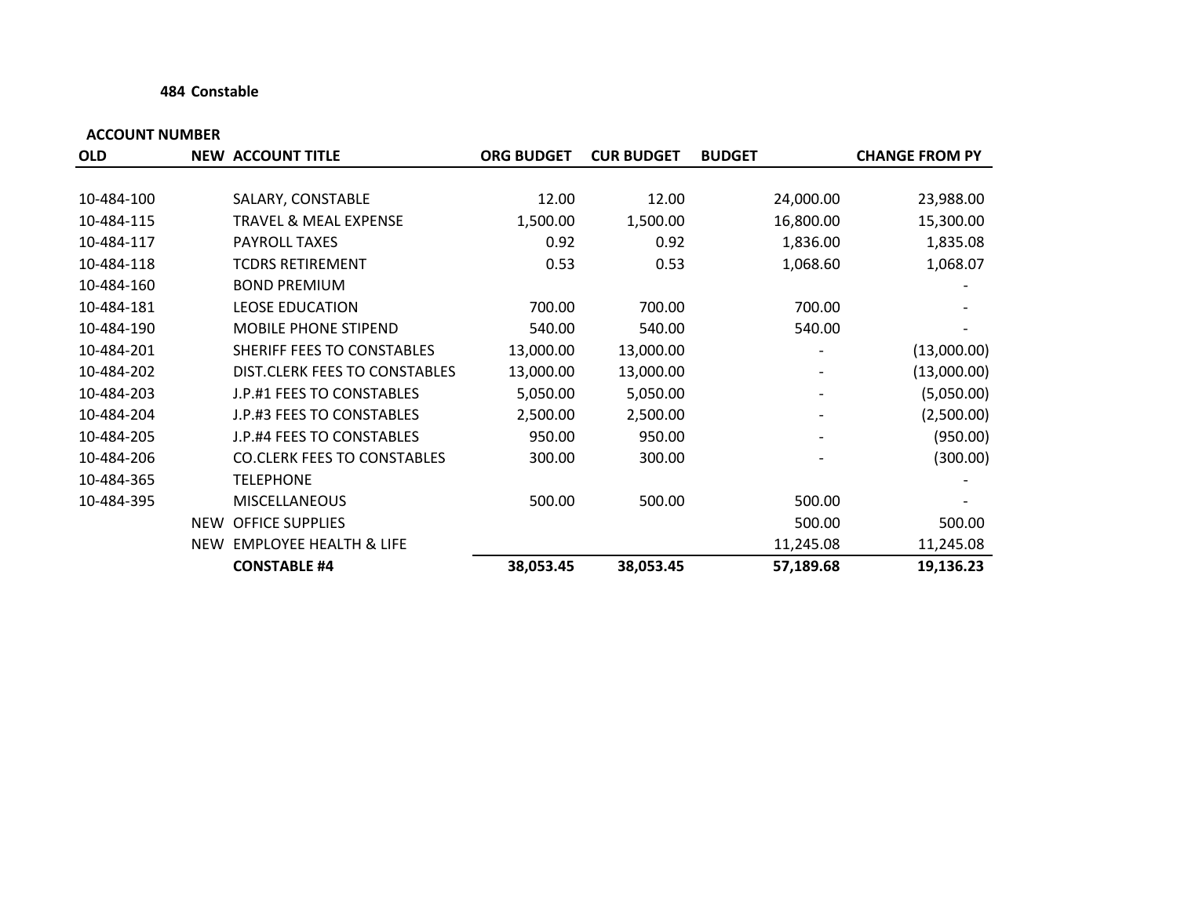**484 Constable**

| ACCOUNT NUMBER | | | | | | |
|---|---|---|---|---|---|---|
| OLD | NEW | ACCOUNT TITLE | ORG BUDGET | CUR BUDGET | BUDGET | CHANGE FROM PY |
| 10-484-100 | | SALARY, CONSTABLE | 12.00 | 12.00 | 24,000.00 | 23,988.00 |
| 10-484-115 | | TRAVEL & MEAL EXPENSE | 1,500.00 | 1,500.00 | 16,800.00 | 15,300.00 |
| 10-484-117 | | PAYROLL TAXES | 0.92 | 0.92 | 1,836.00 | 1,835.08 |
| 10-484-118 | | TCDRS RETIREMENT | 0.53 | 0.53 | 1,068.60 | 1,068.07 |
| 10-484-160 | | BOND PREMIUM | | | | - |
| 10-484-181 | | LEOSE EDUCATION | 700.00 | 700.00 | 700.00 | - |
| 10-484-190 | | MOBILE PHONE STIPEND | 540.00 | 540.00 | 540.00 | - |
| 10-484-201 | | SHERIFF FEES TO CONSTABLES | 13,000.00 | 13,000.00 | - | (13,000.00) |
| 10-484-202 | | DIST.CLERK FEES TO CONSTABLES | 13,000.00 | 13,000.00 | - | (13,000.00) |
| 10-484-203 | | J.P.#1 FEES TO CONSTABLES | 5,050.00 | 5,050.00 | - | (5,050.00) |
| 10-484-204 | | J.P.#3 FEES TO CONSTABLES | 2,500.00 | 2,500.00 | - | (2,500.00) |
| 10-484-205 | | J.P.#4 FEES TO CONSTABLES | 950.00 | 950.00 | - | (950.00) |
| 10-484-206 | | CO.CLERK FEES TO CONSTABLES | 300.00 | 300.00 | - | (300.00) |
| 10-484-365 | | TELEPHONE | | | | - |
| 10-484-395 | | MISCELLANEOUS | 500.00 | 500.00 | 500.00 | - |
| | NEW | OFFICE SUPPLIES | | | 500.00 | 500.00 |
| | NEW | EMPLOYEE HEALTH & LIFE | | | 11,245.08 | 11,245.08 |
| | | **CONSTABLE #4** | **38,053.45** | **38,053.45** | **57,189.68** | **19,136.23** |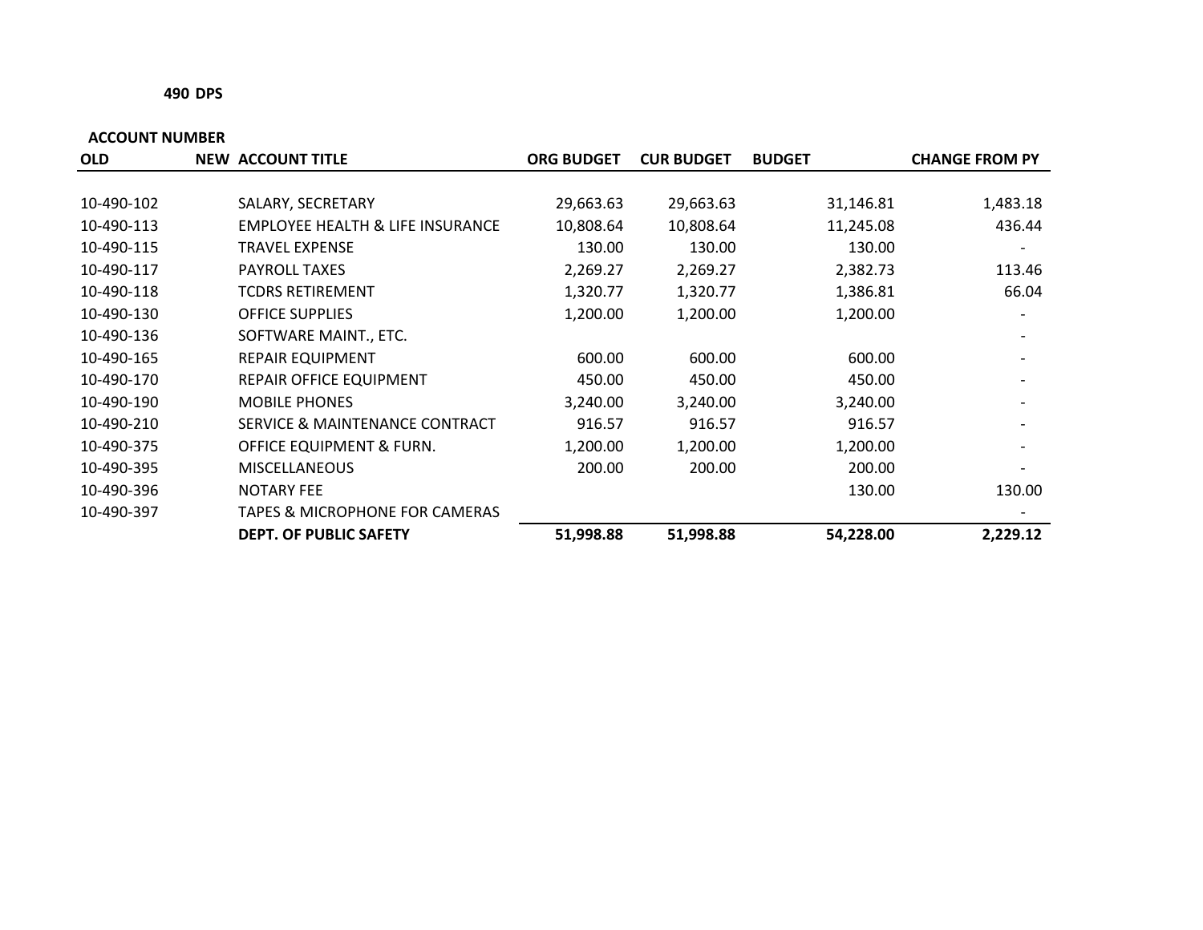**490 DPS**

| ACCOUNT NUMBER | | | | | | |
|---|---|---|---|---|---|---|
| **OLD** | **NEW** | **ACCOUNT TITLE** | **ORG BUDGET** | **CUR BUDGET** | **BUDGET** | **CHANGE FROM PY** |
| 10-490-102 | | SALARY, SECRETARY | 29,663.63 | 29,663.63 | 31,146.81 | 1,483.18 |
| 10-490-113 | | EMPLOYEE HEALTH & LIFE INSURANCE | 10,808.64 | 10,808.64 | 11,245.08 | 436.44 |
| 10-490-115 | | TRAVEL EXPENSE | 130.00 | 130.00 | 130.00 | - |
| 10-490-117 | | PAYROLL TAXES | 2,269.27 | 2,269.27 | 2,382.73 | 113.46 |
| 10-490-118 | | TCDRS RETIREMENT | 1,320.77 | 1,320.77 | 1,386.81 | 66.04 |
| 10-490-130 | | OFFICE SUPPLIES | 1,200.00 | 1,200.00 | 1,200.00 | - |
| 10-490-136 | | SOFTWARE MAINT., ETC. | | | | - |
| 10-490-165 | | REPAIR EQUIPMENT | 600.00 | 600.00 | 600.00 | - |
| 10-490-170 | | REPAIR OFFICE EQUIPMENT | 450.00 | 450.00 | 450.00 | - |
| 10-490-190 | | MOBILE PHONES | 3,240.00 | 3,240.00 | 3,240.00 | - |
| 10-490-210 | | SERVICE & MAINTENANCE CONTRACT | 916.57 | 916.57 | 916.57 | - |
| 10-490-375 | | OFFICE EQUIPMENT & FURN. | 1,200.00 | 1,200.00 | 1,200.00 | - |
| 10-490-395 | | MISCELLANEOUS | 200.00 | 200.00 | 200.00 | - |
| 10-490-396 | | NOTARY FEE | | | 130.00 | 130.00 |
| 10-490-397 | | TAPES & MICROPHONE FOR CAMERAS | | | | - |
| | | **DEPT. OF PUBLIC SAFETY** | **51,998.88** | **51,998.88** | **54,228.00** | **2,229.12** |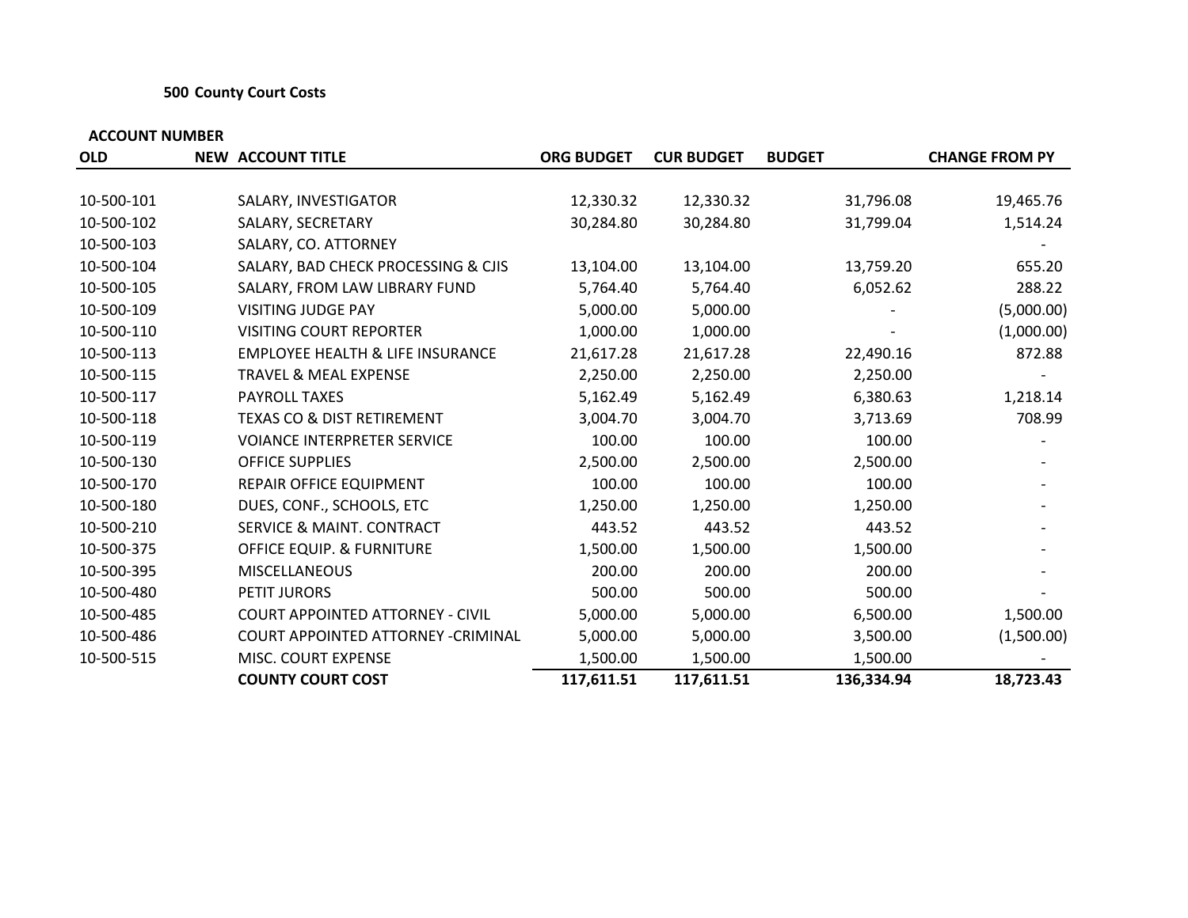**500 County Court Costs**

| ACCOUNT NUMBER | | | | | | |
|---|---|---|---|---|---|---|
| **OLD** | **NEW** | **ACCOUNT TITLE** | **ORG BUDGET** | **CUR BUDGET** | **BUDGET** | **CHANGE FROM PY** |
| 10-500-101 | | SALARY, INVESTIGATOR | 12,330.32 | 12,330.32 | 31,796.08 | 19,465.76 |
| 10-500-102 | | SALARY, SECRETARY | 30,284.80 | 30,284.80 | 31,799.04 | 1,514.24 |
| 10-500-103 | | SALARY, CO. ATTORNEY | | | | - |
| 10-500-104 | | SALARY, BAD CHECK PROCESSING & CJIS | 13,104.00 | 13,104.00 | 13,759.20 | 655.20 |
| 10-500-105 | | SALARY, FROM LAW LIBRARY FUND | 5,764.40 | 5,764.40 | 6,052.62 | 288.22 |
| 10-500-109 | | VISITING JUDGE PAY | 5,000.00 | 5,000.00 | - | (5,000.00) |
| 10-500-110 | | VISITING COURT REPORTER | 1,000.00 | 1,000.00 | - | (1,000.00) |
| 10-500-113 | | EMPLOYEE HEALTH & LIFE INSURANCE | 21,617.28 | 21,617.28 | 22,490.16 | 872.88 |
| 10-500-115 | | TRAVEL & MEAL EXPENSE | 2,250.00 | 2,250.00 | 2,250.00 | - |
| 10-500-117 | | PAYROLL TAXES | 5,162.49 | 5,162.49 | 6,380.63 | 1,218.14 |
| 10-500-118 | | TEXAS CO & DIST RETIREMENT | 3,004.70 | 3,004.70 | 3,713.69 | 708.99 |
| 10-500-119 | | VOIANCE INTERPRETER SERVICE | 100.00 | 100.00 | 100.00 | - |
| 10-500-130 | | OFFICE SUPPLIES | 2,500.00 | 2,500.00 | 2,500.00 | - |
| 10-500-170 | | REPAIR OFFICE EQUIPMENT | 100.00 | 100.00 | 100.00 | - |
| 10-500-180 | | DUES, CONF., SCHOOLS, ETC | 1,250.00 | 1,250.00 | 1,250.00 | - |
| 10-500-210 | | SERVICE & MAINT. CONTRACT | 443.52 | 443.52 | 443.52 | - |
| 10-500-375 | | OFFICE EQUIP. & FURNITURE | 1,500.00 | 1,500.00 | 1,500.00 | - |
| 10-500-395 | | MISCELLANEOUS | 200.00 | 200.00 | 200.00 | - |
| 10-500-480 | | PETIT JURORS | 500.00 | 500.00 | 500.00 | - |
| 10-500-485 | | COURT APPOINTED ATTORNEY - CIVIL | 5,000.00 | 5,000.00 | 6,500.00 | 1,500.00 |
| 10-500-486 | | COURT APPOINTED ATTORNEY -CRIMINAL | 5,000.00 | 5,000.00 | 3,500.00 | (1,500.00) |
| 10-500-515 | | MISC. COURT EXPENSE | 1,500.00 | 1,500.00 | 1,500.00 | - |
| | | **COUNTY COURT COST** | **117,611.51** | **117,611.51** | **136,334.94** | **18,723.43** |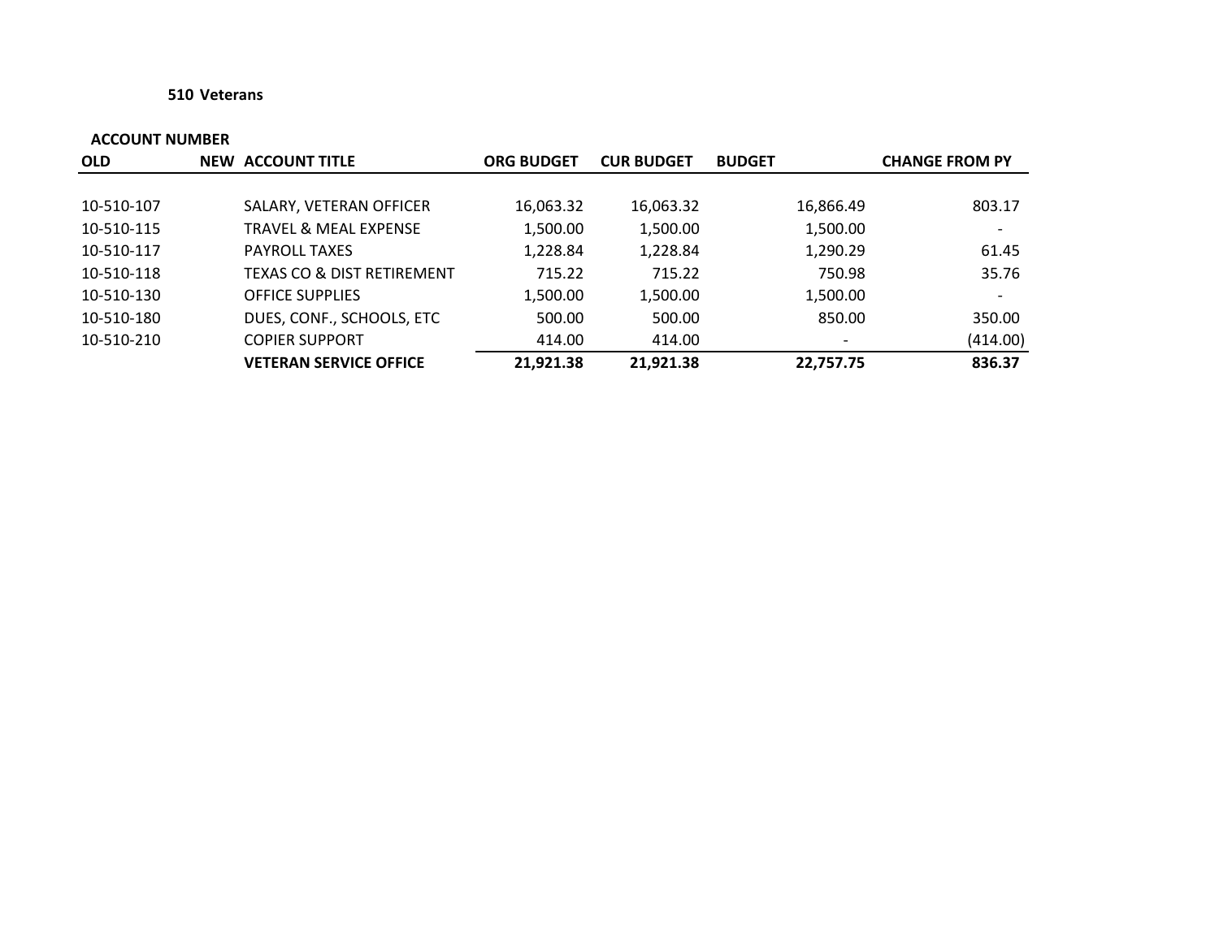**510 Veterans**

| ACCOUNT NUMBER | | | | | | |
|---|---|---|---|---|---|---|
| **OLD** | **NEW** | **ACCOUNT TITLE** | **ORG BUDGET** | **CUR BUDGET** | **BUDGET** | **CHANGE FROM PY** |
| 10-510-107 | | SALARY, VETERAN OFFICER | 16,063.32 | 16,063.32 | 16,866.49 | 803.17 |
| 10-510-115 | | TRAVEL & MEAL EXPENSE | 1,500.00 | 1,500.00 | 1,500.00 | - |
| 10-510-117 | | PAYROLL TAXES | 1,228.84 | 1,228.84 | 1,290.29 | 61.45 |
| 10-510-118 | | TEXAS CO & DIST RETIREMENT | 715.22 | 715.22 | 750.98 | 35.76 |
| 10-510-130 | | OFFICE SUPPLIES | 1,500.00 | 1,500.00 | 1,500.00 | - |
| 10-510-180 | | DUES, CONF., SCHOOLS, ETC | 500.00 | 500.00 | 850.00 | 350.00 |
| 10-510-210 | | COPIER SUPPORT | 414.00 | 414.00 | - | (414.00) |
| | | **VETERAN SERVICE OFFICE** | **21,921.38** | **21,921.38** | **22,757.75** | **836.37** |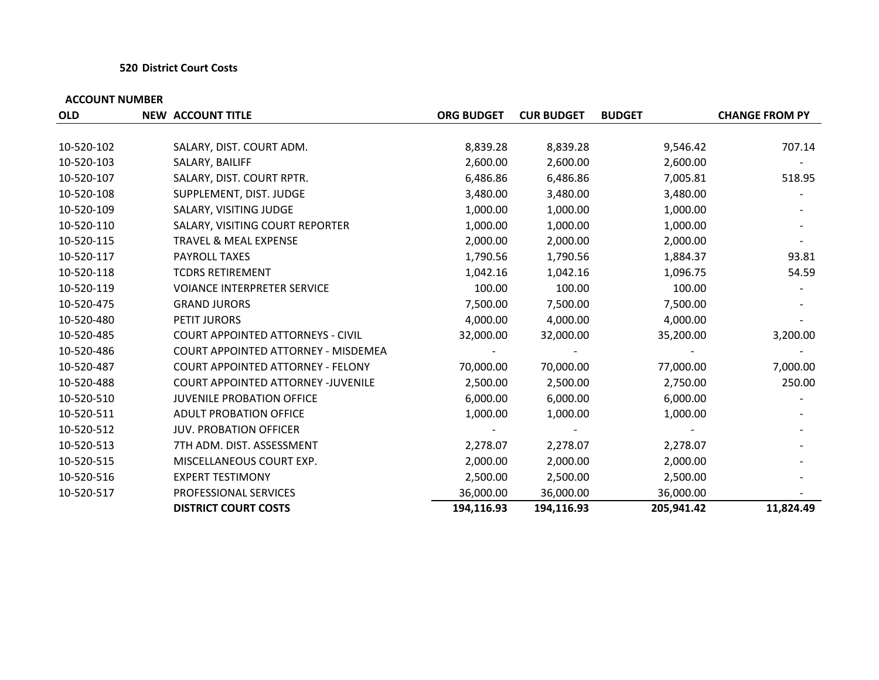### 520 District Court Costs

| ACCOUNT NUMBER | | | | | | |
|---|---|---|---|---|---|---|
| OLD | NEW | ACCOUNT TITLE | ORG BUDGET | CUR BUDGET | BUDGET | CHANGE FROM PY |
| 10-520-102 | | SALARY, DIST. COURT ADM. | 8,839.28 | 8,839.28 | 9,546.42 | 707.14 |
| 10-520-103 | | SALARY, BAILIFF | 2,600.00 | 2,600.00 | 2,600.00 | - |
| 10-520-107 | | SALARY, DIST. COURT RPTR. | 6,486.86 | 6,486.86 | 7,005.81 | 518.95 |
| 10-520-108 | | SUPPLEMENT, DIST. JUDGE | 3,480.00 | 3,480.00 | 3,480.00 | - |
| 10-520-109 | | SALARY, VISITING JUDGE | 1,000.00 | 1,000.00 | 1,000.00 | - |
| 10-520-110 | | SALARY, VISITING COURT REPORTER | 1,000.00 | 1,000.00 | 1,000.00 | - |
| 10-520-115 | | TRAVEL & MEAL EXPENSE | 2,000.00 | 2,000.00 | 2,000.00 | - |
| 10-520-117 | | PAYROLL TAXES | 1,790.56 | 1,790.56 | 1,884.37 | 93.81 |
| 10-520-118 | | TCDRS RETIREMENT | 1,042.16 | 1,042.16 | 1,096.75 | 54.59 |
| 10-520-119 | | VOIANCE INTERPRETER SERVICE | 100.00 | 100.00 | 100.00 | - |
| 10-520-475 | | GRAND JURORS | 7,500.00 | 7,500.00 | 7,500.00 | - |
| 10-520-480 | | PETIT JURORS | 4,000.00 | 4,000.00 | 4,000.00 | - |
| 10-520-485 | | COURT APPOINTED ATTORNEYS - CIVIL | 32,000.00 | 32,000.00 | 35,200.00 | 3,200.00 |
| 10-520-486 | | COURT APPOINTED ATTORNEY - MISDEMEA | - | - | - | - |
| 10-520-487 | | COURT APPOINTED ATTORNEY - FELONY | 70,000.00 | 70,000.00 | 77,000.00 | 7,000.00 |
| 10-520-488 | | COURT APPOINTED ATTORNEY -JUVENILE | 2,500.00 | 2,500.00 | 2,750.00 | 250.00 |
| 10-520-510 | | JUVENILE PROBATION OFFICE | 6,000.00 | 6,000.00 | 6,000.00 | - |
| 10-520-511 | | ADULT PROBATION OFFICE | 1,000.00 | 1,000.00 | 1,000.00 | - |
| 10-520-512 | | JUV. PROBATION OFFICER | - | - | - | - |
| 10-520-513 | | 7TH ADM. DIST. ASSESSMENT | 2,278.07 | 2,278.07 | 2,278.07 | - |
| 10-520-515 | | MISCELLANEOUS COURT EXP. | 2,000.00 | 2,000.00 | 2,000.00 | - |
| 10-520-516 | | EXPERT TESTIMONY | 2,500.00 | 2,500.00 | 2,500.00 | - |
| 10-520-517 | | PROFESSIONAL SERVICES | 36,000.00 | 36,000.00 | 36,000.00 | - |
| | | **DISTRICT COURT COSTS** | **194,116.93** | **194,116.93** | **205,941.42** | **11,824.49** |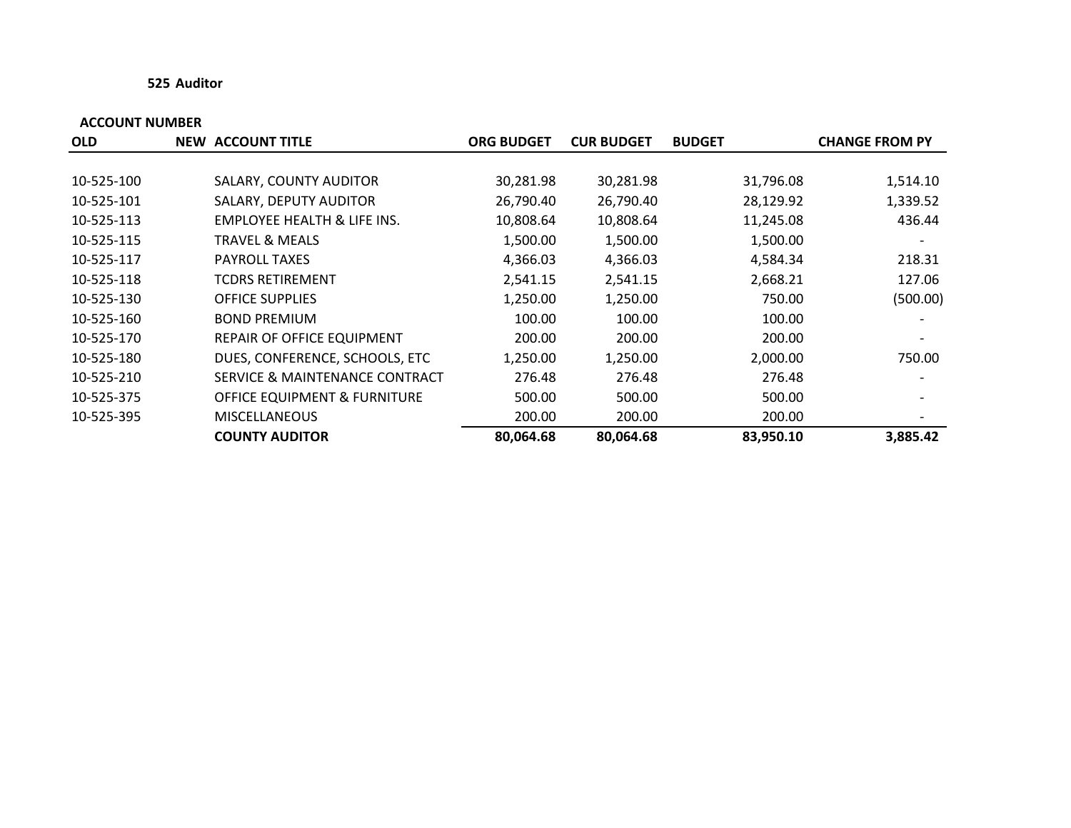**525 Auditor**

| ACCOUNT NUMBER | | | | | | |
|---|---|---|---|---|---|---|
| OLD | NEW | ACCOUNT TITLE | ORG BUDGET | CUR BUDGET | BUDGET | CHANGE FROM PY |
| 10-525-100 | | SALARY, COUNTY AUDITOR | 30,281.98 | 30,281.98 | 31,796.08 | 1,514.10 |
| 10-525-101 | | SALARY, DEPUTY AUDITOR | 26,790.40 | 26,790.40 | 28,129.92 | 1,339.52 |
| 10-525-113 | | EMPLOYEE HEALTH & LIFE INS. | 10,808.64 | 10,808.64 | 11,245.08 | 436.44 |
| 10-525-115 | | TRAVEL & MEALS | 1,500.00 | 1,500.00 | 1,500.00 | - |
| 10-525-117 | | PAYROLL TAXES | 4,366.03 | 4,366.03 | 4,584.34 | 218.31 |
| 10-525-118 | | TCDRS RETIREMENT | 2,541.15 | 2,541.15 | 2,668.21 | 127.06 |
| 10-525-130 | | OFFICE SUPPLIES | 1,250.00 | 1,250.00 | 750.00 | (500.00) |
| 10-525-160 | | BOND PREMIUM | 100.00 | 100.00 | 100.00 | - |
| 10-525-170 | | REPAIR OF OFFICE EQUIPMENT | 200.00 | 200.00 | 200.00 | - |
| 10-525-180 | | DUES, CONFERENCE, SCHOOLS, ETC | 1,250.00 | 1,250.00 | 2,000.00 | 750.00 |
| 10-525-210 | | SERVICE & MAINTENANCE CONTRACT | 276.48 | 276.48 | 276.48 | - |
| 10-525-375 | | OFFICE EQUIPMENT & FURNITURE | 500.00 | 500.00 | 500.00 | - |
| 10-525-395 | | MISCELLANEOUS | 200.00 | 200.00 | 200.00 | - |
| | | **COUNTY AUDITOR** | **80,064.68** | **80,064.68** | **83,950.10** | **3,885.42** |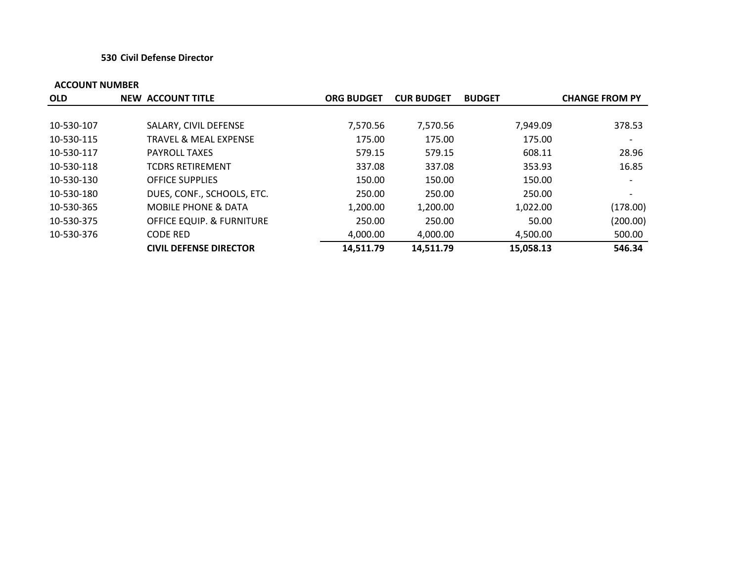### 530 Civil Defense Director

| ACCOUNT NUMBER | | | | | | |
|---|---|---|---|---|---|---|
| OLD | NEW | ACCOUNT TITLE | ORG BUDGET | CUR BUDGET | BUDGET | CHANGE FROM PY |
| 10-530-107 | | SALARY, CIVIL DEFENSE | 7,570.56 | 7,570.56 | 7,949.09 | 378.53 |
| 10-530-115 | | TRAVEL & MEAL EXPENSE | 175.00 | 175.00 | 175.00 | - |
| 10-530-117 | | PAYROLL TAXES | 579.15 | 579.15 | 608.11 | 28.96 |
| 10-530-118 | | TCDRS RETIREMENT | 337.08 | 337.08 | 353.93 | 16.85 |
| 10-530-130 | | OFFICE SUPPLIES | 150.00 | 150.00 | 150.00 | - |
| 10-530-180 | | DUES, CONF., SCHOOLS, ETC. | 250.00 | 250.00 | 250.00 | - |
| 10-530-365 | | MOBILE PHONE & DATA | 1,200.00 | 1,200.00 | 1,022.00 | (178.00) |
| 10-530-375 | | OFFICE EQUIP. & FURNITURE | 250.00 | 250.00 | 50.00 | (200.00) |
| 10-530-376 | | CODE RED | 4,000.00 | 4,000.00 | 4,500.00 | 500.00 |
| | | **CIVIL DEFENSE DIRECTOR** | **14,511.79** | **14,511.79** | **15,058.13** | **546.34** |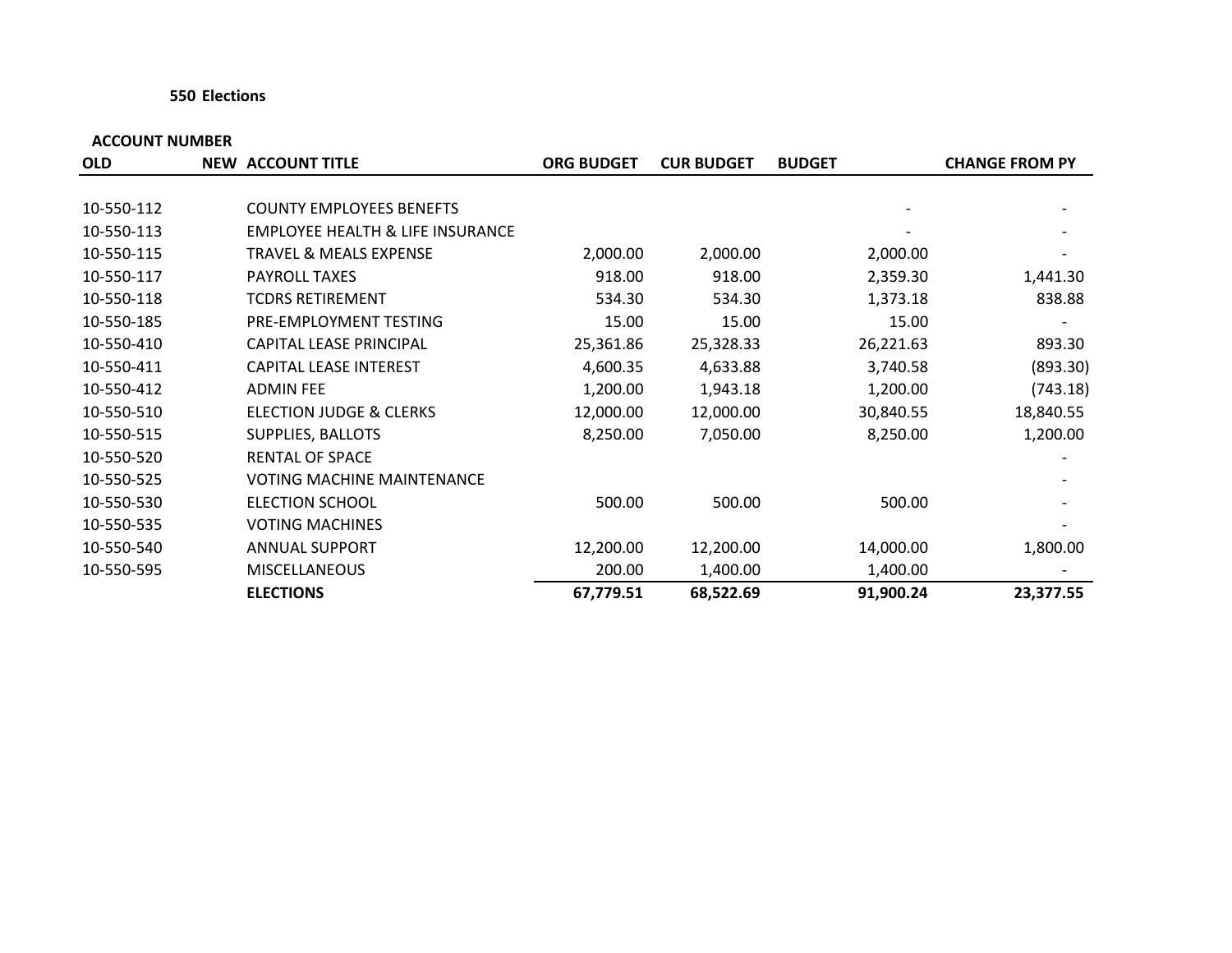**550 Elections**

| ACCOUNT NUMBER | | | | | | |
|---|---|---|---|---|---|---|
| **OLD** | **NEW** | **ACCOUNT TITLE** | **ORG BUDGET** | **CUR BUDGET** | **BUDGET** | **CHANGE FROM PY** |
| 10-550-112 | | COUNTY EMPLOYEES BENEFTS | | | - | - |
| 10-550-113 | | EMPLOYEE HEALTH & LIFE INSURANCE | | | - | - |
| 10-550-115 | | TRAVEL & MEALS EXPENSE | 2,000.00 | 2,000.00 | 2,000.00 | - |
| 10-550-117 | | PAYROLL TAXES | 918.00 | 918.00 | 2,359.30 | 1,441.30 |
| 10-550-118 | | TCDRS RETIREMENT | 534.30 | 534.30 | 1,373.18 | 838.88 |
| 10-550-185 | | PRE-EMPLOYMENT TESTING | 15.00 | 15.00 | 15.00 | - |
| 10-550-410 | | CAPITAL LEASE PRINCIPAL | 25,361.86 | 25,328.33 | 26,221.63 | 893.30 |
| 10-550-411 | | CAPITAL LEASE INTEREST | 4,600.35 | 4,633.88 | 3,740.58 | (893.30) |
| 10-550-412 | | ADMIN FEE | 1,200.00 | 1,943.18 | 1,200.00 | (743.18) |
| 10-550-510 | | ELECTION JUDGE & CLERKS | 12,000.00 | 12,000.00 | 30,840.55 | 18,840.55 |
| 10-550-515 | | SUPPLIES, BALLOTS | 8,250.00 | 7,050.00 | 8,250.00 | 1,200.00 |
| 10-550-520 | | RENTAL OF SPACE | | | | - |
| 10-550-525 | | VOTING MACHINE MAINTENANCE | | | | - |
| 10-550-530 | | ELECTION SCHOOL | 500.00 | 500.00 | 500.00 | - |
| 10-550-535 | | VOTING MACHINES | | | | - |
| 10-550-540 | | ANNUAL SUPPORT | 12,200.00 | 12,200.00 | 14,000.00 | 1,800.00 |
| 10-550-595 | | MISCELLANEOUS | 200.00 | 1,400.00 | 1,400.00 | - |
| | | **ELECTIONS** | **67,779.51** | **68,522.69** | **91,900.24** | **23,377.55** |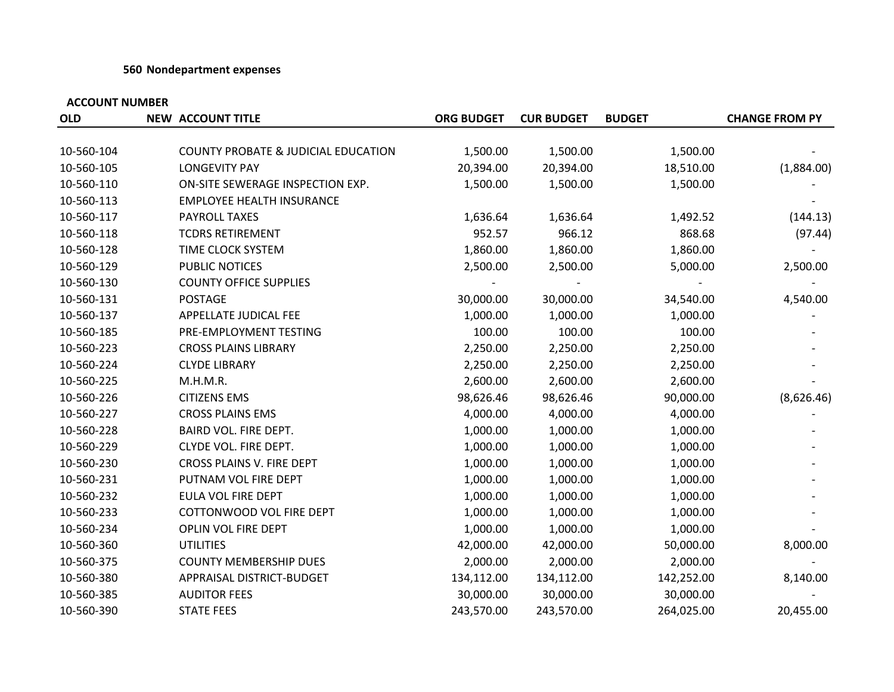**560 Nondepartment expenses**

| ACCOUNT NUMBER | | | | | | |
|---|---|---|---|---|---|---|
| **OLD** | **NEW** | **ACCOUNT TITLE** | **ORG BUDGET** | **CUR BUDGET** | **BUDGET** | **CHANGE FROM PY** |
| 10-560-104 | | COUNTY PROBATE & JUDICIAL EDUCATION | 1,500.00 | 1,500.00 | 1,500.00 | - |
| 10-560-105 | | LONGEVITY PAY | 20,394.00 | 20,394.00 | 18,510.00 | (1,884.00) |
| 10-560-110 | | ON-SITE SEWERAGE INSPECTION EXP. | 1,500.00 | 1,500.00 | 1,500.00 | - |
| 10-560-113 | | EMPLOYEE HEALTH INSURANCE | | | | - |
| 10-560-117 | | PAYROLL TAXES | 1,636.64 | 1,636.64 | 1,492.52 | (144.13) |
| 10-560-118 | | TCDRS RETIREMENT | 952.57 | 966.12 | 868.68 | (97.44) |
| 10-560-128 | | TIME CLOCK SYSTEM | 1,860.00 | 1,860.00 | 1,860.00 | - |
| 10-560-129 | | PUBLIC NOTICES | 2,500.00 | 2,500.00 | 5,000.00 | 2,500.00 |
| 10-560-130 | | COUNTY OFFICE SUPPLIES | - | - | - | - |
| 10-560-131 | | POSTAGE | 30,000.00 | 30,000.00 | 34,540.00 | 4,540.00 |
| 10-560-137 | | APPELLATE JUDICAL FEE | 1,000.00 | 1,000.00 | 1,000.00 | - |
| 10-560-185 | | PRE-EMPLOYMENT TESTING | 100.00 | 100.00 | 100.00 | - |
| 10-560-223 | | CROSS PLAINS LIBRARY | 2,250.00 | 2,250.00 | 2,250.00 | - |
| 10-560-224 | | CLYDE LIBRARY | 2,250.00 | 2,250.00 | 2,250.00 | - |
| 10-560-225 | | M.H.M.R. | 2,600.00 | 2,600.00 | 2,600.00 | - |
| 10-560-226 | | CITIZENS EMS | 98,626.46 | 98,626.46 | 90,000.00 | (8,626.46) |
| 10-560-227 | | CROSS PLAINS EMS | 4,000.00 | 4,000.00 | 4,000.00 | - |
| 10-560-228 | | BAIRD VOL. FIRE DEPT. | 1,000.00 | 1,000.00 | 1,000.00 | - |
| 10-560-229 | | CLYDE VOL. FIRE DEPT. | 1,000.00 | 1,000.00 | 1,000.00 | - |
| 10-560-230 | | CROSS PLAINS V. FIRE DEPT | 1,000.00 | 1,000.00 | 1,000.00 | - |
| 10-560-231 | | PUTNAM VOL FIRE DEPT | 1,000.00 | 1,000.00 | 1,000.00 | - |
| 10-560-232 | | EULA VOL FIRE DEPT | 1,000.00 | 1,000.00 | 1,000.00 | - |
| 10-560-233 | | COTTONWOOD VOL FIRE DEPT | 1,000.00 | 1,000.00 | 1,000.00 | - |
| 10-560-234 | | OPLIN VOL FIRE DEPT | 1,000.00 | 1,000.00 | 1,000.00 | - |
| 10-560-360 | | UTILITIES | 42,000.00 | 42,000.00 | 50,000.00 | 8,000.00 |
| 10-560-375 | | COUNTY MEMBERSHIP DUES | 2,000.00 | 2,000.00 | 2,000.00 | - |
| 10-560-380 | | APPRAISAL DISTRICT-BUDGET | 134,112.00 | 134,112.00 | 142,252.00 | 8,140.00 |
| 10-560-385 | | AUDITOR FEES | 30,000.00 | 30,000.00 | 30,000.00 | - |
| 10-560-390 | | STATE FEES | 243,570.00 | 243,570.00 | 264,025.00 | 20,455.00 |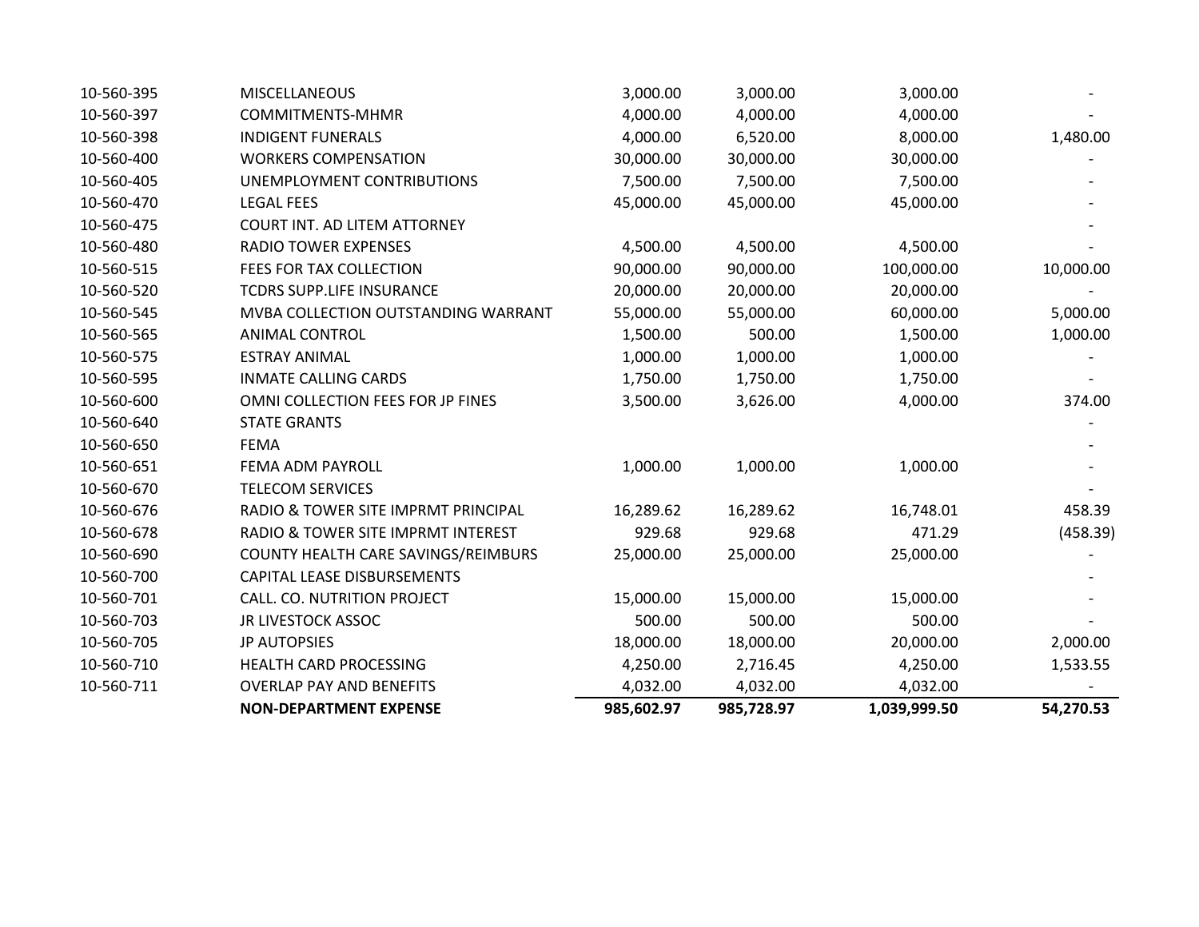| | | | | | |
|---|---|---|---|---|---|
| 10-560-395 | MISCELLANEOUS | 3,000.00 | 3,000.00 | 3,000.00 | - |
| 10-560-397 | COMMITMENTS-MHMR | 4,000.00 | 4,000.00 | 4,000.00 | - |
| 10-560-398 | INDIGENT FUNERALS | 4,000.00 | 6,520.00 | 8,000.00 | 1,480.00 |
| 10-560-400 | WORKERS COMPENSATION | 30,000.00 | 30,000.00 | 30,000.00 | - |
| 10-560-405 | UNEMPLOYMENT CONTRIBUTIONS | 7,500.00 | 7,500.00 | 7,500.00 | - |
| 10-560-470 | LEGAL FEES | 45,000.00 | 45,000.00 | 45,000.00 | - |
| 10-560-475 | COURT INT. AD LITEM ATTORNEY | | | | - |
| 10-560-480 | RADIO TOWER EXPENSES | 4,500.00 | 4,500.00 | 4,500.00 | - |
| 10-560-515 | FEES FOR TAX COLLECTION | 90,000.00 | 90,000.00 | 100,000.00 | 10,000.00 |
| 10-560-520 | TCDRS SUPP.LIFE INSURANCE | 20,000.00 | 20,000.00 | 20,000.00 | - |
| 10-560-545 | MVBA COLLECTION OUTSTANDING WARRANT | 55,000.00 | 55,000.00 | 60,000.00 | 5,000.00 |
| 10-560-565 | ANIMAL CONTROL | 1,500.00 | 500.00 | 1,500.00 | 1,000.00 |
| 10-560-575 | ESTRAY ANIMAL | 1,000.00 | 1,000.00 | 1,000.00 | - |
| 10-560-595 | INMATE CALLING CARDS | 1,750.00 | 1,750.00 | 1,750.00 | - |
| 10-560-600 | OMNI COLLECTION FEES FOR JP FINES | 3,500.00 | 3,626.00 | 4,000.00 | 374.00 |
| 10-560-640 | STATE GRANTS | | | | - |
| 10-560-650 | FEMA | | | | - |
| 10-560-651 | FEMA ADM PAYROLL | 1,000.00 | 1,000.00 | 1,000.00 | - |
| 10-560-670 | TELECOM SERVICES | | | | - |
| 10-560-676 | RADIO & TOWER SITE IMPRMT PRINCIPAL | 16,289.62 | 16,289.62 | 16,748.01 | 458.39 |
| 10-560-678 | RADIO & TOWER SITE IMPRMT INTEREST | 929.68 | 929.68 | 471.29 | (458.39) |
| 10-560-690 | COUNTY HEALTH CARE SAVINGS/REIMBURS | 25,000.00 | 25,000.00 | 25,000.00 | - |
| 10-560-700 | CAPITAL LEASE DISBURSEMENTS | | | | - |
| 10-560-701 | CALL. CO. NUTRITION PROJECT | 15,000.00 | 15,000.00 | 15,000.00 | - |
| 10-560-703 | JR LIVESTOCK ASSOC | 500.00 | 500.00 | 500.00 | - |
| 10-560-705 | JP AUTOPSIES | 18,000.00 | 18,000.00 | 20,000.00 | 2,000.00 |
| 10-560-710 | HEALTH CARD PROCESSING | 4,250.00 | 2,716.45 | 4,250.00 | 1,533.55 |
| 10-560-711 | OVERLAP PAY AND BENEFITS | 4,032.00 | 4,032.00 | 4,032.00 | - |
| | **NON-DEPARTMENT EXPENSE** | **985,602.97** | **985,728.97** | **1,039,999.50** | **54,270.53** |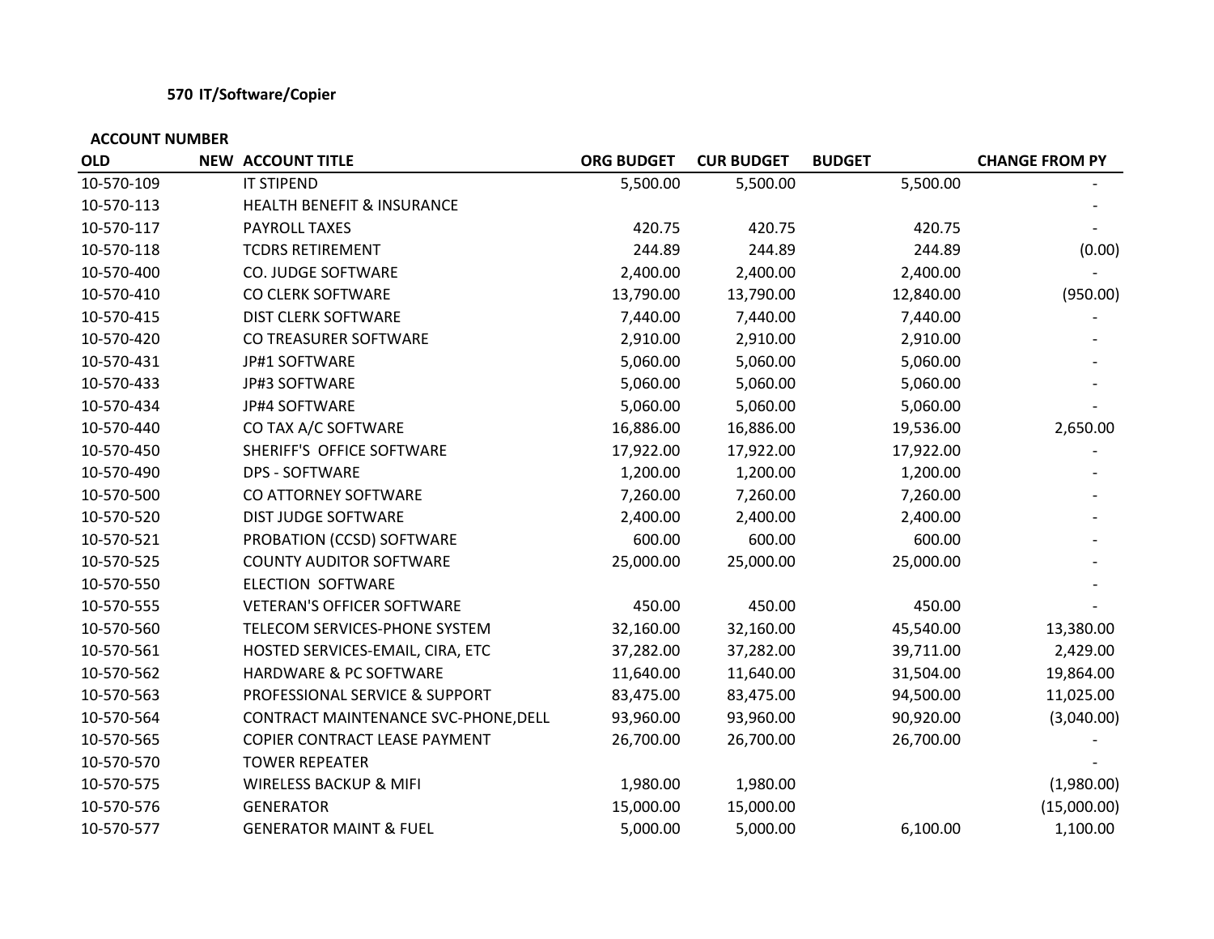**570 IT/Software/Copier**

| ACCOUNT NUMBER | | | | | | |
|---|---|---|---|---|---|---|
| OLD | NEW | ACCOUNT TITLE | ORG BUDGET | CUR BUDGET | BUDGET | CHANGE FROM PY |
| 10-570-109 | | IT STIPEND | 5,500.00 | 5,500.00 | 5,500.00 | - |
| 10-570-113 | | HEALTH BENEFIT & INSURANCE | | | | - |
| 10-570-117 | | PAYROLL TAXES | 420.75 | 420.75 | 420.75 | - |
| 10-570-118 | | TCDRS RETIREMENT | 244.89 | 244.89 | 244.89 | (0.00) |
| 10-570-400 | | CO. JUDGE SOFTWARE | 2,400.00 | 2,400.00 | 2,400.00 | - |
| 10-570-410 | | CO CLERK SOFTWARE | 13,790.00 | 13,790.00 | 12,840.00 | (950.00) |
| 10-570-415 | | DIST CLERK SOFTWARE | 7,440.00 | 7,440.00 | 7,440.00 | - |
| 10-570-420 | | CO TREASURER SOFTWARE | 2,910.00 | 2,910.00 | 2,910.00 | - |
| 10-570-431 | | JP#1 SOFTWARE | 5,060.00 | 5,060.00 | 5,060.00 | - |
| 10-570-433 | | JP#3 SOFTWARE | 5,060.00 | 5,060.00 | 5,060.00 | - |
| 10-570-434 | | JP#4 SOFTWARE | 5,060.00 | 5,060.00 | 5,060.00 | - |
| 10-570-440 | | CO TAX A/C SOFTWARE | 16,886.00 | 16,886.00 | 19,536.00 | 2,650.00 |
| 10-570-450 | | SHERIFF'S OFFICE SOFTWARE | 17,922.00 | 17,922.00 | 17,922.00 | - |
| 10-570-490 | | DPS - SOFTWARE | 1,200.00 | 1,200.00 | 1,200.00 | - |
| 10-570-500 | | CO ATTORNEY SOFTWARE | 7,260.00 | 7,260.00 | 7,260.00 | - |
| 10-570-520 | | DIST JUDGE SOFTWARE | 2,400.00 | 2,400.00 | 2,400.00 | - |
| 10-570-521 | | PROBATION (CCSD) SOFTWARE | 600.00 | 600.00 | 600.00 | - |
| 10-570-525 | | COUNTY AUDITOR SOFTWARE | 25,000.00 | 25,000.00 | 25,000.00 | - |
| 10-570-550 | | ELECTION SOFTWARE | | | | - |
| 10-570-555 | | VETERAN'S OFFICER SOFTWARE | 450.00 | 450.00 | 450.00 | - |
| 10-570-560 | | TELECOM SERVICES-PHONE SYSTEM | 32,160.00 | 32,160.00 | 45,540.00 | 13,380.00 |
| 10-570-561 | | HOSTED SERVICES-EMAIL, CIRA, ETC | 37,282.00 | 37,282.00 | 39,711.00 | 2,429.00 |
| 10-570-562 | | HARDWARE & PC SOFTWARE | 11,640.00 | 11,640.00 | 31,504.00 | 19,864.00 |
| 10-570-563 | | PROFESSIONAL SERVICE & SUPPORT | 83,475.00 | 83,475.00 | 94,500.00 | 11,025.00 |
| 10-570-564 | | CONTRACT MAINTENANCE SVC-PHONE,DELL | 93,960.00 | 93,960.00 | 90,920.00 | (3,040.00) |
| 10-570-565 | | COPIER CONTRACT LEASE PAYMENT | 26,700.00 | 26,700.00 | 26,700.00 | - |
| 10-570-570 | | TOWER REPEATER | | | | - |
| 10-570-575 | | WIRELESS BACKUP & MIFI | 1,980.00 | 1,980.00 | | (1,980.00) |
| 10-570-576 | | GENERATOR | 15,000.00 | 15,000.00 | | (15,000.00) |
| 10-570-577 | | GENERATOR MAINT & FUEL | 5,000.00 | 5,000.00 | 6,100.00 | 1,100.00 |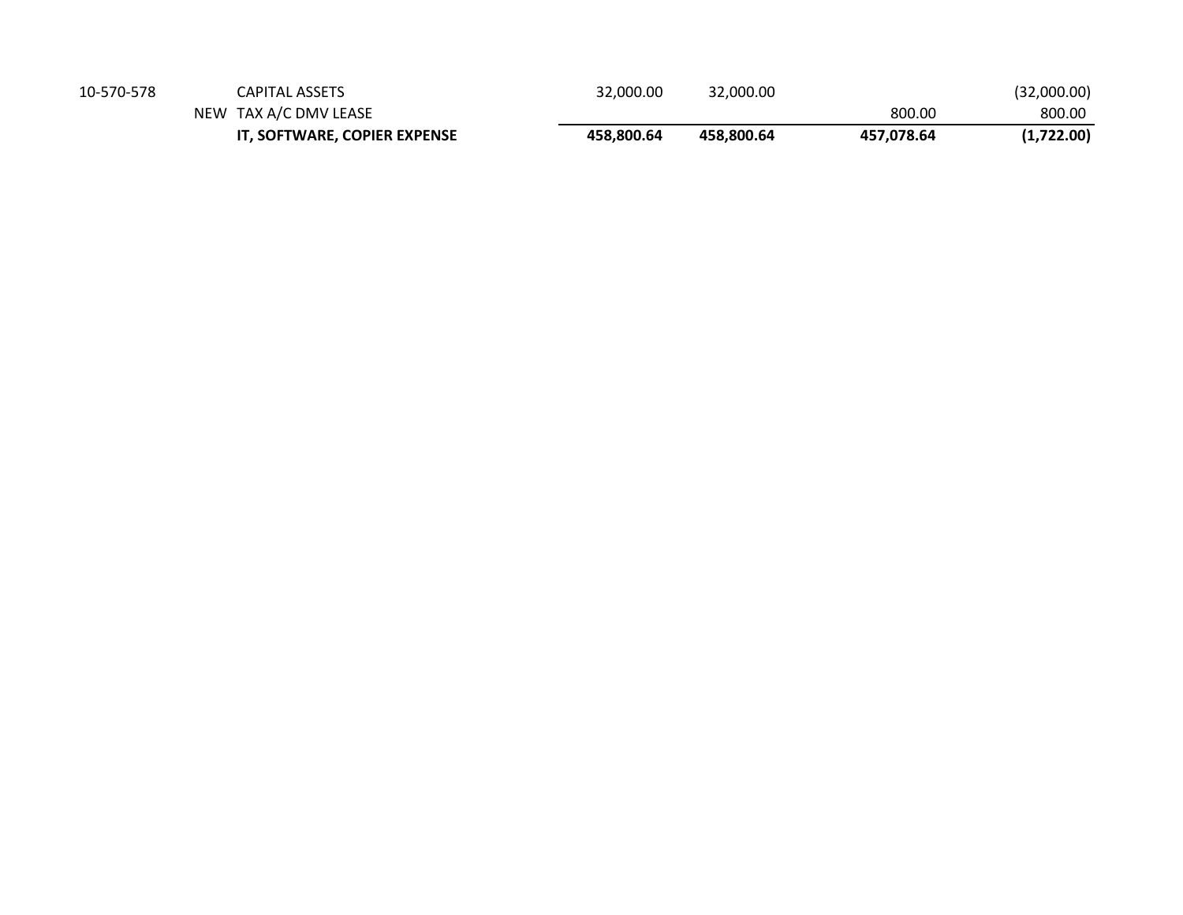| | | | | | | |
|---|---|---|---|---|---|---|
| 10-570-578 | | CAPITAL ASSETS | 32,000.00 | 32,000.00 | | (32,000.00) |
| | NEW | TAX A/C DMV LEASE | | | 800.00 | 800.00 |
| | | **IT, SOFTWARE, COPIER EXPENSE** | **458,800.64** | **458,800.64** | **457,078.64** | **(1,722.00)** |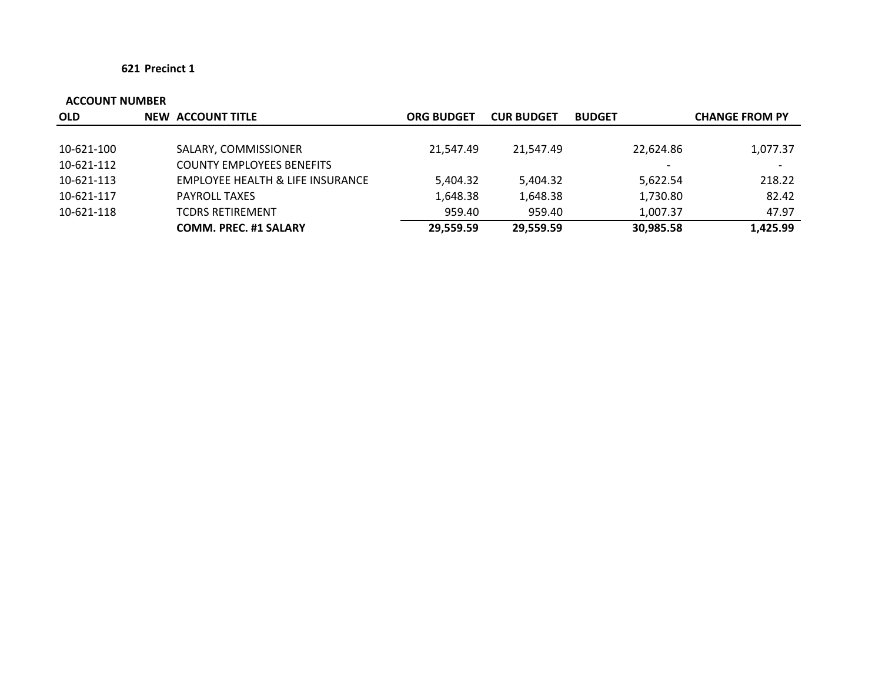**621 Precinct 1**

| ACCOUNT NUMBER | | | | | | |
|---|---|---|---|---|---|---|
| **OLD** | **NEW** | **ACCOUNT TITLE** | **ORG BUDGET** | **CUR BUDGET** | **BUDGET** | **CHANGE FROM PY** |
| 10-621-100 | | SALARY, COMMISSIONER | 21,547.49 | 21,547.49 | 22,624.86 | 1,077.37 |
| 10-621-112 | | COUNTY EMPLOYEES BENEFITS | | | - | - |
| 10-621-113 | | EMPLOYEE HEALTH & LIFE INSURANCE | 5,404.32 | 5,404.32 | 5,622.54 | 218.22 |
| 10-621-117 | | PAYROLL TAXES | 1,648.38 | 1,648.38 | 1,730.80 | 82.42 |
| 10-621-118 | | TCDRS RETIREMENT | 959.40 | 959.40 | 1,007.37 | 47.97 |
| | | **COMM. PREC. #1 SALARY** | **29,559.59** | **29,559.59** | **30,985.58** | **1,425.99** |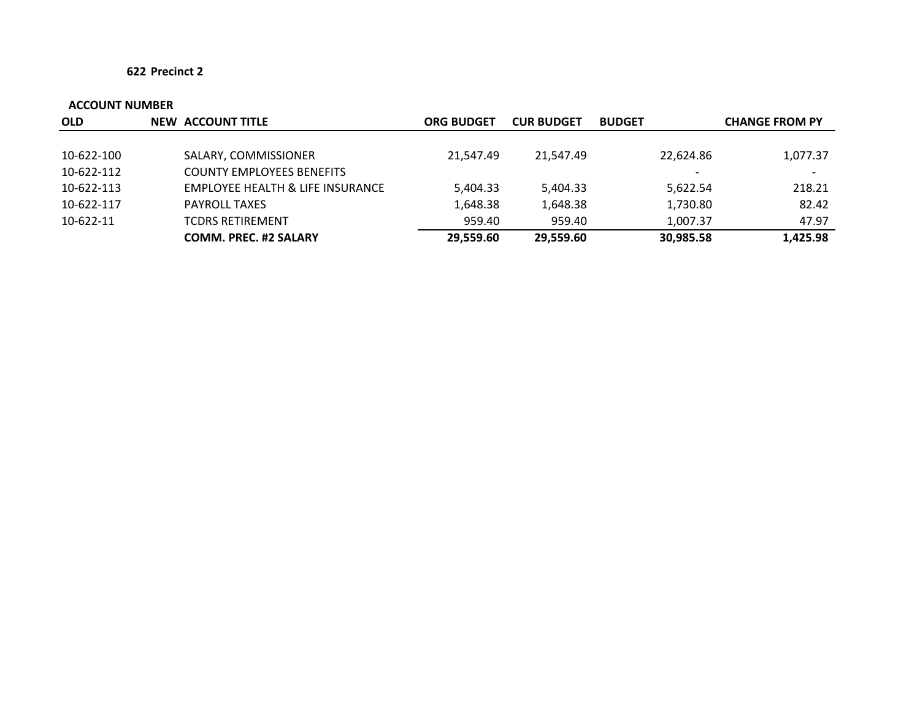**622 Precinct 2**

| ACCOUNT NUMBER | | | | | | |
|---|---|---|---|---|---|---|
| **OLD** | **NEW** | **ACCOUNT TITLE** | **ORG BUDGET** | **CUR BUDGET** | **BUDGET** | **CHANGE FROM PY** |
| 10-622-100 | | SALARY, COMMISSIONER | 21,547.49 | 21,547.49 | 22,624.86 | 1,077.37 |
| 10-622-112 | | COUNTY EMPLOYEES BENEFITS | | | - | - |
| 10-622-113 | | EMPLOYEE HEALTH & LIFE INSURANCE | 5,404.33 | 5,404.33 | 5,622.54 | 218.21 |
| 10-622-117 | | PAYROLL TAXES | 1,648.38 | 1,648.38 | 1,730.80 | 82.42 |
| 10-622-11 | | TCDRS RETIREMENT | 959.40 | 959.40 | 1,007.37 | 47.97 |
| | | **COMM. PREC. #2 SALARY** | **29,559.60** | **29,559.60** | **30,985.58** | **1,425.98** |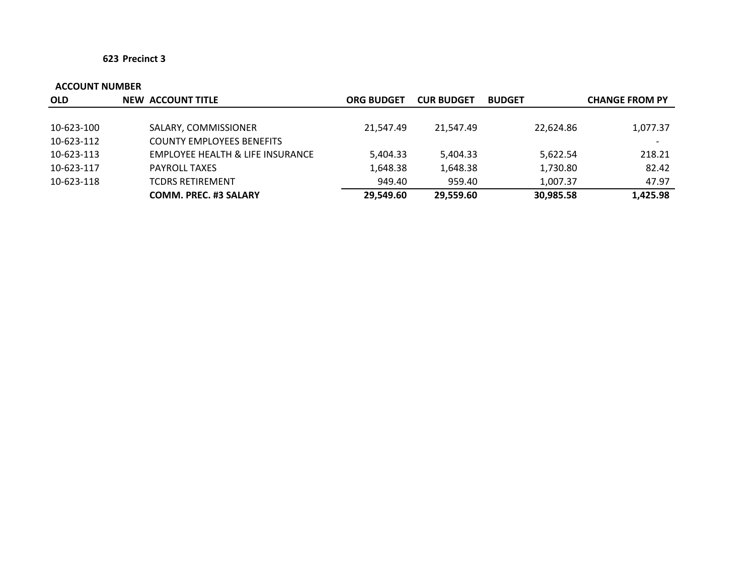**623 Precinct 3**

| ACCOUNT NUMBER | | | | | | |
|---|---|---|---|---|---|---|
| **OLD** | **NEW** | **ACCOUNT TITLE** | **ORG BUDGET** | **CUR BUDGET** | **BUDGET** | **CHANGE FROM PY** |
| 10-623-100 | | SALARY, COMMISSIONER | 21,547.49 | 21,547.49 | 22,624.86 | 1,077.37 |
| 10-623-112 | | COUNTY EMPLOYEES BENEFITS | | | | - |
| 10-623-113 | | EMPLOYEE HEALTH & LIFE INSURANCE | 5,404.33 | 5,404.33 | 5,622.54 | 218.21 |
| 10-623-117 | | PAYROLL TAXES | 1,648.38 | 1,648.38 | 1,730.80 | 82.42 |
| 10-623-118 | | TCDRS RETIREMENT | 949.40 | 959.40 | 1,007.37 | 47.97 |
| | | **COMM. PREC. #3 SALARY** | **29,549.60** | **29,559.60** | **30,985.58** | **1,425.98** |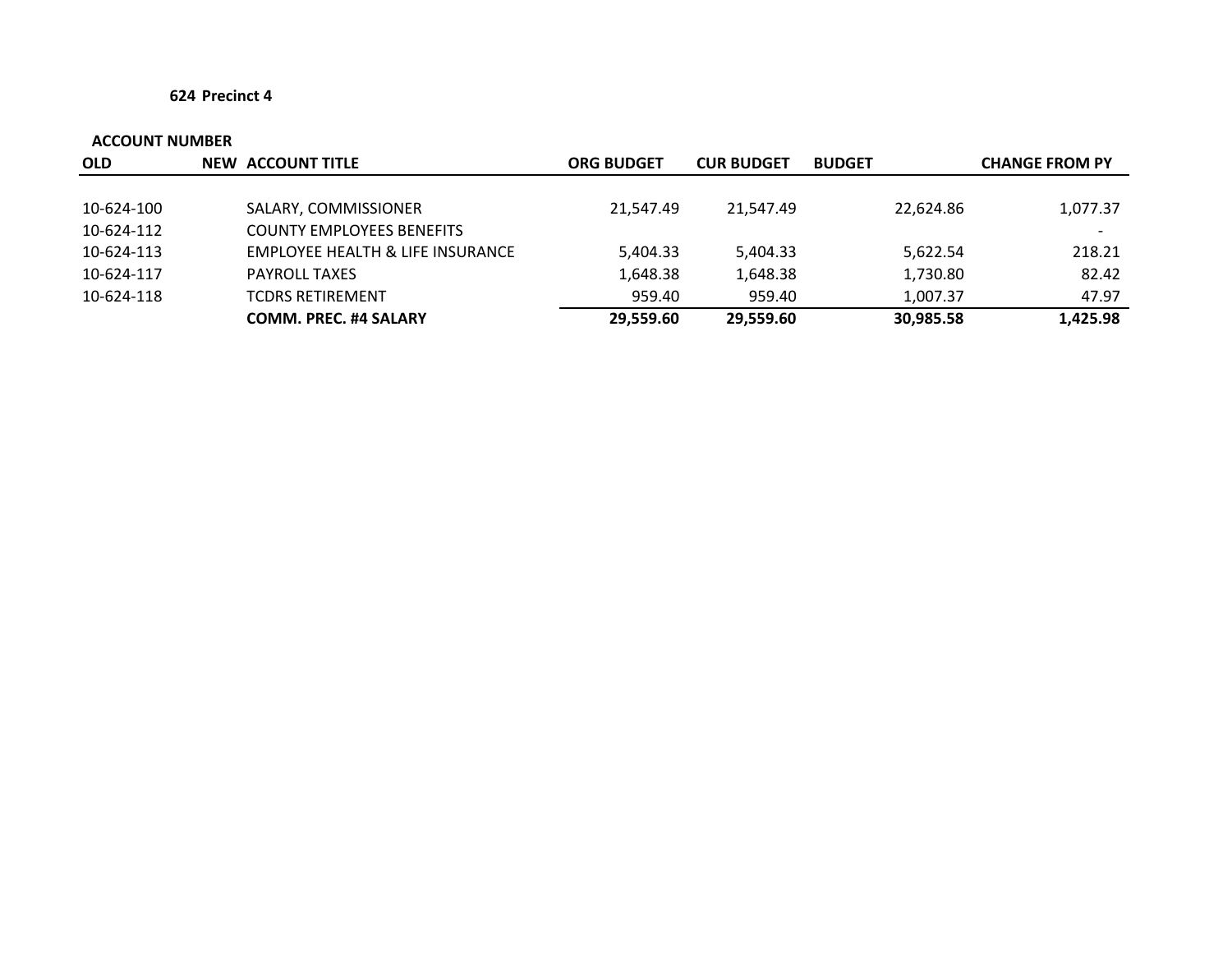**624 Precinct 4**

| ACCOUNT NUMBER | | | | | | |
|---|---|---|---|---|---|---|
| OLD | NEW | ACCOUNT TITLE | ORG BUDGET | CUR BUDGET | BUDGET | CHANGE FROM PY |
| 10-624-100 | | SALARY, COMMISSIONER | 21,547.49 | 21,547.49 | 22,624.86 | 1,077.37 |
| 10-624-112 | | COUNTY EMPLOYEES BENEFITS | | | | - |
| 10-624-113 | | EMPLOYEE HEALTH & LIFE INSURANCE | 5,404.33 | 5,404.33 | 5,622.54 | 218.21 |
| 10-624-117 | | PAYROLL TAXES | 1,648.38 | 1,648.38 | 1,730.80 | 82.42 |
| 10-624-118 | | TCDRS RETIREMENT | 959.40 | 959.40 | 1,007.37 | 47.97 |
| | | **COMM. PREC. #4 SALARY** | **29,559.60** | **29,559.60** | **30,985.58** | **1,425.98** |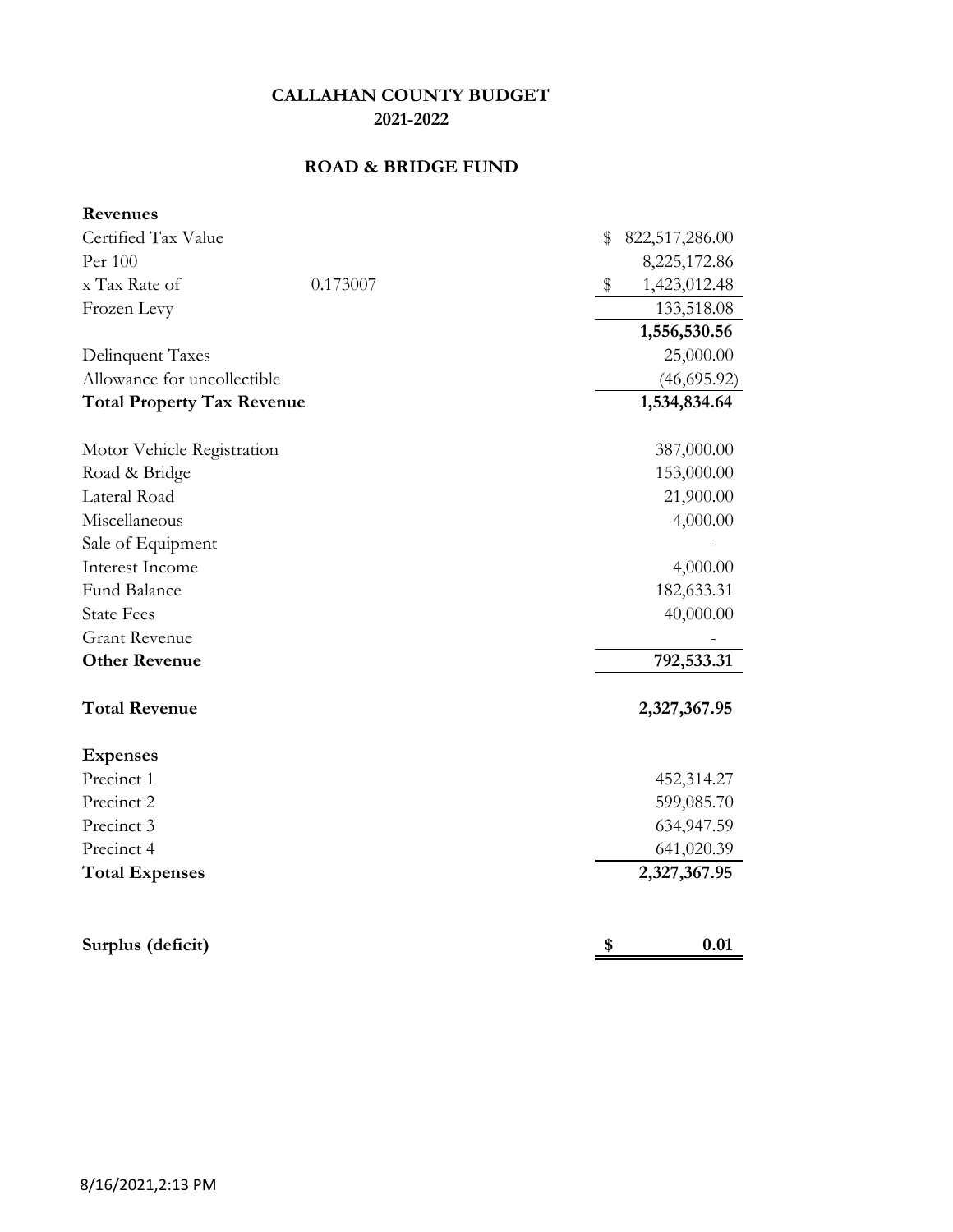**CALLAHAN COUNTY BUDGET**
**2021-2022**

**ROAD & BRIDGE FUND**

| | | |
|---|---|---|
| **Revenues** | | |
| Certified Tax Value | | $ 822,517,286.00 |
| Per 100 | | 8,225,172.86 |
| x Tax Rate of | 0.173007 | $ 1,423,012.48 |
| Frozen Levy | | 133,518.08 |
| | | **1,556,530.56** |
| Delinquent Taxes | | 25,000.00 |
| Allowance for uncollectible | | (46,695.92) |
| **Total Property Tax Revenue** | | **1,534,834.64** |
| | | |
| Motor Vehicle Registration | | 387,000.00 |
| Road & Bridge | | 153,000.00 |
| Lateral Road | | 21,900.00 |
| Miscellaneous | | 4,000.00 |
| Sale of Equipment | | - |
| Interest Income | | 4,000.00 |
| Fund Balance | | 182,633.31 |
| State Fees | | 40,000.00 |
| Grant Revenue | | - |
| **Other Revenue** | | **792,533.31** |
| | | |
| **Total Revenue** | | **2,327,367.95** |
| | | |
| **Expenses** | | |
| Precinct 1 | | 452,314.27 |
| Precinct 2 | | 599,085.70 |
| Precinct 3 | | 634,947.59 |
| Precinct 4 | | 641,020.39 |
| **Total Expenses** | | **2,327,367.95** |
| | | |
| **Surplus (deficit)** | | **$ 0.01** |

8/16/2021,2:13 PM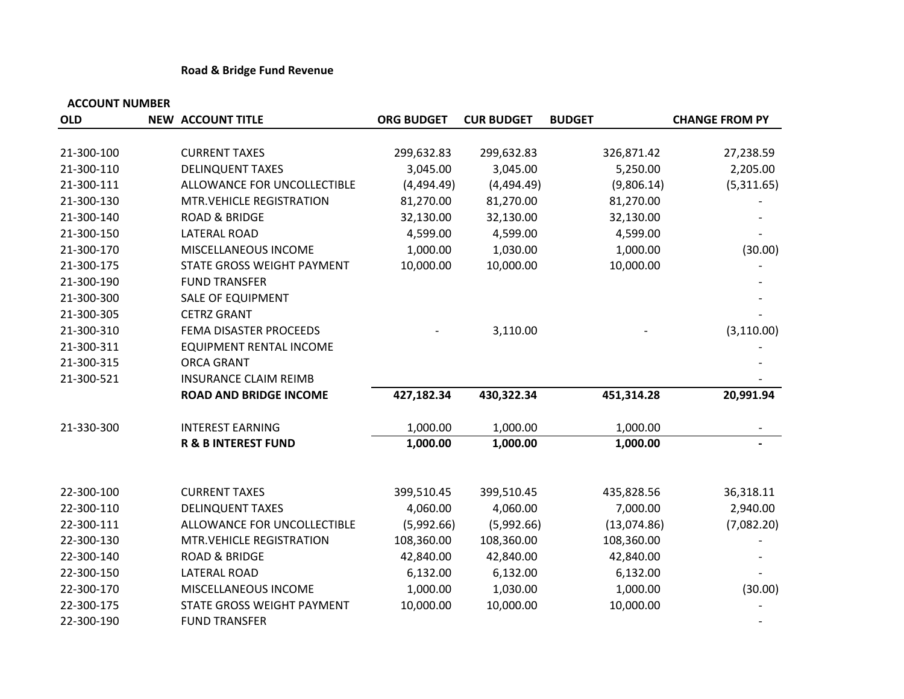**Road & Bridge Fund Revenue**

| ACCOUNT NUMBER | | | | | | |
|---|---|---|---|---|---|---|
| OLD | NEW | ACCOUNT TITLE | ORG BUDGET | CUR BUDGET | BUDGET | CHANGE FROM PY |
| 21-300-100 | | CURRENT TAXES | 299,632.83 | 299,632.83 | 326,871.42 | 27,238.59 |
| 21-300-110 | | DELINQUENT TAXES | 3,045.00 | 3,045.00 | 5,250.00 | 2,205.00 |
| 21-300-111 | | ALLOWANCE FOR UNCOLLECTIBLE | (4,494.49) | (4,494.49) | (9,806.14) | (5,311.65) |
| 21-300-130 | | MTR.VEHICLE REGISTRATION | 81,270.00 | 81,270.00 | 81,270.00 | - |
| 21-300-140 | | ROAD & BRIDGE | 32,130.00 | 32,130.00 | 32,130.00 | - |
| 21-300-150 | | LATERAL ROAD | 4,599.00 | 4,599.00 | 4,599.00 | - |
| 21-300-170 | | MISCELLANEOUS INCOME | 1,000.00 | 1,030.00 | 1,000.00 | (30.00) |
| 21-300-175 | | STATE GROSS WEIGHT PAYMENT | 10,000.00 | 10,000.00 | 10,000.00 | - |
| 21-300-190 | | FUND TRANSFER | | | | - |
| 21-300-300 | | SALE OF EQUIPMENT | | | | - |
| 21-300-305 | | CETRZ GRANT | | | | - |
| 21-300-310 | | FEMA DISASTER PROCEEDS | - | 3,110.00 | - | (3,110.00) |
| 21-300-311 | | EQUIPMENT RENTAL INCOME | | | | - |
| 21-300-315 | | ORCA GRANT | | | | - |
| 21-300-521 | | INSURANCE CLAIM REIMB | | | | - |
| | | **ROAD AND BRIDGE INCOME** | **427,182.34** | **430,322.34** | **451,314.28** | **20,991.94** |
| 21-330-300 | | INTEREST EARNING | 1,000.00 | 1,000.00 | 1,000.00 | - |
| | | **R & B INTEREST FUND** | **1,000.00** | **1,000.00** | **1,000.00** | **-** |
| 22-300-100 | | CURRENT TAXES | 399,510.45 | 399,510.45 | 435,828.56 | 36,318.11 |
| 22-300-110 | | DELINQUENT TAXES | 4,060.00 | 4,060.00 | 7,000.00 | 2,940.00 |
| 22-300-111 | | ALLOWANCE FOR UNCOLLECTIBLE | (5,992.66) | (5,992.66) | (13,074.86) | (7,082.20) |
| 22-300-130 | | MTR.VEHICLE REGISTRATION | 108,360.00 | 108,360.00 | 108,360.00 | - |
| 22-300-140 | | ROAD & BRIDGE | 42,840.00 | 42,840.00 | 42,840.00 | - |
| 22-300-150 | | LATERAL ROAD | 6,132.00 | 6,132.00 | 6,132.00 | - |
| 22-300-170 | | MISCELLANEOUS INCOME | 1,000.00 | 1,030.00 | 1,000.00 | (30.00) |
| 22-300-175 | | STATE GROSS WEIGHT PAYMENT | 10,000.00 | 10,000.00 | 10,000.00 | - |
| 22-300-190 | | FUND TRANSFER | | | | - |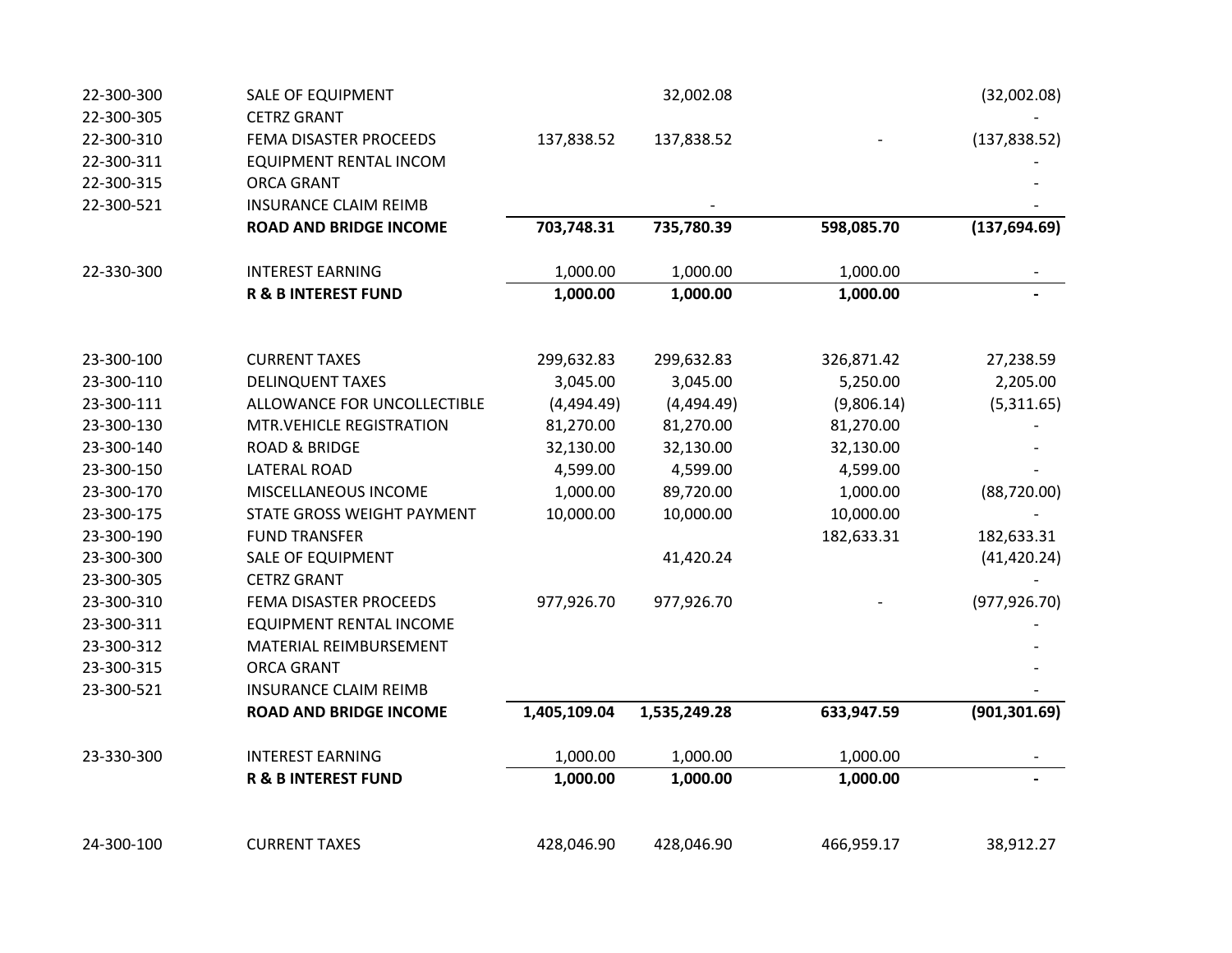| | | | | | |
|---|---|---|---|---|---|
| 22-300-300 | SALE OF EQUIPMENT | | 32,002.08 | | (32,002.08) |
| 22-300-305 | CETRZ GRANT | | | | - |
| 22-300-310 | FEMA DISASTER PROCEEDS | 137,838.52 | 137,838.52 | - | (137,838.52) |
| 22-300-311 | EQUIPMENT RENTAL INCOM | | | | - |
| 22-300-315 | ORCA GRANT | | | | - |
| 22-300-521 | INSURANCE CLAIM REIMB | | - | | - |
| | **ROAD AND BRIDGE INCOME** | **703,748.31** | **735,780.39** | **598,085.70** | **(137,694.69)** |
| | | | | | |
| 22-330-300 | INTEREST EARNING | 1,000.00 | 1,000.00 | 1,000.00 | - |
| | **R & B INTEREST FUND** | **1,000.00** | **1,000.00** | **1,000.00** | **-** |
| | | | | | |
| 23-300-100 | CURRENT TAXES | 299,632.83 | 299,632.83 | 326,871.42 | 27,238.59 |
| 23-300-110 | DELINQUENT TAXES | 3,045.00 | 3,045.00 | 5,250.00 | 2,205.00 |
| 23-300-111 | ALLOWANCE FOR UNCOLLECTIBLE | (4,494.49) | (4,494.49) | (9,806.14) | (5,311.65) |
| 23-300-130 | MTR.VEHICLE REGISTRATION | 81,270.00 | 81,270.00 | 81,270.00 | - |
| 23-300-140 | ROAD & BRIDGE | 32,130.00 | 32,130.00 | 32,130.00 | - |
| 23-300-150 | LATERAL ROAD | 4,599.00 | 4,599.00 | 4,599.00 | - |
| 23-300-170 | MISCELLANEOUS INCOME | 1,000.00 | 89,720.00 | 1,000.00 | (88,720.00) |
| 23-300-175 | STATE GROSS WEIGHT PAYMENT | 10,000.00 | 10,000.00 | 10,000.00 | - |
| 23-300-190 | FUND TRANSFER | | | 182,633.31 | 182,633.31 |
| 23-300-300 | SALE OF EQUIPMENT | | 41,420.24 | | (41,420.24) |
| 23-300-305 | CETRZ GRANT | | | | - |
| 23-300-310 | FEMA DISASTER PROCEEDS | 977,926.70 | 977,926.70 | - | (977,926.70) |
| 23-300-311 | EQUIPMENT RENTAL INCOME | | | | - |
| 23-300-312 | MATERIAL REIMBURSEMENT | | | | - |
| 23-300-315 | ORCA GRANT | | | | - |
| 23-300-521 | INSURANCE CLAIM REIMB | | | | - |
| | **ROAD AND BRIDGE INCOME** | **1,405,109.04** | **1,535,249.28** | **633,947.59** | **(901,301.69)** |
| | | | | | |
| 23-330-300 | INTEREST EARNING | 1,000.00 | 1,000.00 | 1,000.00 | - |
| | **R & B INTEREST FUND** | **1,000.00** | **1,000.00** | **1,000.00** | **-** |
| | | | | | |
| 24-300-100 | CURRENT TAXES | 428,046.90 | 428,046.90 | 466,959.17 | 38,912.27 |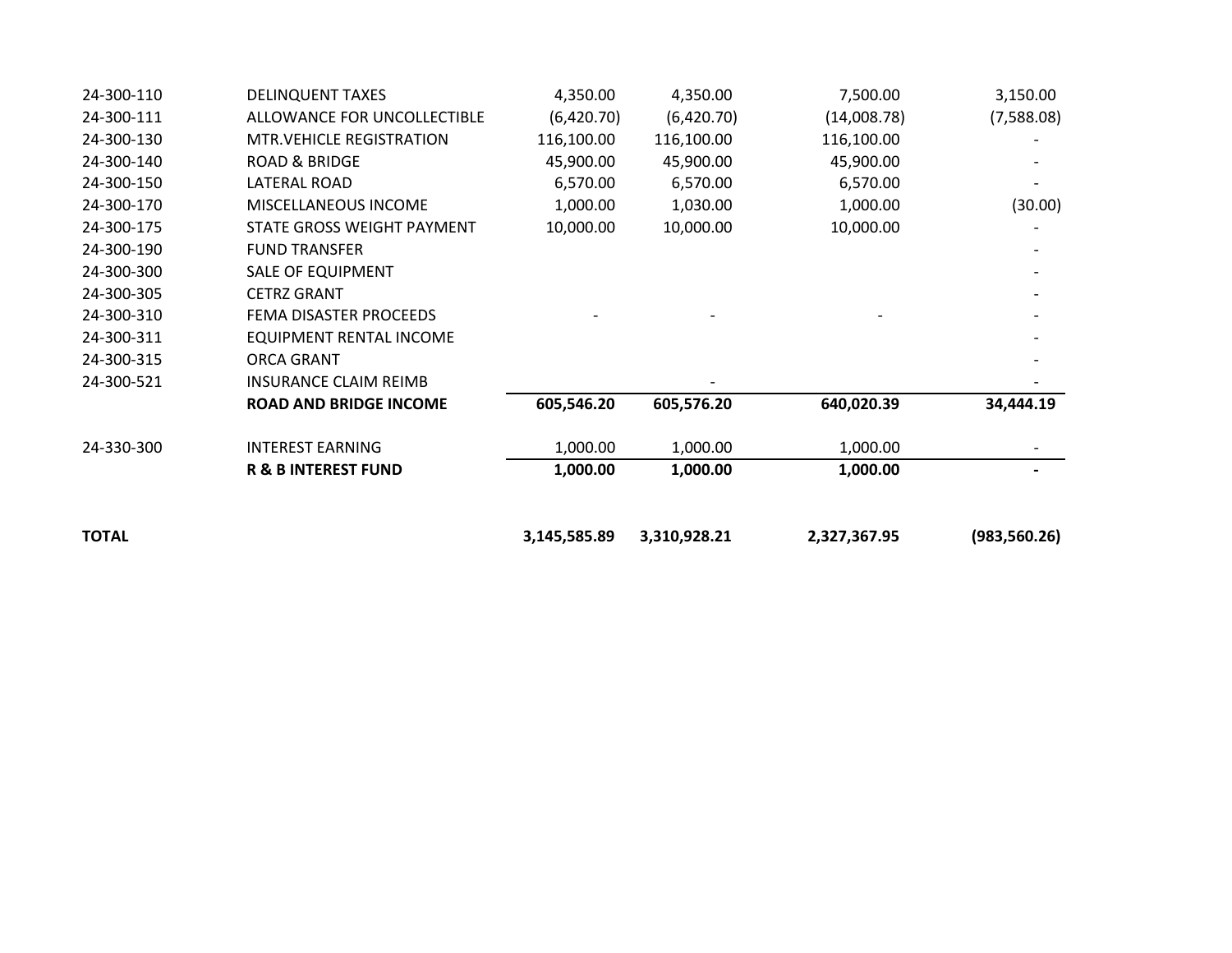| | | | | | |
|---|---|---|---|---|---|
| 24-300-110 | DELINQUENT TAXES | 4,350.00 | 4,350.00 | 7,500.00 | 3,150.00 |
| 24-300-111 | ALLOWANCE FOR UNCOLLECTIBLE | (6,420.70) | (6,420.70) | (14,008.78) | (7,588.08) |
| 24-300-130 | MTR.VEHICLE REGISTRATION | 116,100.00 | 116,100.00 | 116,100.00 | - |
| 24-300-140 | ROAD & BRIDGE | 45,900.00 | 45,900.00 | 45,900.00 | - |
| 24-300-150 | LATERAL ROAD | 6,570.00 | 6,570.00 | 6,570.00 | - |
| 24-300-170 | MISCELLANEOUS INCOME | 1,000.00 | 1,030.00 | 1,000.00 | (30.00) |
| 24-300-175 | STATE GROSS WEIGHT PAYMENT | 10,000.00 | 10,000.00 | 10,000.00 | - |
| 24-300-190 | FUND TRANSFER | | | | - |
| 24-300-300 | SALE OF EQUIPMENT | | | | - |
| 24-300-305 | CETRZ GRANT | | | | - |
| 24-300-310 | FEMA DISASTER PROCEEDS | - | - | - | - |
| 24-300-311 | EQUIPMENT RENTAL INCOME | | | | - |
| 24-300-315 | ORCA GRANT | | | | - |
| 24-300-521 | INSURANCE CLAIM REIMB | | - | | - |
| | **ROAD AND BRIDGE INCOME** | **605,546.20** | **605,576.20** | **640,020.39** | **34,444.19** |
| | | | | | |
| 24-330-300 | INTEREST EARNING | 1,000.00 | 1,000.00 | 1,000.00 | - |
| | **R & B INTEREST FUND** | **1,000.00** | **1,000.00** | **1,000.00** | **-** |
| | | | | | |
| **TOTAL** | | **3,145,585.89** | **3,310,928.21** | **2,327,367.95** | **(983,560.26)** |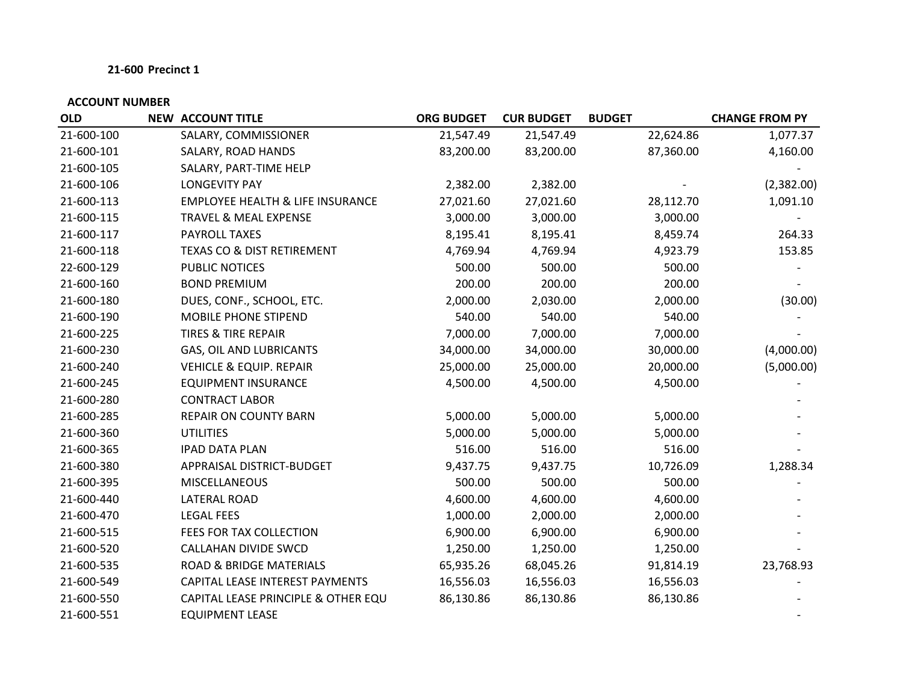**21-600 Precinct 1**

| ACCOUNT NUMBER | | | | | | |
|---|---|---|---|---|---|---|
| OLD | NEW | ACCOUNT TITLE | ORG BUDGET | CUR BUDGET | BUDGET | CHANGE FROM PY |
| 21-600-100 | | SALARY, COMMISSIONER | 21,547.49 | 21,547.49 | 22,624.86 | 1,077.37 |
| 21-600-101 | | SALARY, ROAD HANDS | 83,200.00 | 83,200.00 | 87,360.00 | 4,160.00 |
| 21-600-105 | | SALARY, PART-TIME HELP | | | | - |
| 21-600-106 | | LONGEVITY PAY | 2,382.00 | 2,382.00 | - | (2,382.00) |
| 21-600-113 | | EMPLOYEE HEALTH & LIFE INSURANCE | 27,021.60 | 27,021.60 | 28,112.70 | 1,091.10 |
| 21-600-115 | | TRAVEL & MEAL EXPENSE | 3,000.00 | 3,000.00 | 3,000.00 | - |
| 21-600-117 | | PAYROLL TAXES | 8,195.41 | 8,195.41 | 8,459.74 | 264.33 |
| 21-600-118 | | TEXAS CO & DIST RETIREMENT | 4,769.94 | 4,769.94 | 4,923.79 | 153.85 |
| 22-600-129 | | PUBLIC NOTICES | 500.00 | 500.00 | 500.00 | - |
| 21-600-160 | | BOND PREMIUM | 200.00 | 200.00 | 200.00 | - |
| 21-600-180 | | DUES, CONF., SCHOOL, ETC. | 2,000.00 | 2,030.00 | 2,000.00 | (30.00) |
| 21-600-190 | | MOBILE PHONE STIPEND | 540.00 | 540.00 | 540.00 | - |
| 21-600-225 | | TIRES & TIRE REPAIR | 7,000.00 | 7,000.00 | 7,000.00 | - |
| 21-600-230 | | GAS, OIL AND LUBRICANTS | 34,000.00 | 34,000.00 | 30,000.00 | (4,000.00) |
| 21-600-240 | | VEHICLE & EQUIP. REPAIR | 25,000.00 | 25,000.00 | 20,000.00 | (5,000.00) |
| 21-600-245 | | EQUIPMENT INSURANCE | 4,500.00 | 4,500.00 | 4,500.00 | - |
| 21-600-280 | | CONTRACT LABOR | | | | - |
| 21-600-285 | | REPAIR ON COUNTY BARN | 5,000.00 | 5,000.00 | 5,000.00 | - |
| 21-600-360 | | UTILITIES | 5,000.00 | 5,000.00 | 5,000.00 | - |
| 21-600-365 | | IPAD DATA PLAN | 516.00 | 516.00 | 516.00 | - |
| 21-600-380 | | APPRAISAL DISTRICT-BUDGET | 9,437.75 | 9,437.75 | 10,726.09 | 1,288.34 |
| 21-600-395 | | MISCELLANEOUS | 500.00 | 500.00 | 500.00 | - |
| 21-600-440 | | LATERAL ROAD | 4,600.00 | 4,600.00 | 4,600.00 | - |
| 21-600-470 | | LEGAL FEES | 1,000.00 | 2,000.00 | 2,000.00 | - |
| 21-600-515 | | FEES FOR TAX COLLECTION | 6,900.00 | 6,900.00 | 6,900.00 | - |
| 21-600-520 | | CALLAHAN DIVIDE SWCD | 1,250.00 | 1,250.00 | 1,250.00 | - |
| 21-600-535 | | ROAD & BRIDGE MATERIALS | 65,935.26 | 68,045.26 | 91,814.19 | 23,768.93 |
| 21-600-549 | | CAPITAL LEASE INTEREST PAYMENTS | 16,556.03 | 16,556.03 | 16,556.03 | - |
| 21-600-550 | | CAPITAL LEASE PRINCIPLE & OTHER EQU | 86,130.86 | 86,130.86 | 86,130.86 | - |
| 21-600-551 | | EQUIPMENT LEASE | | | | - |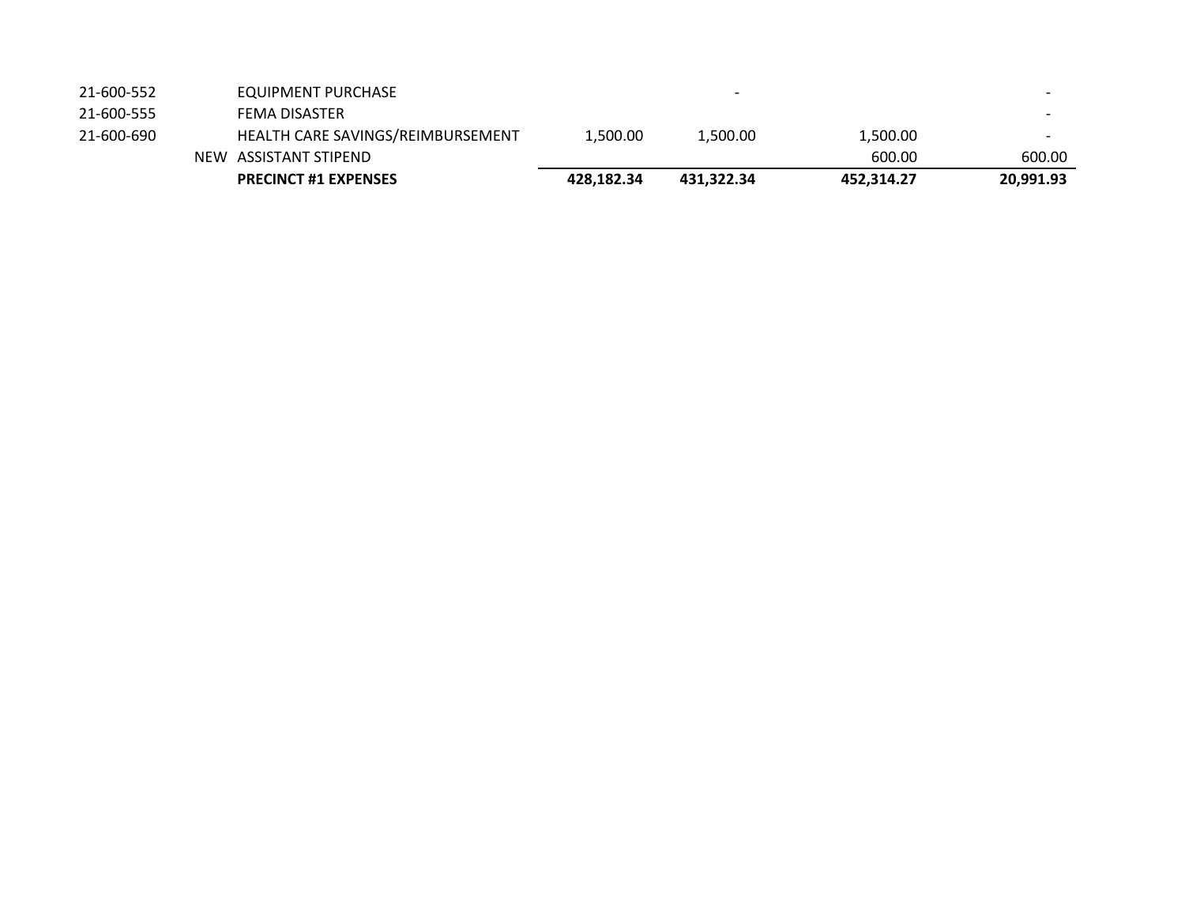| | | | | | | |
|---|---|---|---|---|---|---|
| 21-600-552 | | EQUIPMENT PURCHASE | | - | | - |
| 21-600-555 | | FEMA DISASTER | | | | - |
| 21-600-690 | | HEALTH CARE SAVINGS/REIMBURSEMENT | 1,500.00 | 1,500.00 | 1,500.00 | - |
| | NEW | ASSISTANT STIPEND | | | 600.00 | 600.00 |
| | | **PRECINCT #1 EXPENSES** | **428,182.34** | **431,322.34** | **452,314.27** | **20,991.93** |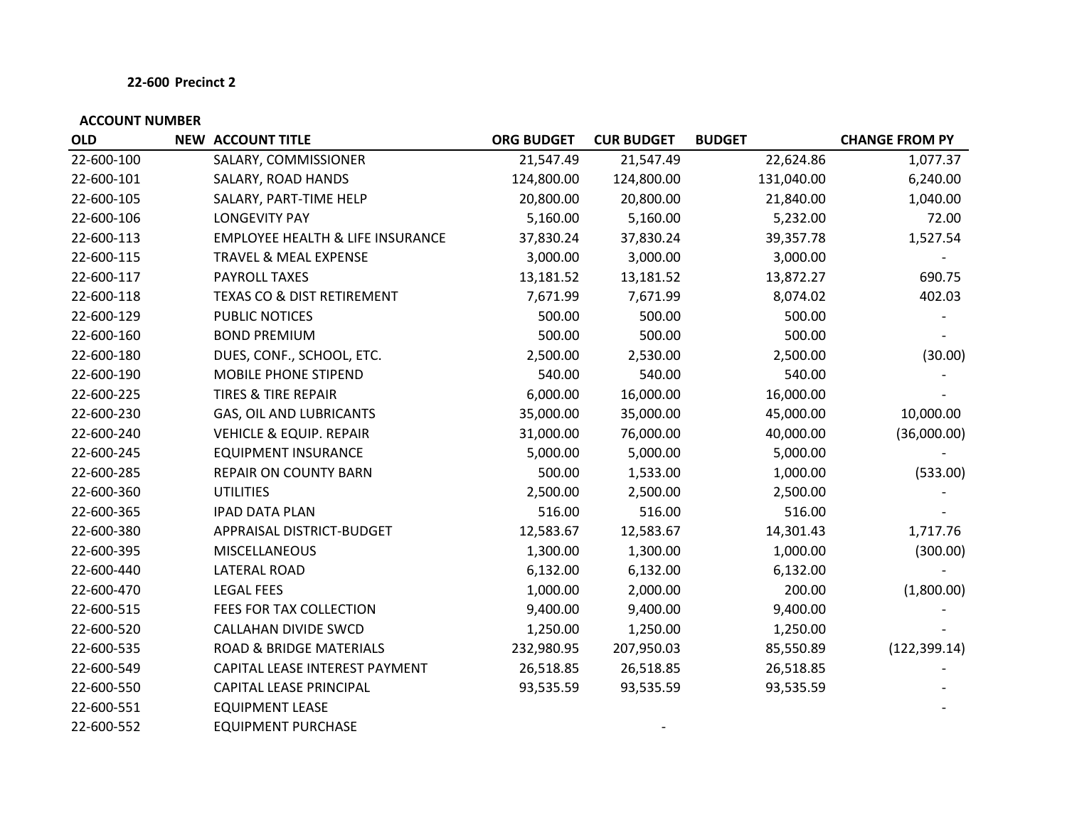**22-600 Precinct 2**

| ACCOUNT NUMBER OLD | NEW | ACCOUNT TITLE | ORG BUDGET | CUR BUDGET | BUDGET | CHANGE FROM PY |
|---|---|---|---|---|---|---|
| 22-600-100 | | SALARY, COMMISSIONER | 21,547.49 | 21,547.49 | 22,624.86 | 1,077.37 |
| 22-600-101 | | SALARY, ROAD HANDS | 124,800.00 | 124,800.00 | 131,040.00 | 6,240.00 |
| 22-600-105 | | SALARY, PART-TIME HELP | 20,800.00 | 20,800.00 | 21,840.00 | 1,040.00 |
| 22-600-106 | | LONGEVITY PAY | 5,160.00 | 5,160.00 | 5,232.00 | 72.00 |
| 22-600-113 | | EMPLOYEE HEALTH & LIFE INSURANCE | 37,830.24 | 37,830.24 | 39,357.78 | 1,527.54 |
| 22-600-115 | | TRAVEL & MEAL EXPENSE | 3,000.00 | 3,000.00 | 3,000.00 | - |
| 22-600-117 | | PAYROLL TAXES | 13,181.52 | 13,181.52 | 13,872.27 | 690.75 |
| 22-600-118 | | TEXAS CO & DIST RETIREMENT | 7,671.99 | 7,671.99 | 8,074.02 | 402.03 |
| 22-600-129 | | PUBLIC NOTICES | 500.00 | 500.00 | 500.00 | - |
| 22-600-160 | | BOND PREMIUM | 500.00 | 500.00 | 500.00 | - |
| 22-600-180 | | DUES, CONF., SCHOOL, ETC. | 2,500.00 | 2,530.00 | 2,500.00 | (30.00) |
| 22-600-190 | | MOBILE PHONE STIPEND | 540.00 | 540.00 | 540.00 | - |
| 22-600-225 | | TIRES & TIRE REPAIR | 6,000.00 | 16,000.00 | 16,000.00 | - |
| 22-600-230 | | GAS, OIL AND LUBRICANTS | 35,000.00 | 35,000.00 | 45,000.00 | 10,000.00 |
| 22-600-240 | | VEHICLE & EQUIP. REPAIR | 31,000.00 | 76,000.00 | 40,000.00 | (36,000.00) |
| 22-600-245 | | EQUIPMENT INSURANCE | 5,000.00 | 5,000.00 | 5,000.00 | - |
| 22-600-285 | | REPAIR ON COUNTY BARN | 500.00 | 1,533.00 | 1,000.00 | (533.00) |
| 22-600-360 | | UTILITIES | 2,500.00 | 2,500.00 | 2,500.00 | - |
| 22-600-365 | | IPAD DATA PLAN | 516.00 | 516.00 | 516.00 | - |
| 22-600-380 | | APPRAISAL DISTRICT-BUDGET | 12,583.67 | 12,583.67 | 14,301.43 | 1,717.76 |
| 22-600-395 | | MISCELLANEOUS | 1,300.00 | 1,300.00 | 1,000.00 | (300.00) |
| 22-600-440 | | LATERAL ROAD | 6,132.00 | 6,132.00 | 6,132.00 | - |
| 22-600-470 | | LEGAL FEES | 1,000.00 | 2,000.00 | 200.00 | (1,800.00) |
| 22-600-515 | | FEES FOR TAX COLLECTION | 9,400.00 | 9,400.00 | 9,400.00 | - |
| 22-600-520 | | CALLAHAN DIVIDE SWCD | 1,250.00 | 1,250.00 | 1,250.00 | - |
| 22-600-535 | | ROAD & BRIDGE MATERIALS | 232,980.95 | 207,950.03 | 85,550.89 | (122,399.14) |
| 22-600-549 | | CAPITAL LEASE INTEREST PAYMENT | 26,518.85 | 26,518.85 | 26,518.85 | - |
| 22-600-550 | | CAPITAL LEASE PRINCIPAL | 93,535.59 | 93,535.59 | 93,535.59 | - |
| 22-600-551 | | EQUIPMENT LEASE | | | | - |
| 22-600-552 | | EQUIPMENT PURCHASE | | - | | |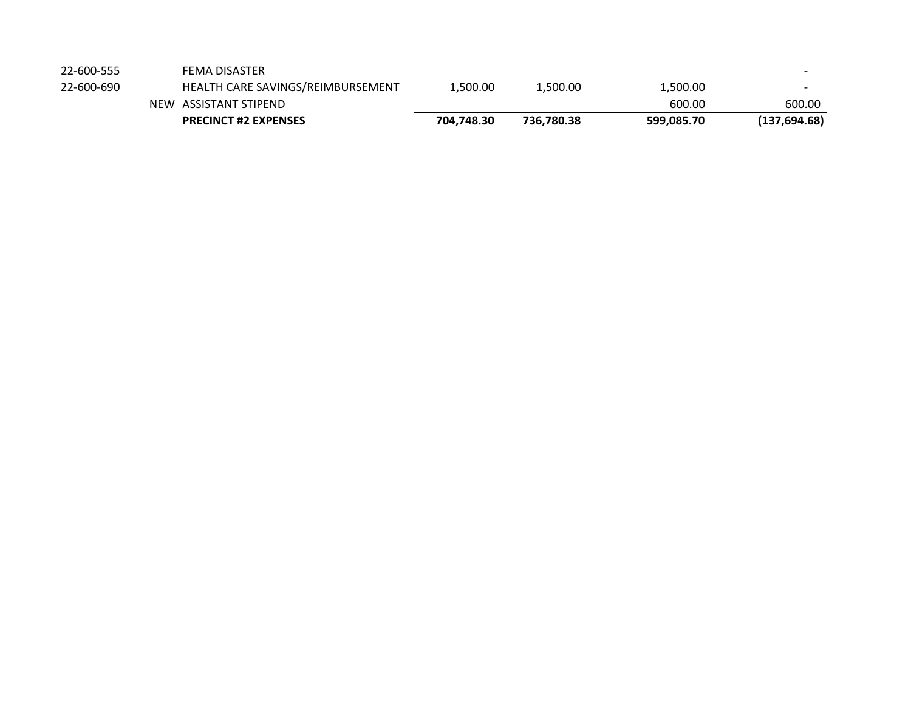| | | | | | | |
|---|---|---|---|---|---|---|
| 22-600-555 | | FEMA DISASTER | | | | - |
| 22-600-690 | | HEALTH CARE SAVINGS/REIMBURSEMENT | 1,500.00 | 1,500.00 | 1,500.00 | - |
| | NEW | ASSISTANT STIPEND | | | 600.00 | 600.00 |
| | | **PRECINCT #2 EXPENSES** | **704,748.30** | **736,780.38** | **599,085.70** | **(137,694.68)** |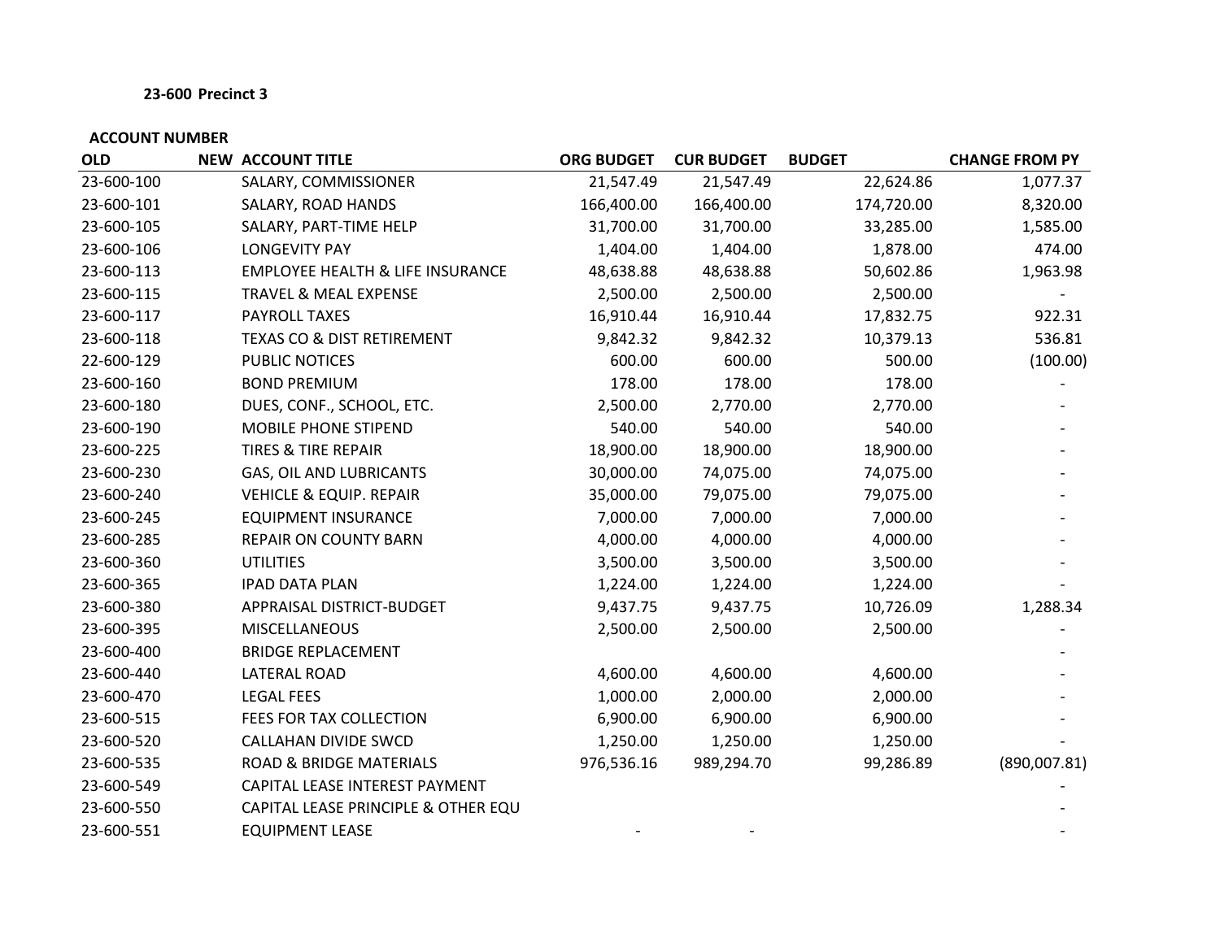**23-600 Precinct 3**

**ACCOUNT NUMBER**

| OLD | NEW | ACCOUNT TITLE | ORG BUDGET | CUR BUDGET | BUDGET | CHANGE FROM PY |
|---|---|---|---|---|---|---|
| 23-600-100 | | SALARY, COMMISSIONER | 21,547.49 | 21,547.49 | 22,624.86 | 1,077.37 |
| 23-600-101 | | SALARY, ROAD HANDS | 166,400.00 | 166,400.00 | 174,720.00 | 8,320.00 |
| 23-600-105 | | SALARY, PART-TIME HELP | 31,700.00 | 31,700.00 | 33,285.00 | 1,585.00 |
| 23-600-106 | | LONGEVITY PAY | 1,404.00 | 1,404.00 | 1,878.00 | 474.00 |
| 23-600-113 | | EMPLOYEE HEALTH & LIFE INSURANCE | 48,638.88 | 48,638.88 | 50,602.86 | 1,963.98 |
| 23-600-115 | | TRAVEL & MEAL EXPENSE | 2,500.00 | 2,500.00 | 2,500.00 | - |
| 23-600-117 | | PAYROLL TAXES | 16,910.44 | 16,910.44 | 17,832.75 | 922.31 |
| 23-600-118 | | TEXAS CO & DIST RETIREMENT | 9,842.32 | 9,842.32 | 10,379.13 | 536.81 |
| 22-600-129 | | PUBLIC NOTICES | 600.00 | 600.00 | 500.00 | (100.00) |
| 23-600-160 | | BOND PREMIUM | 178.00 | 178.00 | 178.00 | - |
| 23-600-180 | | DUES, CONF., SCHOOL, ETC. | 2,500.00 | 2,770.00 | 2,770.00 | - |
| 23-600-190 | | MOBILE PHONE STIPEND | 540.00 | 540.00 | 540.00 | - |
| 23-600-225 | | TIRES & TIRE REPAIR | 18,900.00 | 18,900.00 | 18,900.00 | - |
| 23-600-230 | | GAS, OIL AND LUBRICANTS | 30,000.00 | 74,075.00 | 74,075.00 | - |
| 23-600-240 | | VEHICLE & EQUIP. REPAIR | 35,000.00 | 79,075.00 | 79,075.00 | - |
| 23-600-245 | | EQUIPMENT INSURANCE | 7,000.00 | 7,000.00 | 7,000.00 | - |
| 23-600-285 | | REPAIR ON COUNTY BARN | 4,000.00 | 4,000.00 | 4,000.00 | - |
| 23-600-360 | | UTILITIES | 3,500.00 | 3,500.00 | 3,500.00 | - |
| 23-600-365 | | IPAD DATA PLAN | 1,224.00 | 1,224.00 | 1,224.00 | - |
| 23-600-380 | | APPRAISAL DISTRICT-BUDGET | 9,437.75 | 9,437.75 | 10,726.09 | 1,288.34 |
| 23-600-395 | | MISCELLANEOUS | 2,500.00 | 2,500.00 | 2,500.00 | - |
| 23-600-400 | | BRIDGE REPLACEMENT | | | | - |
| 23-600-440 | | LATERAL ROAD | 4,600.00 | 4,600.00 | 4,600.00 | - |
| 23-600-470 | | LEGAL FEES | 1,000.00 | 2,000.00 | 2,000.00 | - |
| 23-600-515 | | FEES FOR TAX COLLECTION | 6,900.00 | 6,900.00 | 6,900.00 | - |
| 23-600-520 | | CALLAHAN DIVIDE SWCD | 1,250.00 | 1,250.00 | 1,250.00 | - |
| 23-600-535 | | ROAD & BRIDGE MATERIALS | 976,536.16 | 989,294.70 | 99,286.89 | (890,007.81) |
| 23-600-549 | | CAPITAL LEASE INTEREST PAYMENT | | | | - |
| 23-600-550 | | CAPITAL LEASE PRINCIPLE & OTHER EQU | | | | - |
| 23-600-551 | | EQUIPMENT LEASE | - | - | | - |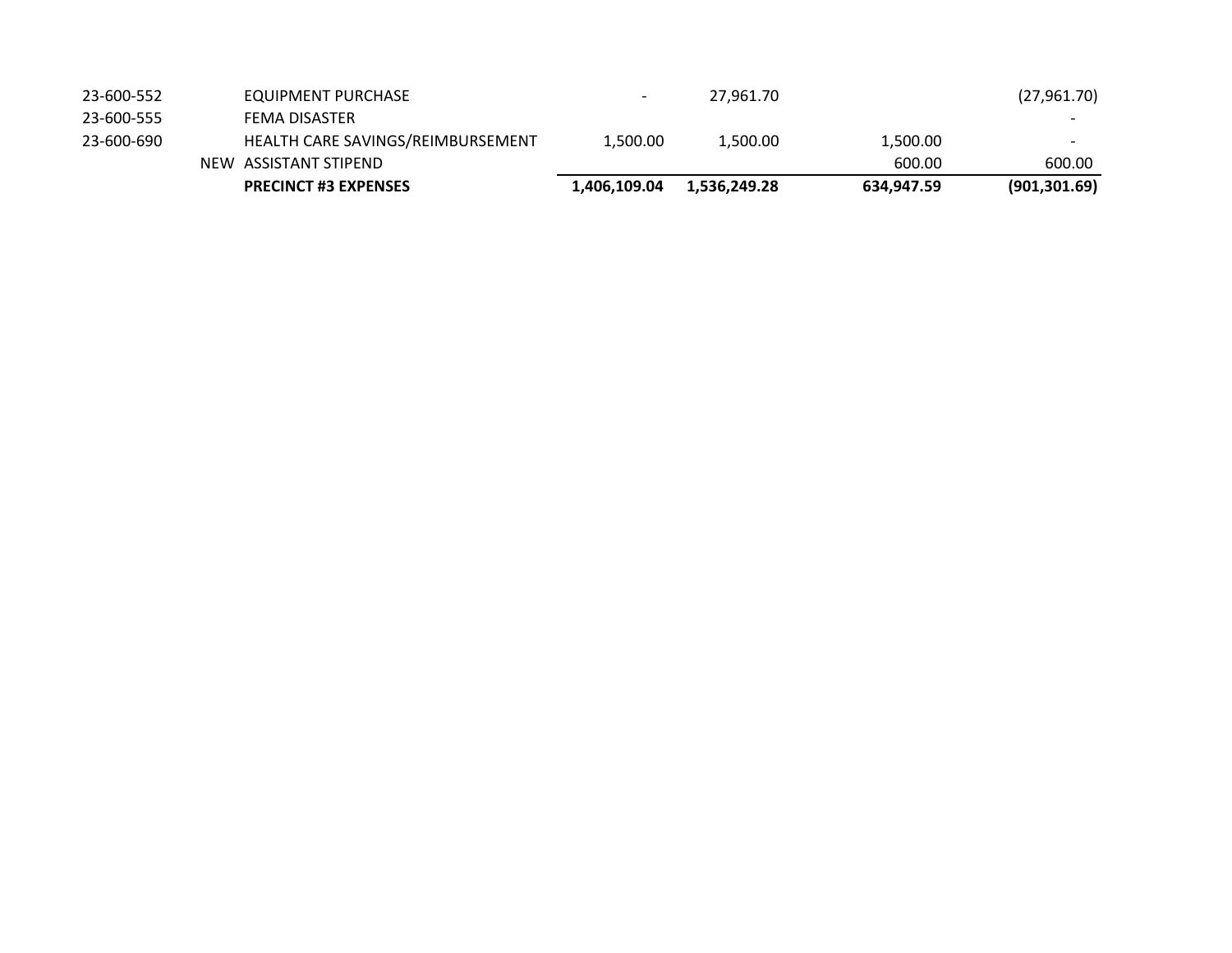| Account | | Description | | | | |
|---|---|---|---|---|---|---|
| 23-600-552 | | EQUIPMENT PURCHASE | - | 27,961.70 | | (27,961.70) |
| 23-600-555 | | FEMA DISASTER | | | | - |
| 23-600-690 | | HEALTH CARE SAVINGS/REIMBURSEMENT | 1,500.00 | 1,500.00 | 1,500.00 | - |
| | NEW | ASSISTANT STIPEND | | | 600.00 | 600.00 |
| | | **PRECINCT #3 EXPENSES** | **1,406,109.04** | **1,536,249.28** | **634,947.59** | **(901,301.69)** |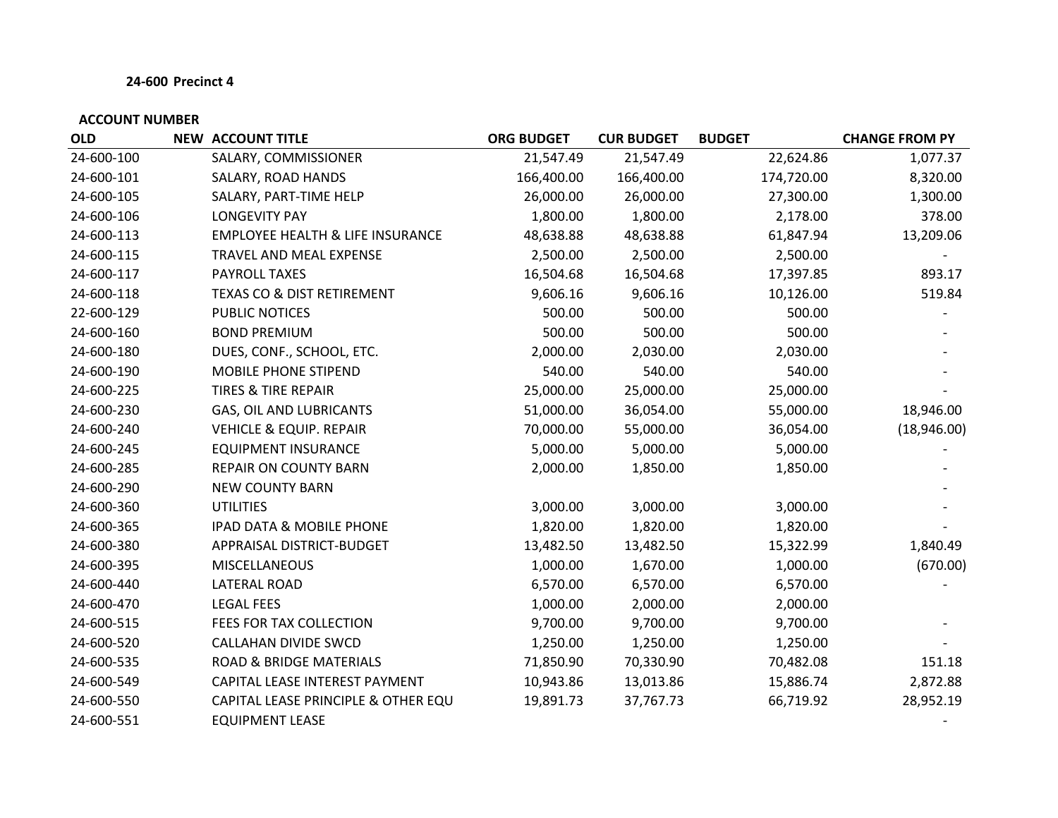**24-600 Precinct 4**

| ACCOUNT NUMBER | | | | | | |
|---|---|---|---|---|---|---|
| OLD | NEW | ACCOUNT TITLE | ORG BUDGET | CUR BUDGET | BUDGET | CHANGE FROM PY |
| 24-600-100 | | SALARY, COMMISSIONER | 21,547.49 | 21,547.49 | 22,624.86 | 1,077.37 |
| 24-600-101 | | SALARY, ROAD HANDS | 166,400.00 | 166,400.00 | 174,720.00 | 8,320.00 |
| 24-600-105 | | SALARY, PART-TIME HELP | 26,000.00 | 26,000.00 | 27,300.00 | 1,300.00 |
| 24-600-106 | | LONGEVITY PAY | 1,800.00 | 1,800.00 | 2,178.00 | 378.00 |
| 24-600-113 | | EMPLOYEE HEALTH & LIFE INSURANCE | 48,638.88 | 48,638.88 | 61,847.94 | 13,209.06 |
| 24-600-115 | | TRAVEL AND MEAL EXPENSE | 2,500.00 | 2,500.00 | 2,500.00 | - |
| 24-600-117 | | PAYROLL TAXES | 16,504.68 | 16,504.68 | 17,397.85 | 893.17 |
| 24-600-118 | | TEXAS CO & DIST RETIREMENT | 9,606.16 | 9,606.16 | 10,126.00 | 519.84 |
| 22-600-129 | | PUBLIC NOTICES | 500.00 | 500.00 | 500.00 | - |
| 24-600-160 | | BOND PREMIUM | 500.00 | 500.00 | 500.00 | - |
| 24-600-180 | | DUES, CONF., SCHOOL, ETC. | 2,000.00 | 2,030.00 | 2,030.00 | - |
| 24-600-190 | | MOBILE PHONE STIPEND | 540.00 | 540.00 | 540.00 | - |
| 24-600-225 | | TIRES & TIRE REPAIR | 25,000.00 | 25,000.00 | 25,000.00 | - |
| 24-600-230 | | GAS, OIL AND LUBRICANTS | 51,000.00 | 36,054.00 | 55,000.00 | 18,946.00 |
| 24-600-240 | | VEHICLE & EQUIP. REPAIR | 70,000.00 | 55,000.00 | 36,054.00 | (18,946.00) |
| 24-600-245 | | EQUIPMENT INSURANCE | 5,000.00 | 5,000.00 | 5,000.00 | - |
| 24-600-285 | | REPAIR ON COUNTY BARN | 2,000.00 | 1,850.00 | 1,850.00 | - |
| 24-600-290 | | NEW COUNTY BARN | | | | - |
| 24-600-360 | | UTILITIES | 3,000.00 | 3,000.00 | 3,000.00 | - |
| 24-600-365 | | IPAD DATA & MOBILE PHONE | 1,820.00 | 1,820.00 | 1,820.00 | - |
| 24-600-380 | | APPRAISAL DISTRICT-BUDGET | 13,482.50 | 13,482.50 | 15,322.99 | 1,840.49 |
| 24-600-395 | | MISCELLANEOUS | 1,000.00 | 1,670.00 | 1,000.00 | (670.00) |
| 24-600-440 | | LATERAL ROAD | 6,570.00 | 6,570.00 | 6,570.00 | - |
| 24-600-470 | | LEGAL FEES | 1,000.00 | 2,000.00 | 2,000.00 | |
| 24-600-515 | | FEES FOR TAX COLLECTION | 9,700.00 | 9,700.00 | 9,700.00 | - |
| 24-600-520 | | CALLAHAN DIVIDE SWCD | 1,250.00 | 1,250.00 | 1,250.00 | - |
| 24-600-535 | | ROAD & BRIDGE MATERIALS | 71,850.90 | 70,330.90 | 70,482.08 | 151.18 |
| 24-600-549 | | CAPITAL LEASE INTEREST PAYMENT | 10,943.86 | 13,013.86 | 15,886.74 | 2,872.88 |
| 24-600-550 | | CAPITAL LEASE PRINCIPLE & OTHER EQU | 19,891.73 | 37,767.73 | 66,719.92 | 28,952.19 |
| 24-600-551 | | EQUIPMENT LEASE | | | | - |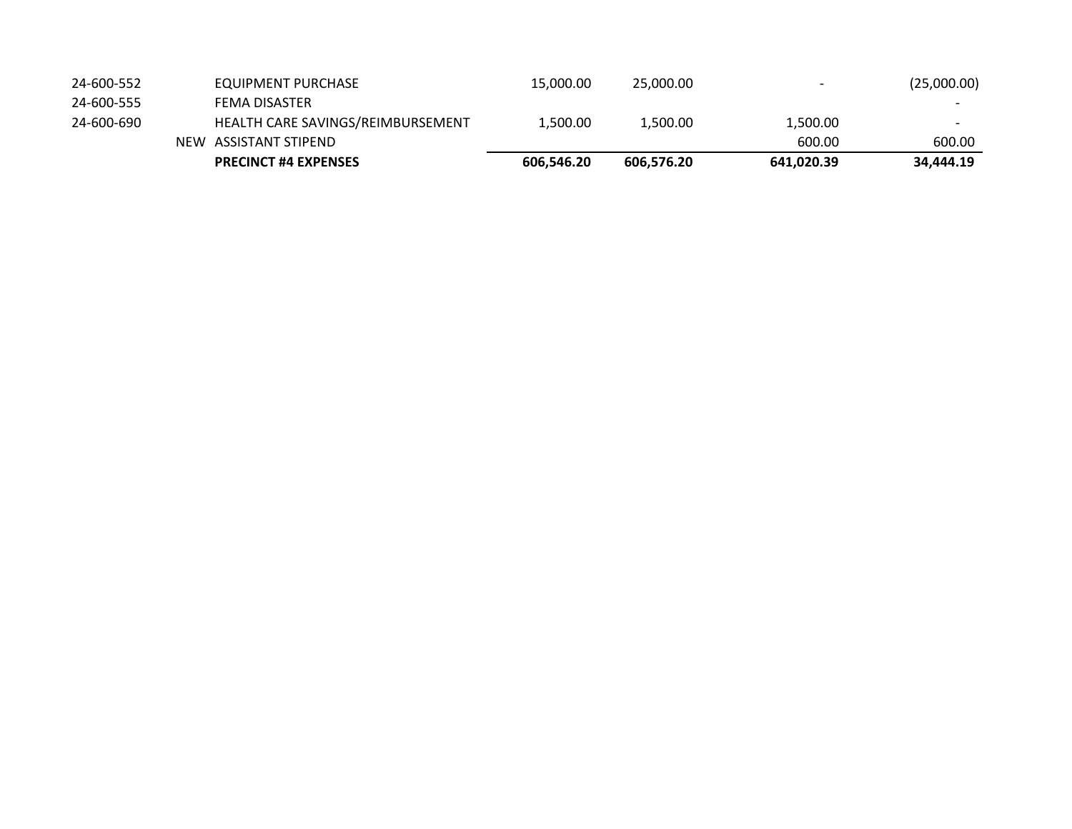| | | | | | | |
|---|---|---|---|---|---|---|
| 24-600-552 | | EQUIPMENT PURCHASE | 15,000.00 | 25,000.00 | - | (25,000.00) |
| 24-600-555 | | FEMA DISASTER | | | | - |
| 24-600-690 | | HEALTH CARE SAVINGS/REIMBURSEMENT | 1,500.00 | 1,500.00 | 1,500.00 | - |
| | NEW | ASSISTANT STIPEND | | | 600.00 | 600.00 |
| | | **PRECINCT #4 EXPENSES** | **606,546.20** | **606,576.20** | **641,020.39** | **34,444.19** |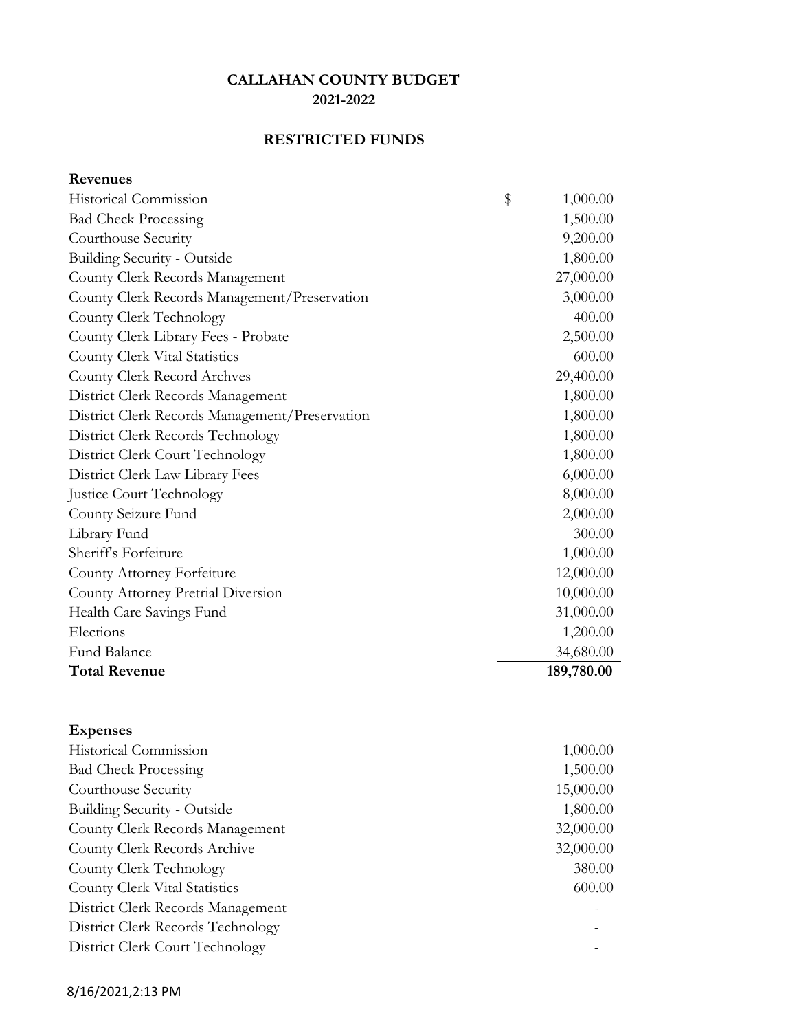**CALLAHAN COUNTY BUDGET**
**2021-2022**

**RESTRICTED FUNDS**

| **Revenues** | |
|---|---|
| Historical Commission | $ 1,000.00 |
| Bad Check Processing | 1,500.00 |
| Courthouse Security | 9,200.00 |
| Building Security - Outside | 1,800.00 |
| County Clerk Records Management | 27,000.00 |
| County Clerk Records Management/Preservation | 3,000.00 |
| County Clerk Technology | 400.00 |
| County Clerk Library Fees - Probate | 2,500.00 |
| County Clerk Vital Statistics | 600.00 |
| County Clerk Record Archves | 29,400.00 |
| District Clerk Records Management | 1,800.00 |
| District Clerk Records Management/Preservation | 1,800.00 |
| District Clerk Records Technology | 1,800.00 |
| District Clerk Court Technology | 1,800.00 |
| District Clerk Law Library Fees | 6,000.00 |
| Justice Court Technology | 8,000.00 |
| County Seizure Fund | 2,000.00 |
| Library Fund | 300.00 |
| Sheriff's Forfeiture | 1,000.00 |
| County Attorney Forfeiture | 12,000.00 |
| County Attorney Pretrial Diversion | 10,000.00 |
| Health Care Savings Fund | 31,000.00 |
| Elections | 1,200.00 |
| Fund Balance | 34,680.00 |
| **Total Revenue** | **189,780.00** |

| **Expenses** | |
|---|---|
| Historical Commission | 1,000.00 |
| Bad Check Processing | 1,500.00 |
| Courthouse Security | 15,000.00 |
| Building Security - Outside | 1,800.00 |
| County Clerk Records Management | 32,000.00 |
| County Clerk Records Archive | 32,000.00 |
| County Clerk Technology | 380.00 |
| County Clerk Vital Statistics | 600.00 |
| District Clerk Records Management | - |
| District Clerk Records Technology | - |
| District Clerk Court Technology | - |

8/16/2021,2:13 PM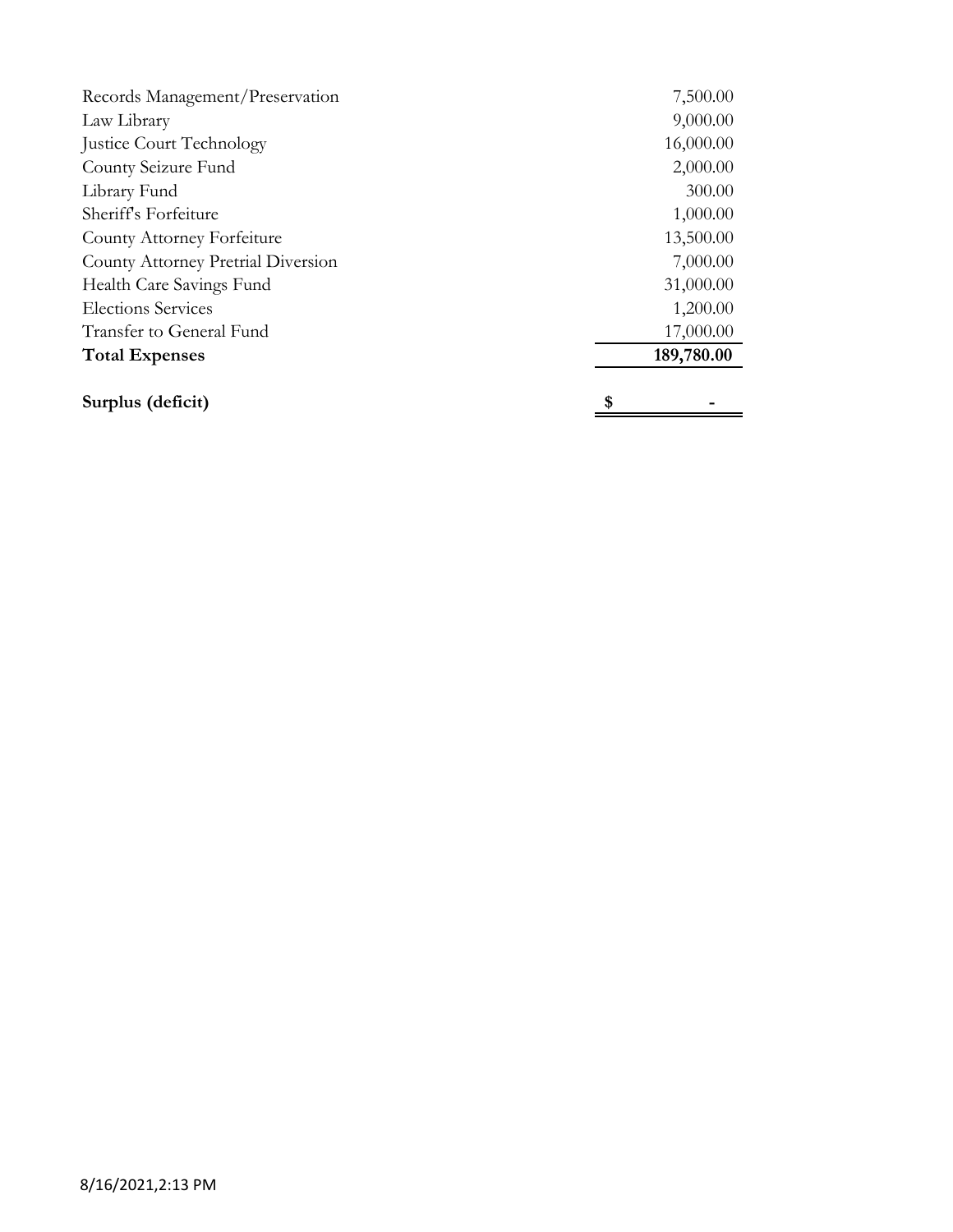| | |
|---|---|
| Records Management/Preservation | 7,500.00 |
| Law Library | 9,000.00 |
| Justice Court Technology | 16,000.00 |
| County Seizure Fund | 2,000.00 |
| Library Fund | 300.00 |
| Sheriff's Forfeiture | 1,000.00 |
| County Attorney Forfeiture | 13,500.00 |
| County Attorney Pretrial Diversion | 7,000.00 |
| Health Care Savings Fund | 31,000.00 |
| Elections Services | 1,200.00 |
| Transfer to General Fund | 17,000.00 |
| **Total Expenses** | **189,780.00** |
| | |
| **Surplus (deficit)** | **$ -** |

8/16/2021,2:13 PM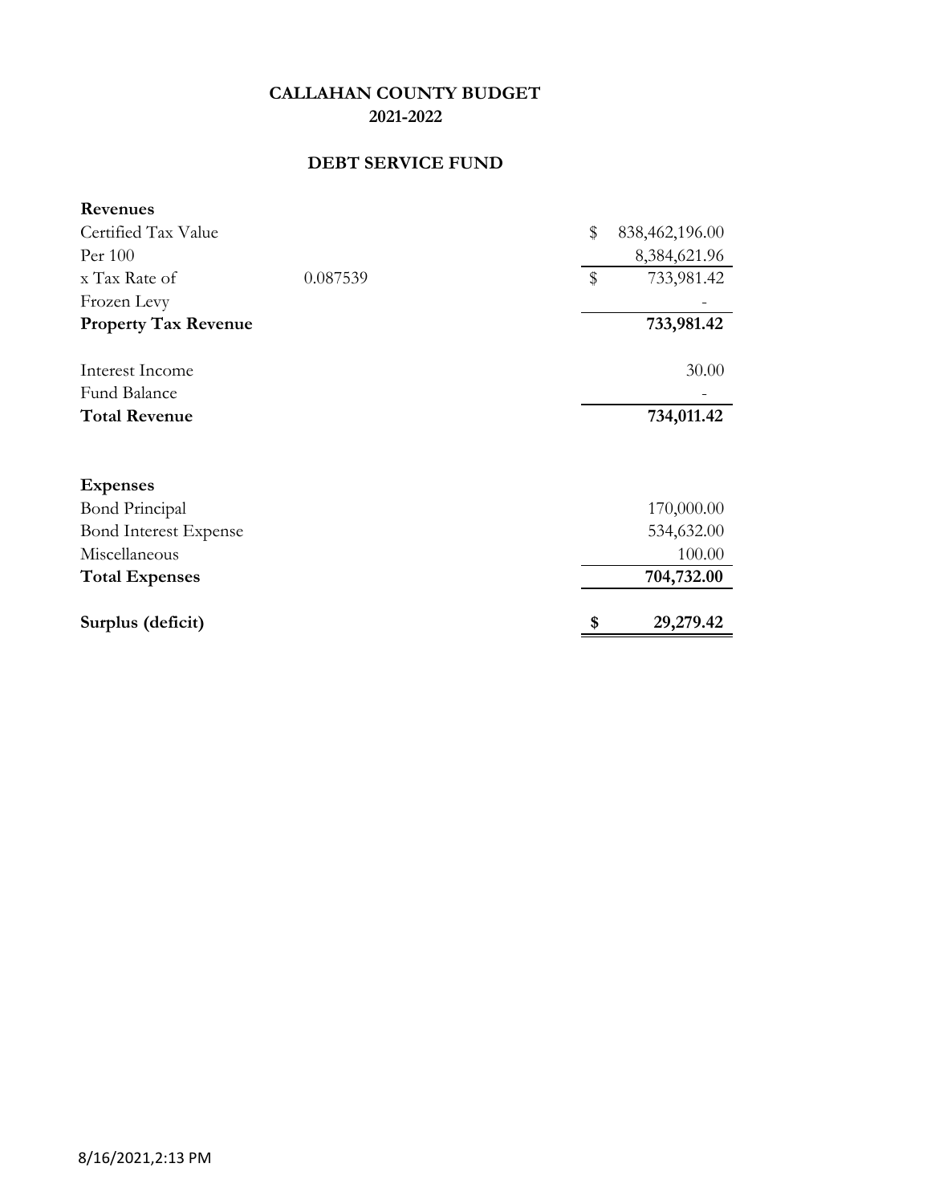# CALLAHAN COUNTY BUDGET
## 2021-2022

## DEBT SERVICE FUND

| | | |
|---|---|---|
| **Revenues** | | |
| Certified Tax Value | | $ 838,462,196.00 |
| Per 100 | | 8,384,621.96 |
| x Tax Rate of | 0.087539 | $ 733,981.42 |
| Frozen Levy | | - |
| **Property Tax Revenue** | | **733,981.42** |
| | | |
| Interest Income | | 30.00 |
| Fund Balance | | - |
| **Total Revenue** | | **734,011.42** |
| | | |
| **Expenses** | | |
| Bond Principal | | 170,000.00 |
| Bond Interest Expense | | 534,632.00 |
| Miscellaneous | | 100.00 |
| **Total Expenses** | | **704,732.00** |
| | | |
| **Surplus (deficit)** | | **$ 29,279.42** |

8/16/2021,2:13 PM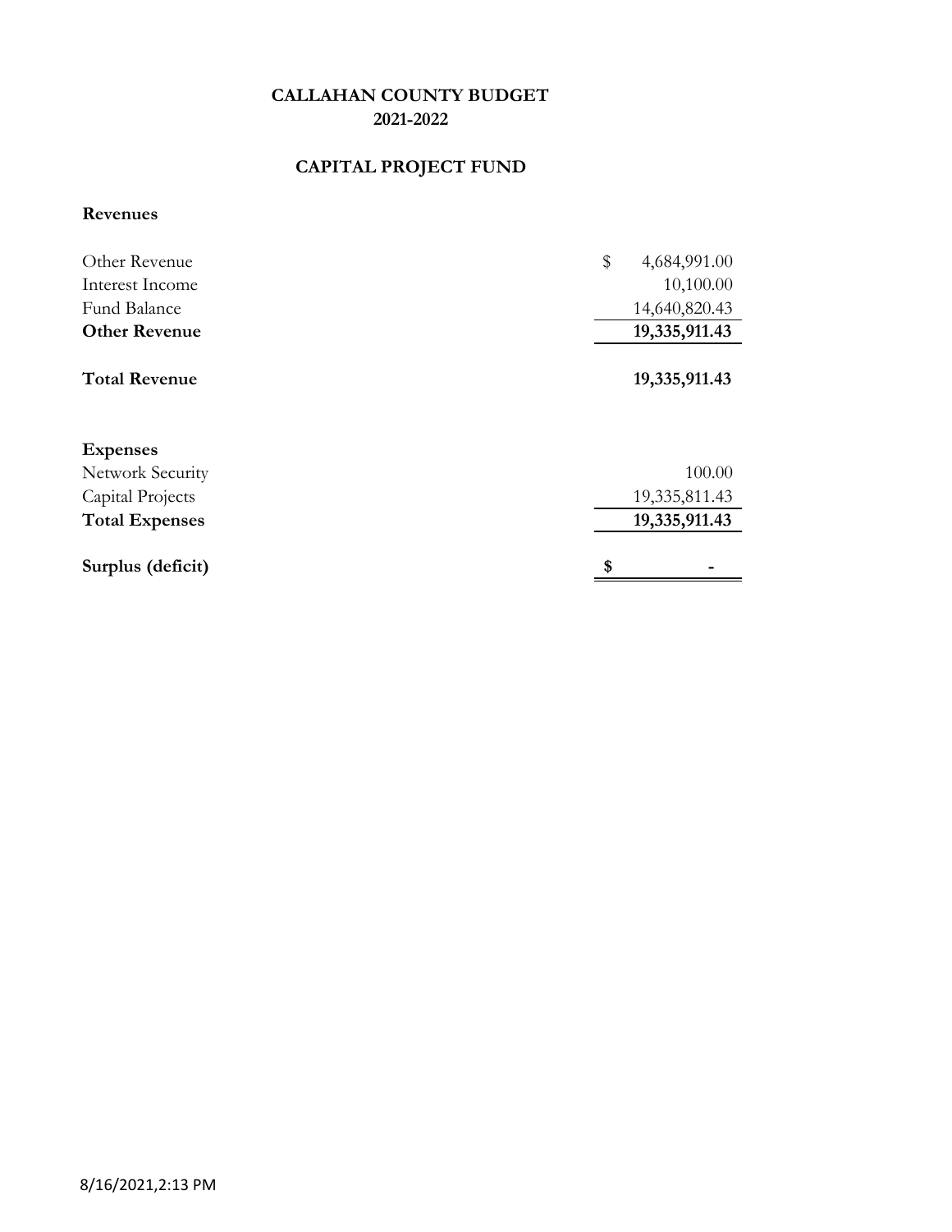# CALLAHAN COUNTY BUDGET
## 2021-2022

## CAPITAL PROJECT FUND

**Revenues**

| | |
|---|---|
| Other Revenue | $ 4,684,991.00 |
| Interest Income | 10,100.00 |
| Fund Balance | 14,640,820.43 |
| **Other Revenue** | **19,335,911.43** |
| **Total Revenue** | **19,335,911.43** |

| | |
|---|---|
| **Expenses** | |
| Network Security | 100.00 |
| Capital Projects | 19,335,811.43 |
| **Total Expenses** | **19,335,911.43** |
| **Surplus (deficit)** | **$ -** |

8/16/2021,2:13 PM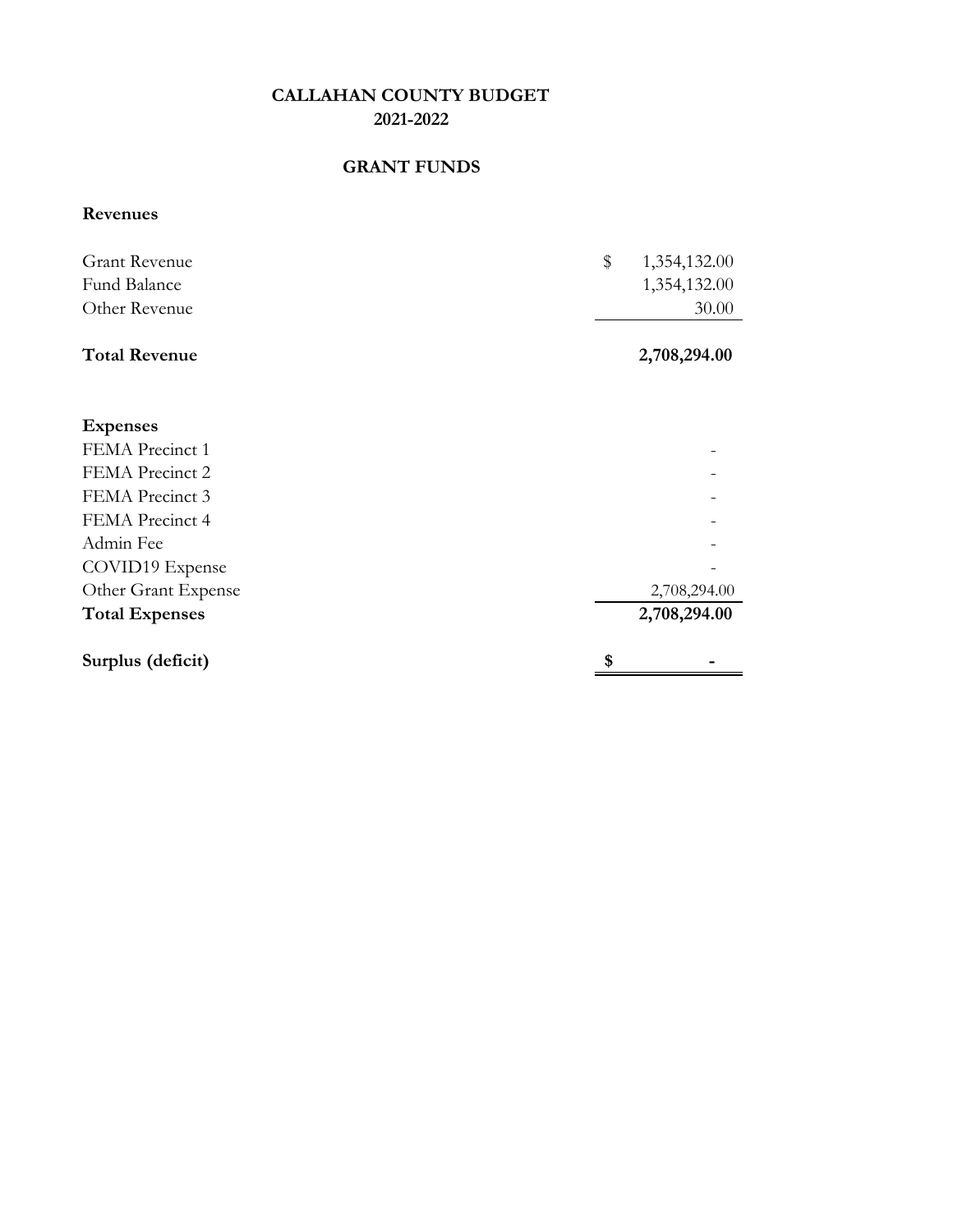# CALLAHAN COUNTY BUDGET
## 2021-2022

### GRANT FUNDS

| | |
|---|---|
| **Revenues** | |
| Grant Revenue | $ 1,354,132.00 |
| Fund Balance | 1,354,132.00 |
| Other Revenue | 30.00 |
| **Total Revenue** | **2,708,294.00** |
| | |
| **Expenses** | |
| FEMA Precinct 1 | - |
| FEMA Precinct 2 | - |
| FEMA Precinct 3 | - |
| FEMA Precinct 4 | - |
| Admin Fee | - |
| COVID19 Expense | - |
| Other Grant Expense | 2,708,294.00 |
| **Total Expenses** | **2,708,294.00** |
| | |
| **Surplus (deficit)** | **$ -** |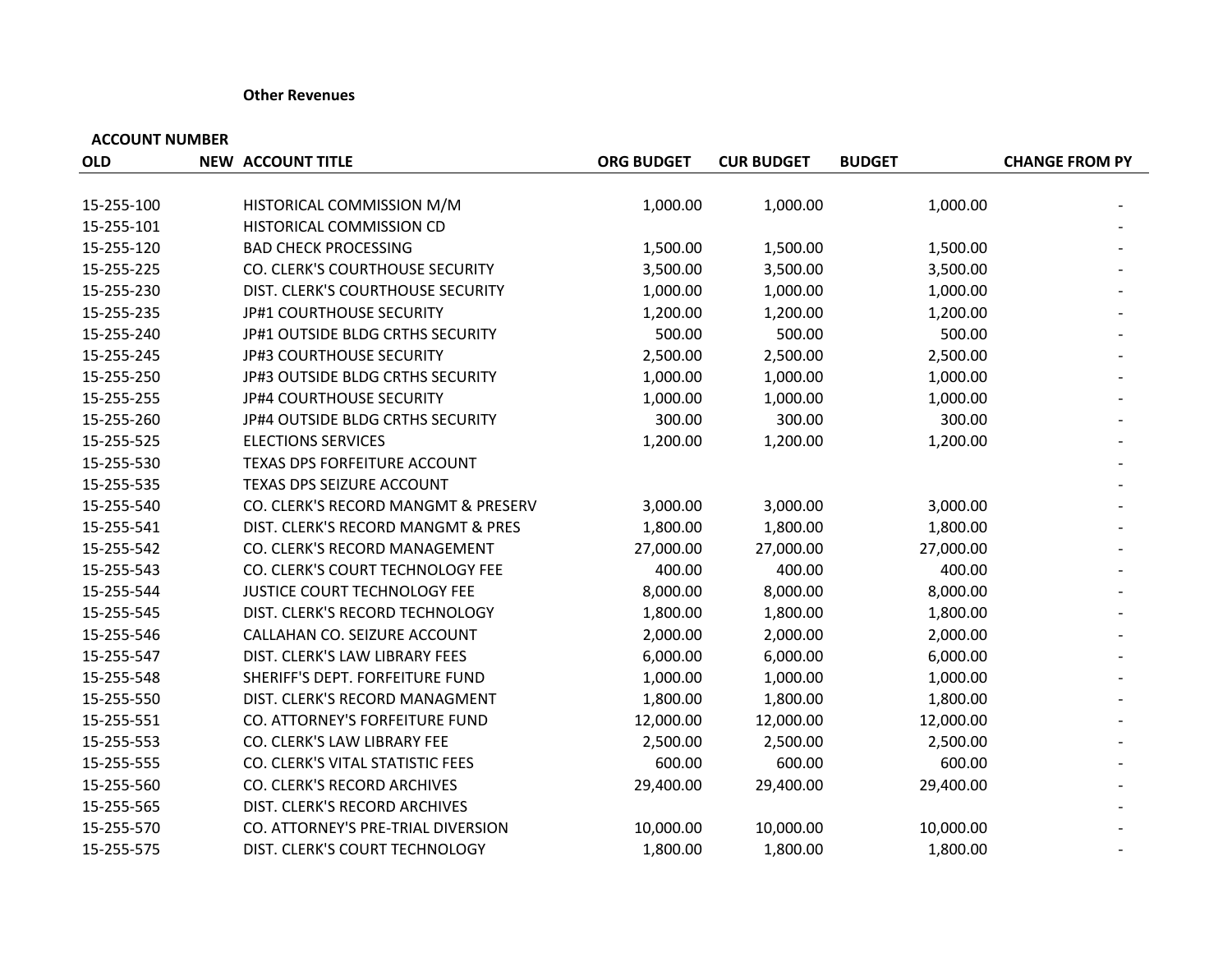**Other Revenues**

| ACCOUNT NUMBER | | | | | | |
|---|---|---|---|---|---|---|
| **OLD** | **NEW** | **ACCOUNT TITLE** | **ORG BUDGET** | **CUR BUDGET** | **BUDGET** | **CHANGE FROM PY** |
| 15-255-100 | | HISTORICAL COMMISSION M/M | 1,000.00 | 1,000.00 | 1,000.00 | - |
| 15-255-101 | | HISTORICAL COMMISSION CD | | | | - |
| 15-255-120 | | BAD CHECK PROCESSING | 1,500.00 | 1,500.00 | 1,500.00 | - |
| 15-255-225 | | CO. CLERK'S COURTHOUSE SECURITY | 3,500.00 | 3,500.00 | 3,500.00 | - |
| 15-255-230 | | DIST. CLERK'S COURTHOUSE SECURITY | 1,000.00 | 1,000.00 | 1,000.00 | - |
| 15-255-235 | | JP#1 COURTHOUSE SECURITY | 1,200.00 | 1,200.00 | 1,200.00 | - |
| 15-255-240 | | JP#1 OUTSIDE BLDG CRTHS SECURITY | 500.00 | 500.00 | 500.00 | - |
| 15-255-245 | | JP#3 COURTHOUSE SECURITY | 2,500.00 | 2,500.00 | 2,500.00 | - |
| 15-255-250 | | JP#3 OUTSIDE BLDG CRTHS SECURITY | 1,000.00 | 1,000.00 | 1,000.00 | - |
| 15-255-255 | | JP#4 COURTHOUSE SECURITY | 1,000.00 | 1,000.00 | 1,000.00 | - |
| 15-255-260 | | JP#4 OUTSIDE BLDG CRTHS SECURITY | 300.00 | 300.00 | 300.00 | - |
| 15-255-525 | | ELECTIONS SERVICES | 1,200.00 | 1,200.00 | 1,200.00 | - |
| 15-255-530 | | TEXAS DPS FORFEITURE ACCOUNT | | | | - |
| 15-255-535 | | TEXAS DPS SEIZURE ACCOUNT | | | | - |
| 15-255-540 | | CO. CLERK'S RECORD MANGMT & PRESERV | 3,000.00 | 3,000.00 | 3,000.00 | - |
| 15-255-541 | | DIST. CLERK'S RECORD MANGMT & PRES | 1,800.00 | 1,800.00 | 1,800.00 | - |
| 15-255-542 | | CO. CLERK'S RECORD MANAGEMENT | 27,000.00 | 27,000.00 | 27,000.00 | - |
| 15-255-543 | | CO. CLERK'S COURT TECHNOLOGY FEE | 400.00 | 400.00 | 400.00 | - |
| 15-255-544 | | JUSTICE COURT TECHNOLOGY FEE | 8,000.00 | 8,000.00 | 8,000.00 | - |
| 15-255-545 | | DIST. CLERK'S RECORD TECHNOLOGY | 1,800.00 | 1,800.00 | 1,800.00 | - |
| 15-255-546 | | CALLAHAN CO. SEIZURE ACCOUNT | 2,000.00 | 2,000.00 | 2,000.00 | - |
| 15-255-547 | | DIST. CLERK'S LAW LIBRARY FEES | 6,000.00 | 6,000.00 | 6,000.00 | - |
| 15-255-548 | | SHERIFF'S DEPT. FORFEITURE FUND | 1,000.00 | 1,000.00 | 1,000.00 | - |
| 15-255-550 | | DIST. CLERK'S RECORD MANAGMENT | 1,800.00 | 1,800.00 | 1,800.00 | - |
| 15-255-551 | | CO. ATTORNEY'S FORFEITURE FUND | 12,000.00 | 12,000.00 | 12,000.00 | - |
| 15-255-553 | | CO. CLERK'S LAW LIBRARY FEE | 2,500.00 | 2,500.00 | 2,500.00 | - |
| 15-255-555 | | CO. CLERK'S VITAL STATISTIC FEES | 600.00 | 600.00 | 600.00 | - |
| 15-255-560 | | CO. CLERK'S RECORD ARCHIVES | 29,400.00 | 29,400.00 | 29,400.00 | - |
| 15-255-565 | | DIST. CLERK'S RECORD ARCHIVES | | | | - |
| 15-255-570 | | CO. ATTORNEY'S PRE-TRIAL DIVERSION | 10,000.00 | 10,000.00 | 10,000.00 | - |
| 15-255-575 | | DIST. CLERK'S COURT TECHNOLOGY | 1,800.00 | 1,800.00 | 1,800.00 | - |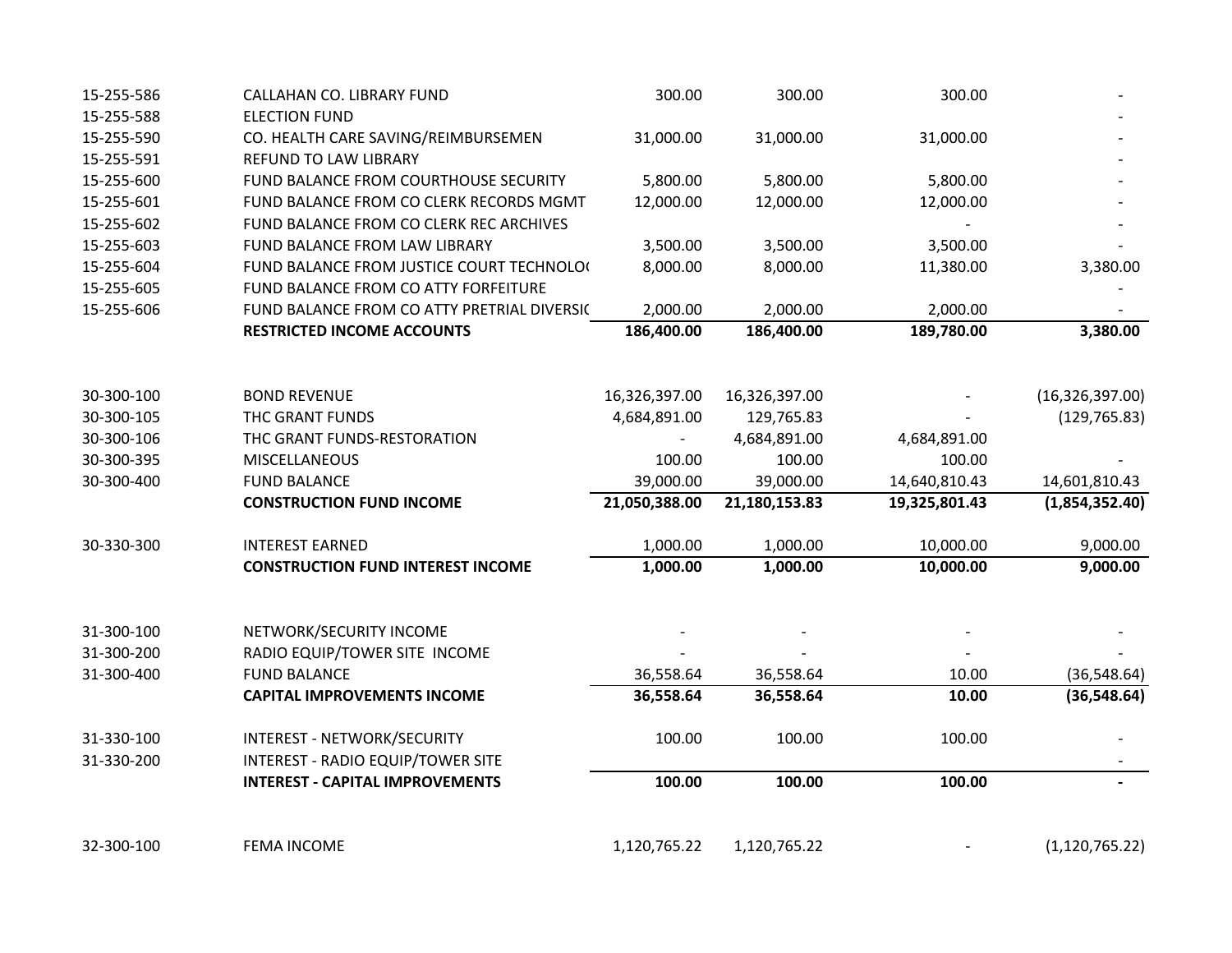| | | | | | |
|---|---|---|---|---|---|
| 15-255-586 | CALLAHAN CO. LIBRARY FUND | 300.00 | 300.00 | 300.00 | - |
| 15-255-588 | ELECTION FUND | | | | - |
| 15-255-590 | CO. HEALTH CARE SAVING/REIMBURSEMEN | 31,000.00 | 31,000.00 | 31,000.00 | - |
| 15-255-591 | REFUND TO LAW LIBRARY | | | | - |
| 15-255-600 | FUND BALANCE FROM COURTHOUSE SECURITY | 5,800.00 | 5,800.00 | 5,800.00 | - |
| 15-255-601 | FUND BALANCE FROM CO CLERK RECORDS MGMT | 12,000.00 | 12,000.00 | 12,000.00 | - |
| 15-255-602 | FUND BALANCE FROM CO CLERK REC ARCHIVES | | | - | - |
| 15-255-603 | FUND BALANCE FROM LAW LIBRARY | 3,500.00 | 3,500.00 | 3,500.00 | - |
| 15-255-604 | FUND BALANCE FROM JUSTICE COURT TECHNOLO( | 8,000.00 | 8,000.00 | 11,380.00 | 3,380.00 |
| 15-255-605 | FUND BALANCE FROM CO ATTY FORFEITURE | | | | - |
| 15-255-606 | FUND BALANCE FROM CO ATTY PRETRIAL DIVERSI( | 2,000.00 | 2,000.00 | 2,000.00 | - |
| | **RESTRICTED INCOME ACCOUNTS** | **186,400.00** | **186,400.00** | **189,780.00** | **3,380.00** |
| | | | | | |
| 30-300-100 | BOND REVENUE | 16,326,397.00 | 16,326,397.00 | - | (16,326,397.00) |
| 30-300-105 | THC GRANT FUNDS | 4,684,891.00 | 129,765.83 | - | (129,765.83) |
| 30-300-106 | THC GRANT FUNDS-RESTORATION | - | 4,684,891.00 | 4,684,891.00 | |
| 30-300-395 | MISCELLANEOUS | 100.00 | 100.00 | 100.00 | - |
| 30-300-400 | FUND BALANCE | 39,000.00 | 39,000.00 | 14,640,810.43 | 14,601,810.43 |
| | **CONSTRUCTION FUND INCOME** | **21,050,388.00** | **21,180,153.83** | **19,325,801.43** | **(1,854,352.40)** |
| | | | | | |
| 30-330-300 | INTEREST EARNED | 1,000.00 | 1,000.00 | 10,000.00 | 9,000.00 |
| | **CONSTRUCTION FUND INTEREST INCOME** | **1,000.00** | **1,000.00** | **10,000.00** | **9,000.00** |
| | | | | | |
| 31-300-100 | NETWORK/SECURITY INCOME | - | - | - | - |
| 31-300-200 | RADIO EQUIP/TOWER SITE INCOME | - | - | - | - |
| 31-300-400 | FUND BALANCE | 36,558.64 | 36,558.64 | 10.00 | (36,548.64) |
| | **CAPITAL IMPROVEMENTS INCOME** | **36,558.64** | **36,558.64** | **10.00** | **(36,548.64)** |
| | | | | | |
| 31-330-100 | INTEREST - NETWORK/SECURITY | 100.00 | 100.00 | 100.00 | - |
| 31-330-200 | INTEREST - RADIO EQUIP/TOWER SITE | | | | - |
| | **INTEREST - CAPITAL IMPROVEMENTS** | **100.00** | **100.00** | **100.00** | **-** |
| | | | | | |
| 32-300-100 | FEMA INCOME | 1,120,765.22 | 1,120,765.22 | - | (1,120,765.22) |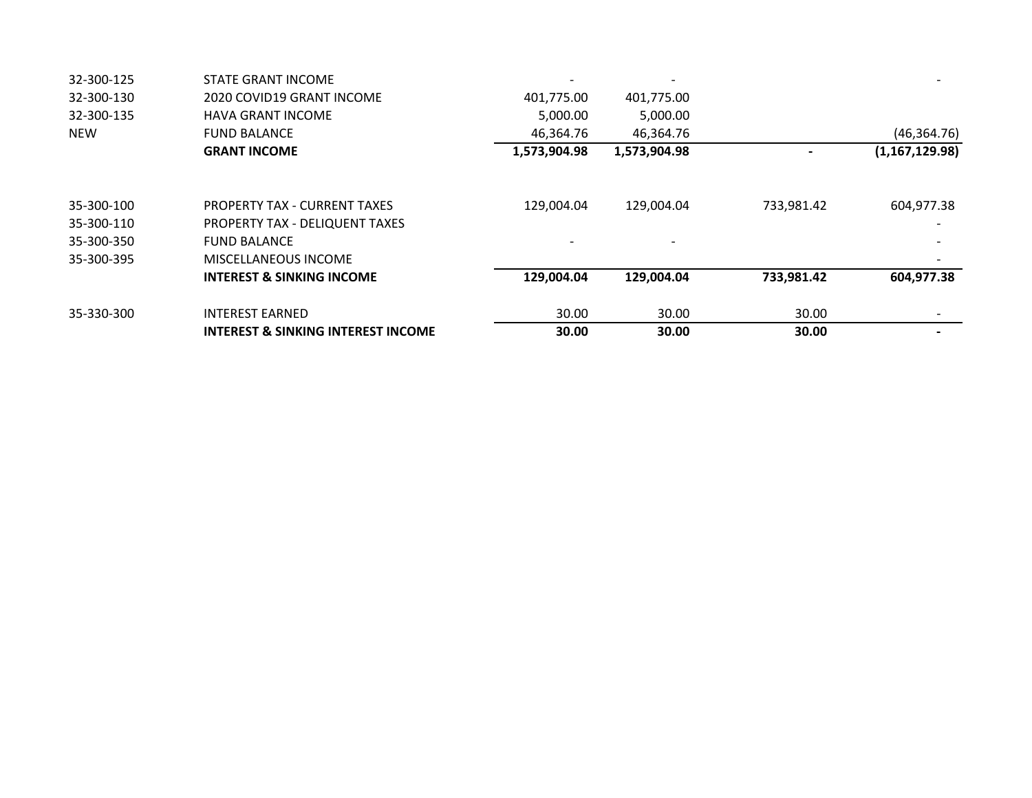| | | | | | |
|---|---|---|---|---|---|
| 32-300-125 | STATE GRANT INCOME | - | - | | - |
| 32-300-130 | 2020 COVID19 GRANT INCOME | 401,775.00 | 401,775.00 | | |
| 32-300-135 | HAVA GRANT INCOME | 5,000.00 | 5,000.00 | | |
| NEW | FUND BALANCE | 46,364.76 | 46,364.76 | | (46,364.76) |
| | **GRANT INCOME** | **1,573,904.98** | **1,573,904.98** | **-** | **(1,167,129.98)** |
| | | | | | |
| 35-300-100 | PROPERTY TAX - CURRENT TAXES | 129,004.04 | 129,004.04 | 733,981.42 | 604,977.38 |
| 35-300-110 | PROPERTY TAX - DELIQUENT TAXES | | | | - |
| 35-300-350 | FUND BALANCE | - | - | | - |
| 35-300-395 | MISCELLANEOUS INCOME | | | | - |
| | **INTEREST & SINKING INCOME** | **129,004.04** | **129,004.04** | **733,981.42** | **604,977.38** |
| | | | | | |
| 35-330-300 | INTEREST EARNED | 30.00 | 30.00 | 30.00 | - |
| | **INTEREST & SINKING INTEREST INCOME** | **30.00** | **30.00** | **30.00** | **-** |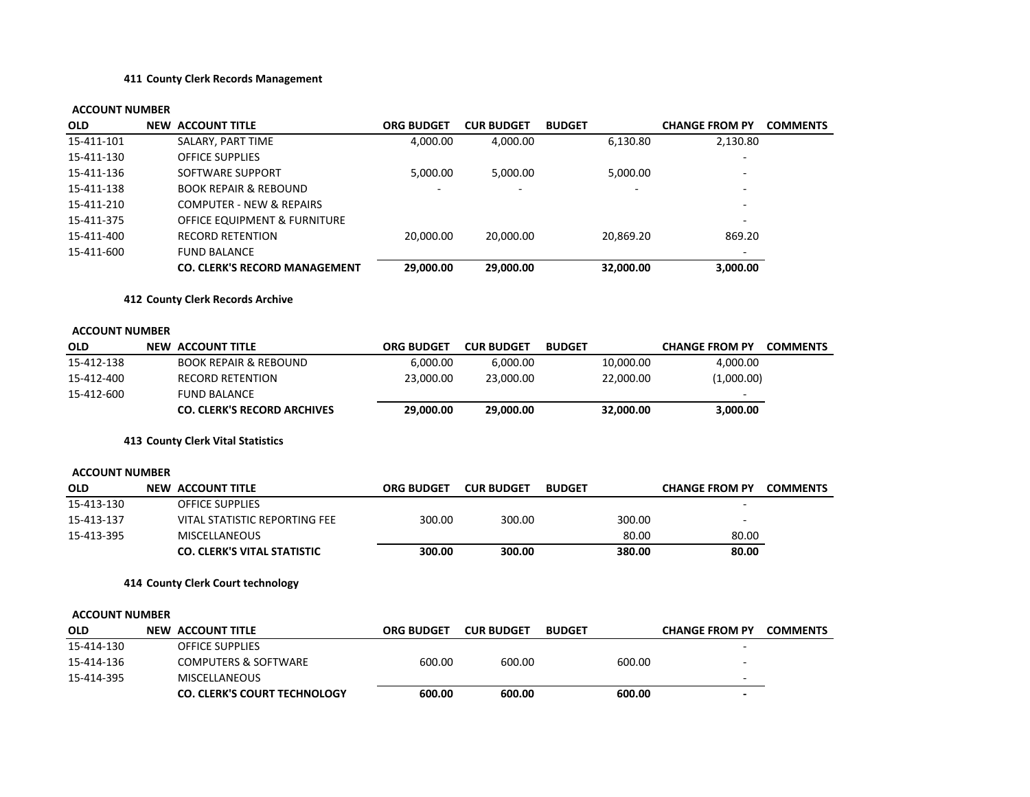### 411 County Clerk Records Management

| ACCOUNT NUMBER | | | | | | | |
|---|---|---|---|---|---|---|---|
| **OLD** | **NEW** | **ACCOUNT TITLE** | **ORG BUDGET** | **CUR BUDGET** | **BUDGET** | **CHANGE FROM PY** | **COMMENTS** |
| 15-411-101 | | SALARY, PART TIME | 4,000.00 | 4,000.00 | 6,130.80 | 2,130.80 | |
| 15-411-130 | | OFFICE SUPPLIES | | | | - | |
| 15-411-136 | | SOFTWARE SUPPORT | 5,000.00 | 5,000.00 | 5,000.00 | - | |
| 15-411-138 | | BOOK REPAIR & REBOUND | - | - | - | - | |
| 15-411-210 | | COMPUTER - NEW & REPAIRS | | | | - | |
| 15-411-375 | | OFFICE EQUIPMENT & FURNITURE | | | | - | |
| 15-411-400 | | RECORD RETENTION | 20,000.00 | 20,000.00 | 20,869.20 | 869.20 | |
| 15-411-600 | | FUND BALANCE | | | | - | |
| | | **CO. CLERK'S RECORD MANAGEMENT** | **29,000.00** | **29,000.00** | **32,000.00** | **3,000.00** | |

### 412 County Clerk Records Archive

| ACCOUNT NUMBER | | | | | | | |
|---|---|---|---|---|---|---|---|
| **OLD** | **NEW** | **ACCOUNT TITLE** | **ORG BUDGET** | **CUR BUDGET** | **BUDGET** | **CHANGE FROM PY** | **COMMENTS** |
| 15-412-138 | | BOOK REPAIR & REBOUND | 6,000.00 | 6,000.00 | 10,000.00 | 4,000.00 | |
| 15-412-400 | | RECORD RETENTION | 23,000.00 | 23,000.00 | 22,000.00 | (1,000.00) | |
| 15-412-600 | | FUND BALANCE | | | | - | |
| | | **CO. CLERK'S RECORD ARCHIVES** | **29,000.00** | **29,000.00** | **32,000.00** | **3,000.00** | |

### 413 County Clerk Vital Statistics

| ACCOUNT NUMBER | | | | | | | |
|---|---|---|---|---|---|---|---|
| **OLD** | **NEW** | **ACCOUNT TITLE** | **ORG BUDGET** | **CUR BUDGET** | **BUDGET** | **CHANGE FROM PY** | **COMMENTS** |
| 15-413-130 | | OFFICE SUPPLIES | | | | - | |
| 15-413-137 | | VITAL STATISTIC REPORTING FEE | 300.00 | 300.00 | 300.00 | - | |
| 15-413-395 | | MISCELLANEOUS | | | 80.00 | 80.00 | |
| | | **CO. CLERK'S VITAL STATISTIC** | **300.00** | **300.00** | **380.00** | **80.00** | |

### 414 County Clerk Court technology

| ACCOUNT NUMBER | | | | | | | |
|---|---|---|---|---|---|---|---|
| **OLD** | **NEW** | **ACCOUNT TITLE** | **ORG BUDGET** | **CUR BUDGET** | **BUDGET** | **CHANGE FROM PY** | **COMMENTS** |
| 15-414-130 | | OFFICE SUPPLIES | | | | - | |
| 15-414-136 | | COMPUTERS & SOFTWARE | 600.00 | 600.00 | 600.00 | - | |
| 15-414-395 | | MISCELLANEOUS | | | | - | |
| | | **CO. CLERK'S COURT TECHNOLOGY** | **600.00** | **600.00** | **600.00** | **-** | |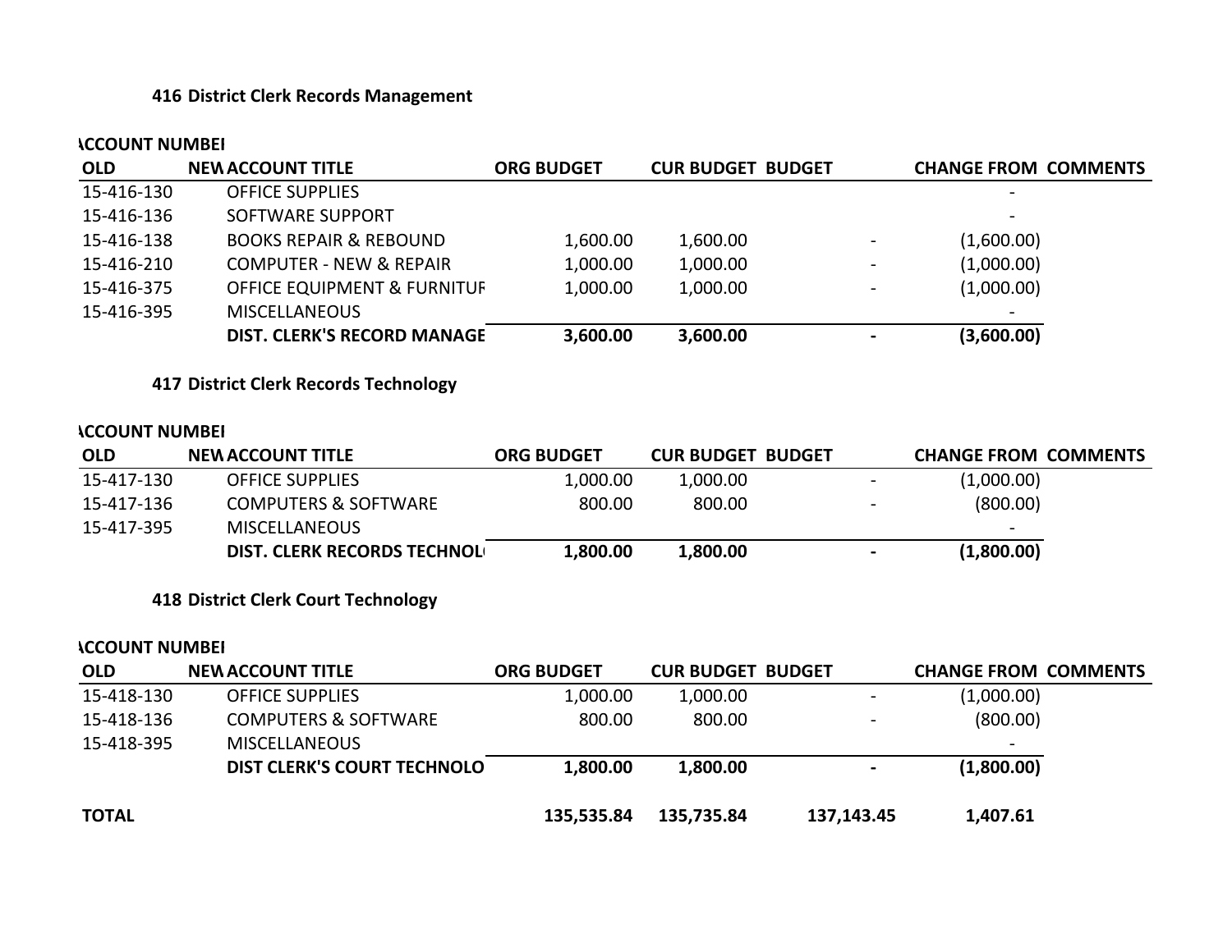**416 District Clerk Records Management**

| ACCOUNT NUMBER OLD | NEW | ACCOUNT TITLE | ORG BUDGET | CUR BUDGET | BUDGET | CHANGE FROM | COMMENTS |
|---|---|---|---|---|---|---|---|
| 15-416-130 | | OFFICE SUPPLIES | | | | - | |
| 15-416-136 | | SOFTWARE SUPPORT | | | | - | |
| 15-416-138 | | BOOKS REPAIR & REBOUND | 1,600.00 | 1,600.00 | - | (1,600.00) | |
| 15-416-210 | | COMPUTER - NEW & REPAIR | 1,000.00 | 1,000.00 | - | (1,000.00) | |
| 15-416-375 | | OFFICE EQUIPMENT & FURNITUR | 1,000.00 | 1,000.00 | - | (1,000.00) | |
| 15-416-395 | | MISCELLANEOUS | | | | - | |
| | | **DIST. CLERK'S RECORD MANAGE** | **3,600.00** | **3,600.00** | **-** | **(3,600.00)** | |

**417 District Clerk Records Technology**

| ACCOUNT NUMBER OLD | NEW | ACCOUNT TITLE | ORG BUDGET | CUR BUDGET | BUDGET | CHANGE FROM | COMMENTS |
|---|---|---|---|---|---|---|---|
| 15-417-130 | | OFFICE SUPPLIES | 1,000.00 | 1,000.00 | - | (1,000.00) | |
| 15-417-136 | | COMPUTERS & SOFTWARE | 800.00 | 800.00 | - | (800.00) | |
| 15-417-395 | | MISCELLANEOUS | | | | - | |
| | | **DIST. CLERK RECORDS TECHNOL** | **1,800.00** | **1,800.00** | **-** | **(1,800.00)** | |

**418 District Clerk Court Technology**

| ACCOUNT NUMBER OLD | NEW | ACCOUNT TITLE | ORG BUDGET | CUR BUDGET | BUDGET | CHANGE FROM | COMMENTS |
|---|---|---|---|---|---|---|---|
| 15-418-130 | | OFFICE SUPPLIES | 1,000.00 | 1,000.00 | - | (1,000.00) | |
| 15-418-136 | | COMPUTERS & SOFTWARE | 800.00 | 800.00 | - | (800.00) | |
| 15-418-395 | | MISCELLANEOUS | | | | - | |
| | | **DIST CLERK'S COURT TECHNOLO** | **1,800.00** | **1,800.00** | **-** | **(1,800.00)** | |
| **TOTAL** | | | **135,535.84** | **135,735.84** | **137,143.45** | **1,407.61** | |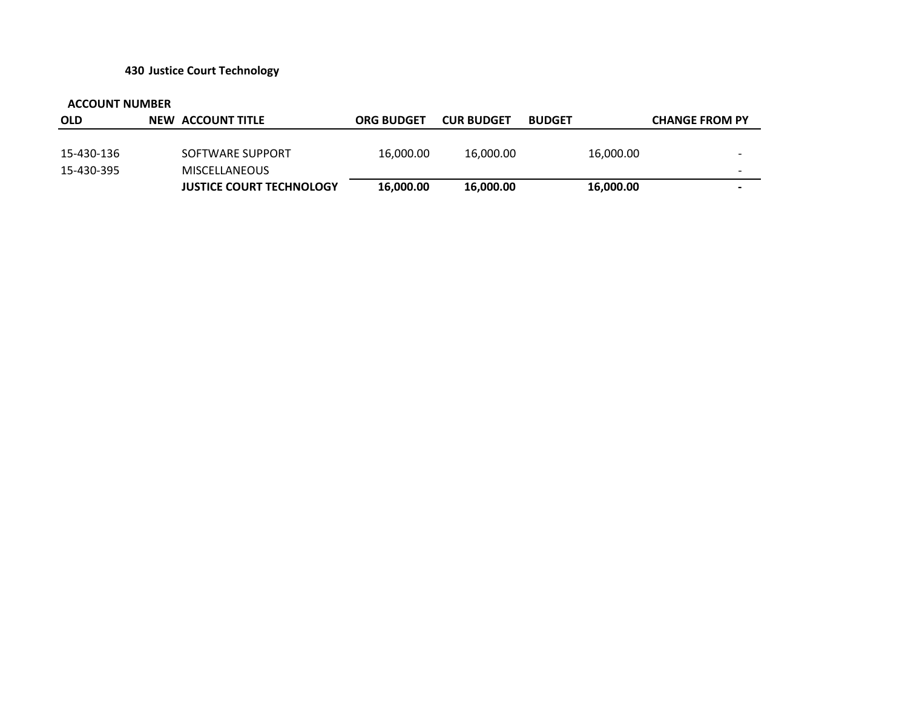### 430 Justice Court Technology

| ACCOUNT NUMBER | | | | | | |
|---|---|---|---|---|---|---|
| **OLD** | **NEW** | **ACCOUNT TITLE** | **ORG BUDGET** | **CUR BUDGET** | **BUDGET** | **CHANGE FROM PY** |
| 15-430-136 | | SOFTWARE SUPPORT | 16,000.00 | 16,000.00 | 16,000.00 | - |
| 15-430-395 | | MISCELLANEOUS | | | | - |
| | | **JUSTICE COURT TECHNOLOGY** | **16,000.00** | **16,000.00** | **16,000.00** | **-** |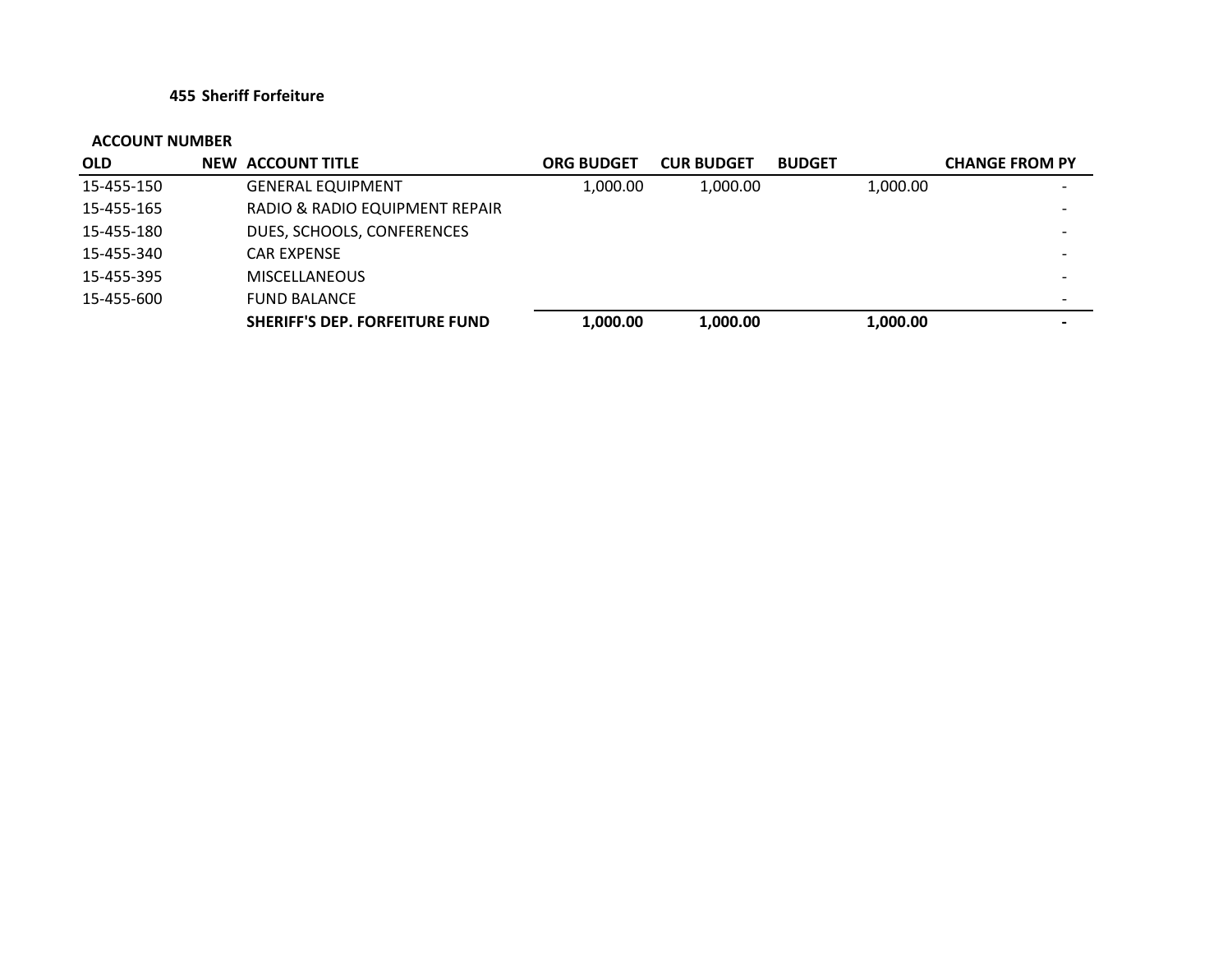**455 Sheriff Forfeiture**

| ACCOUNT NUMBER | | | | | | | |
|---|---|---|---|---|---|---|---|
| **OLD** | **NEW** | **ACCOUNT TITLE** | **ORG BUDGET** | **CUR BUDGET** | **BUDGET** | | **CHANGE FROM PY** |
| 15-455-150 | | GENERAL EQUIPMENT | 1,000.00 | 1,000.00 | | 1,000.00 | - |
| 15-455-165 | | RADIO & RADIO EQUIPMENT REPAIR | | | | | - |
| 15-455-180 | | DUES, SCHOOLS, CONFERENCES | | | | | - |
| 15-455-340 | | CAR EXPENSE | | | | | - |
| 15-455-395 | | MISCELLANEOUS | | | | | - |
| 15-455-600 | | FUND BALANCE | | | | | - |
| | | **SHERIFF'S DEP. FORFEITURE FUND** | **1,000.00** | **1,000.00** | | **1,000.00** | **-** |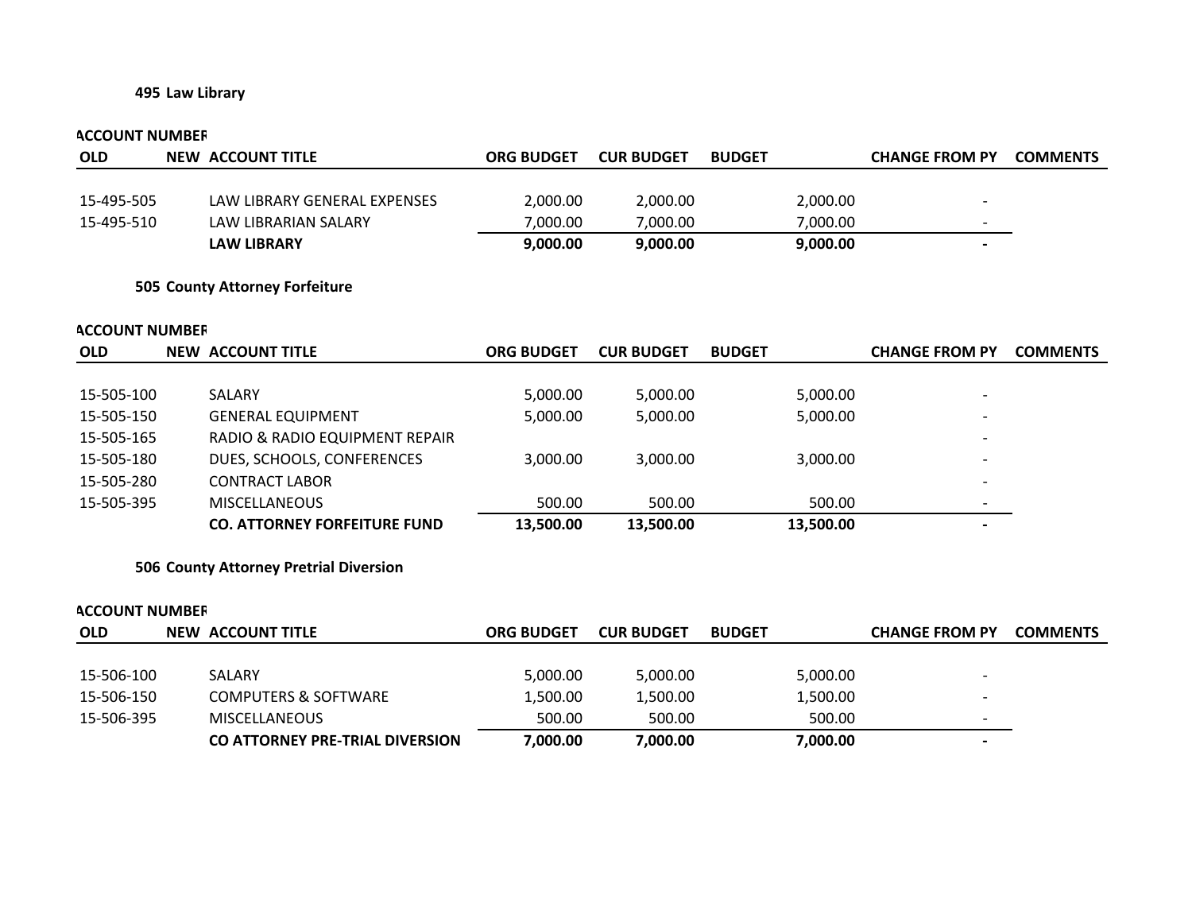### 495 Law Library

| ACCOUNT NUMBER | | | | | | | |
|---|---|---|---|---|---|---|---|
| **OLD** | **NEW** | **ACCOUNT TITLE** | **ORG BUDGET** | **CUR BUDGET** | **BUDGET** | **CHANGE FROM PY** | **COMMENTS** |
| 15-495-505 | | LAW LIBRARY GENERAL EXPENSES | 2,000.00 | 2,000.00 | 2,000.00 | - | |
| 15-495-510 | | LAW LIBRARIAN SALARY | 7,000.00 | 7,000.00 | 7,000.00 | - | |
| | | **LAW LIBRARY** | **9,000.00** | **9,000.00** | **9,000.00** | **-** | |

### 505 County Attorney Forfeiture

| ACCOUNT NUMBER | | | | | | | |
|---|---|---|---|---|---|---|---|
| **OLD** | **NEW** | **ACCOUNT TITLE** | **ORG BUDGET** | **CUR BUDGET** | **BUDGET** | **CHANGE FROM PY** | **COMMENTS** |
| 15-505-100 | | SALARY | 5,000.00 | 5,000.00 | 5,000.00 | - | |
| 15-505-150 | | GENERAL EQUIPMENT | 5,000.00 | 5,000.00 | 5,000.00 | - | |
| 15-505-165 | | RADIO & RADIO EQUIPMENT REPAIR | | | | - | |
| 15-505-180 | | DUES, SCHOOLS, CONFERENCES | 3,000.00 | 3,000.00 | 3,000.00 | - | |
| 15-505-280 | | CONTRACT LABOR | | | | - | |
| 15-505-395 | | MISCELLANEOUS | 500.00 | 500.00 | 500.00 | - | |
| | | **CO. ATTORNEY FORFEITURE FUND** | **13,500.00** | **13,500.00** | **13,500.00** | **-** | |

### 506 County Attorney Pretrial Diversion

| ACCOUNT NUMBER | | | | | | | |
|---|---|---|---|---|---|---|---|
| **OLD** | **NEW** | **ACCOUNT TITLE** | **ORG BUDGET** | **CUR BUDGET** | **BUDGET** | **CHANGE FROM PY** | **COMMENTS** |
| 15-506-100 | | SALARY | 5,000.00 | 5,000.00 | 5,000.00 | - | |
| 15-506-150 | | COMPUTERS & SOFTWARE | 1,500.00 | 1,500.00 | 1,500.00 | - | |
| 15-506-395 | | MISCELLANEOUS | 500.00 | 500.00 | 500.00 | - | |
| | | **CO ATTORNEY PRE-TRIAL DIVERSION** | **7,000.00** | **7,000.00** | **7,000.00** | **-** | |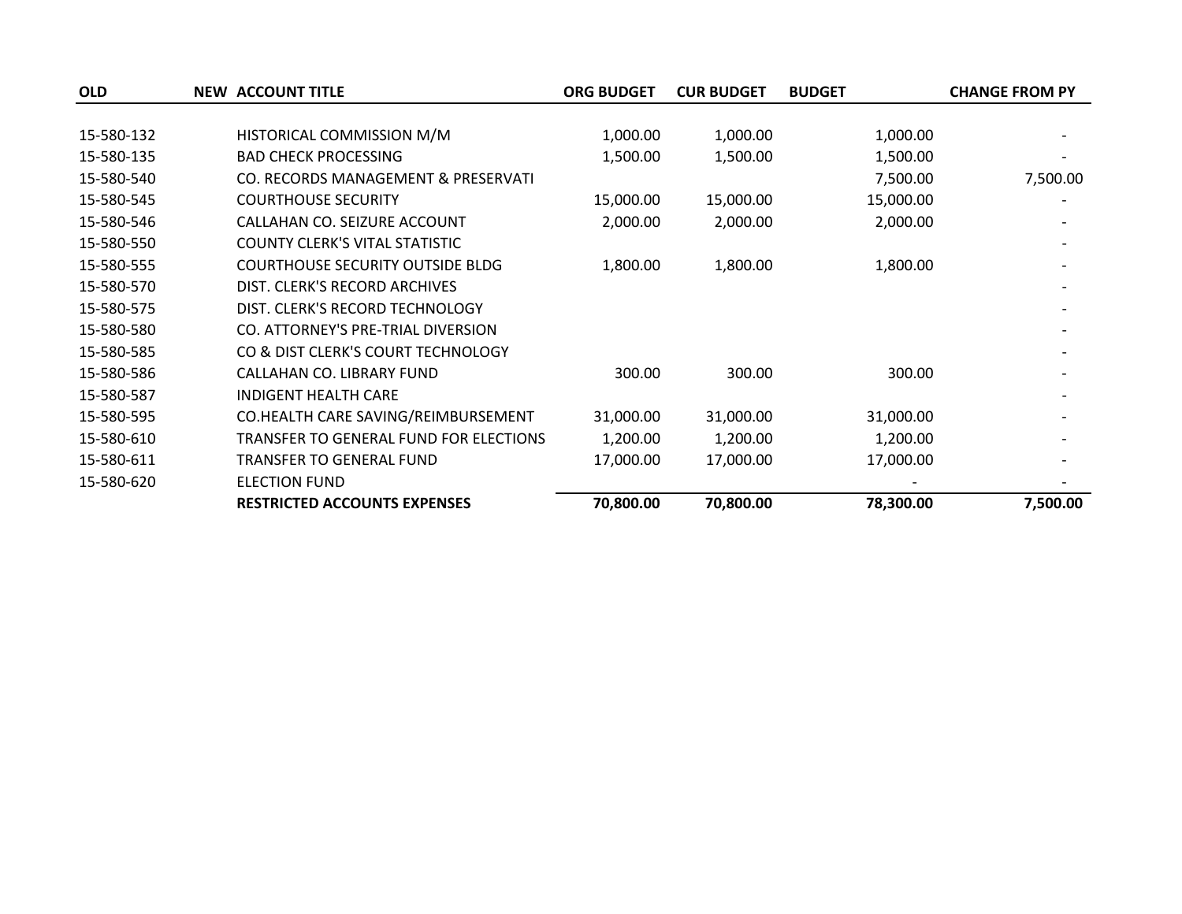| OLD | NEW | ACCOUNT TITLE | ORG BUDGET | CUR BUDGET | BUDGET | CHANGE FROM PY |
|---|---|---|---|---|---|---|
| 15-580-132 | | HISTORICAL COMMISSION M/M | 1,000.00 | 1,000.00 | 1,000.00 | - |
| 15-580-135 | | BAD CHECK PROCESSING | 1,500.00 | 1,500.00 | 1,500.00 | - |
| 15-580-540 | | CO. RECORDS MANAGEMENT & PRESERVATI | | | 7,500.00 | 7,500.00 |
| 15-580-545 | | COURTHOUSE SECURITY | 15,000.00 | 15,000.00 | 15,000.00 | - |
| 15-580-546 | | CALLAHAN CO. SEIZURE ACCOUNT | 2,000.00 | 2,000.00 | 2,000.00 | - |
| 15-580-550 | | COUNTY CLERK'S VITAL STATISTIC | | | | - |
| 15-580-555 | | COURTHOUSE SECURITY OUTSIDE BLDG | 1,800.00 | 1,800.00 | 1,800.00 | - |
| 15-580-570 | | DIST. CLERK'S RECORD ARCHIVES | | | | - |
| 15-580-575 | | DIST. CLERK'S RECORD TECHNOLOGY | | | | - |
| 15-580-580 | | CO. ATTORNEY'S PRE-TRIAL DIVERSION | | | | - |
| 15-580-585 | | CO & DIST CLERK'S COURT TECHNOLOGY | | | | - |
| 15-580-586 | | CALLAHAN CO. LIBRARY FUND | 300.00 | 300.00 | 300.00 | - |
| 15-580-587 | | INDIGENT HEALTH CARE | | | | - |
| 15-580-595 | | CO.HEALTH CARE SAVING/REIMBURSEMENT | 31,000.00 | 31,000.00 | 31,000.00 | - |
| 15-580-610 | | TRANSFER TO GENERAL FUND FOR ELECTIONS | 1,200.00 | 1,200.00 | 1,200.00 | - |
| 15-580-611 | | TRANSFER TO GENERAL FUND | 17,000.00 | 17,000.00 | 17,000.00 | - |
| 15-580-620 | | ELECTION FUND | | | - | - |
| | | **RESTRICTED ACCOUNTS EXPENSES** | **70,800.00** | **70,800.00** | **78,300.00** | **7,500.00** |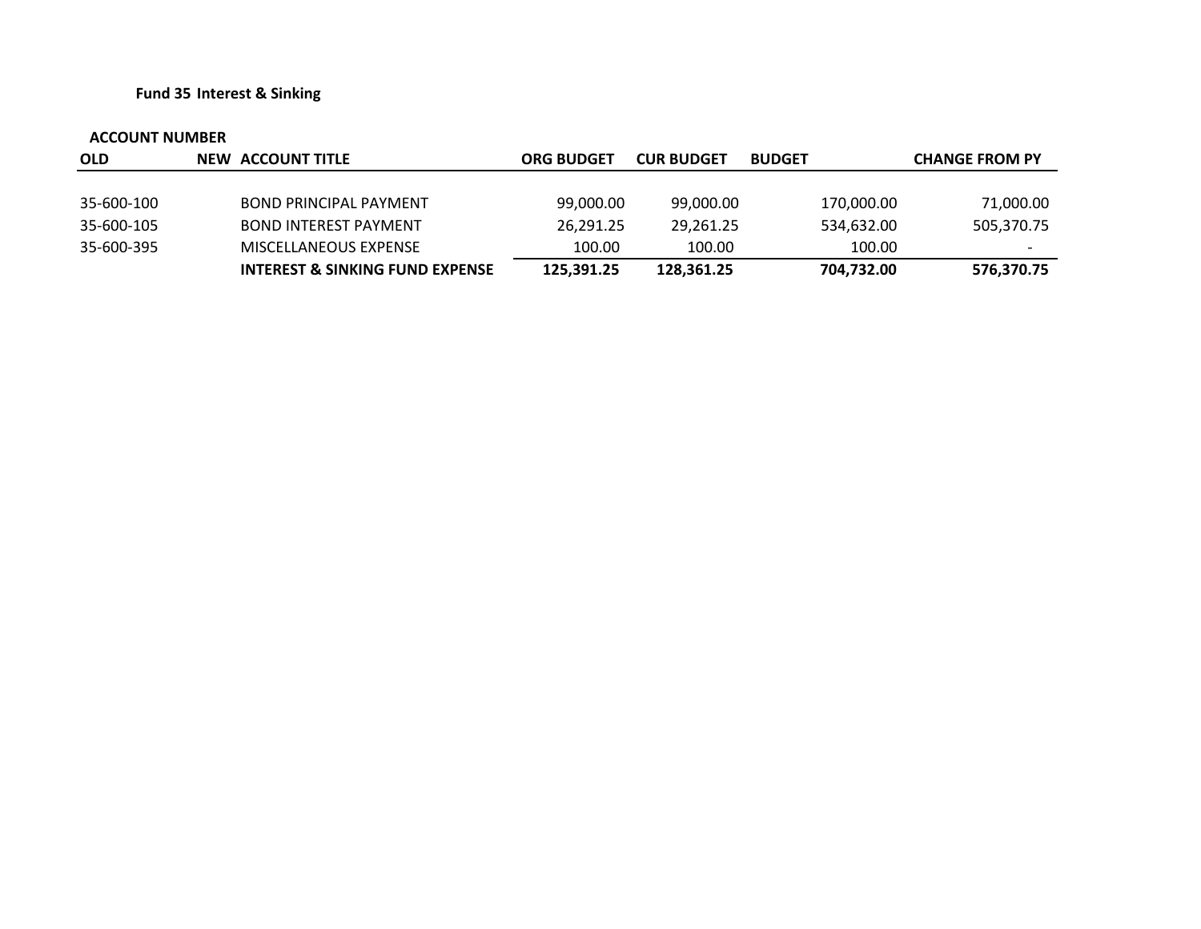**Fund 35 Interest & Sinking**

| ACCOUNT NUMBER | | | | | | |
|---|---|---|---|---|---|---|
| **OLD** | **NEW** | **ACCOUNT TITLE** | **ORG BUDGET** | **CUR BUDGET** | **BUDGET** | **CHANGE FROM PY** |
| 35-600-100 | | BOND PRINCIPAL PAYMENT | 99,000.00 | 99,000.00 | 170,000.00 | 71,000.00 |
| 35-600-105 | | BOND INTEREST PAYMENT | 26,291.25 | 29,261.25 | 534,632.00 | 505,370.75 |
| 35-600-395 | | MISCELLANEOUS EXPENSE | 100.00 | 100.00 | 100.00 | - |
| | | **INTEREST & SINKING FUND EXPENSE** | **125,391.25** | **128,361.25** | **704,732.00** | **576,370.75** |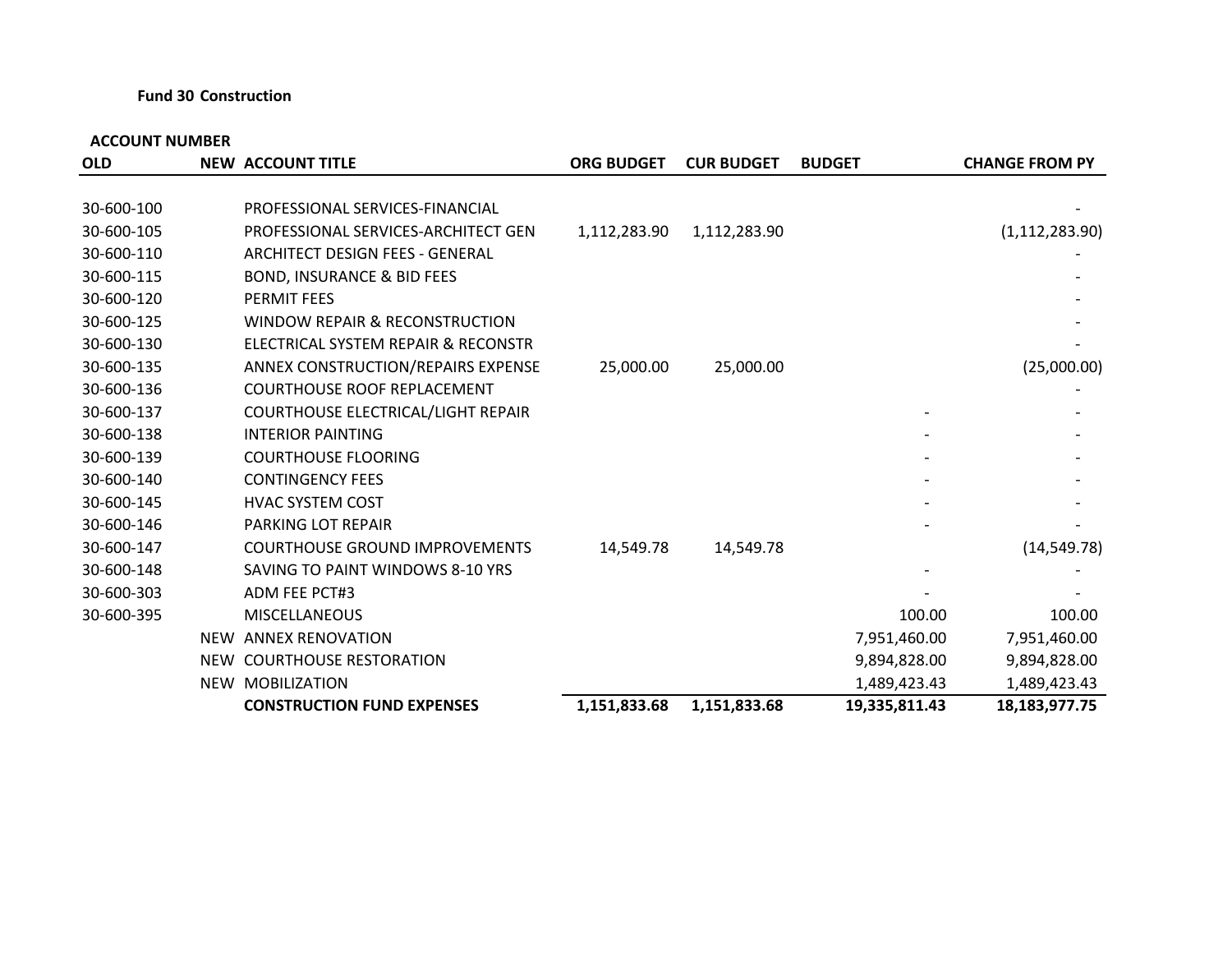**Fund 30 Construction**

| ACCOUNT NUMBER | | | | | | |
|---|---|---|---|---|---|---|
| OLD | NEW | ACCOUNT TITLE | ORG BUDGET | CUR BUDGET | BUDGET | CHANGE FROM PY |
| 30-600-100 | | PROFESSIONAL SERVICES-FINANCIAL | | | | - |
| 30-600-105 | | PROFESSIONAL SERVICES-ARCHITECT GEN | 1,112,283.90 | 1,112,283.90 | | (1,112,283.90) |
| 30-600-110 | | ARCHITECT DESIGN FEES - GENERAL | | | | - |
| 30-600-115 | | BOND, INSURANCE & BID FEES | | | | - |
| 30-600-120 | | PERMIT FEES | | | | - |
| 30-600-125 | | WINDOW REPAIR & RECONSTRUCTION | | | | - |
| 30-600-130 | | ELECTRICAL SYSTEM REPAIR & RECONSTR | | | | - |
| 30-600-135 | | ANNEX CONSTRUCTION/REPAIRS EXPENSE | 25,000.00 | 25,000.00 | | (25,000.00) |
| 30-600-136 | | COURTHOUSE ROOF REPLACEMENT | | | | - |
| 30-600-137 | | COURTHOUSE ELECTRICAL/LIGHT REPAIR | | | - | - |
| 30-600-138 | | INTERIOR PAINTING | | | - | - |
| 30-600-139 | | COURTHOUSE FLOORING | | | - | - |
| 30-600-140 | | CONTINGENCY FEES | | | - | - |
| 30-600-145 | | HVAC SYSTEM COST | | | - | - |
| 30-600-146 | | PARKING LOT REPAIR | | | - | - |
| 30-600-147 | | COURTHOUSE GROUND IMPROVEMENTS | 14,549.78 | 14,549.78 | | (14,549.78) |
| 30-600-148 | | SAVING TO PAINT WINDOWS 8-10 YRS | | | - | - |
| 30-600-303 | | ADM FEE PCT#3 | | | - | - |
| 30-600-395 | | MISCELLANEOUS | | | 100.00 | 100.00 |
| | NEW | ANNEX RENOVATION | | | 7,951,460.00 | 7,951,460.00 |
| | NEW | COURTHOUSE RESTORATION | | | 9,894,828.00 | 9,894,828.00 |
| | NEW | MOBILIZATION | | | 1,489,423.43 | 1,489,423.43 |
| | | **CONSTRUCTION FUND EXPENSES** | **1,151,833.68** | **1,151,833.68** | **19,335,811.43** | **18,183,977.75** |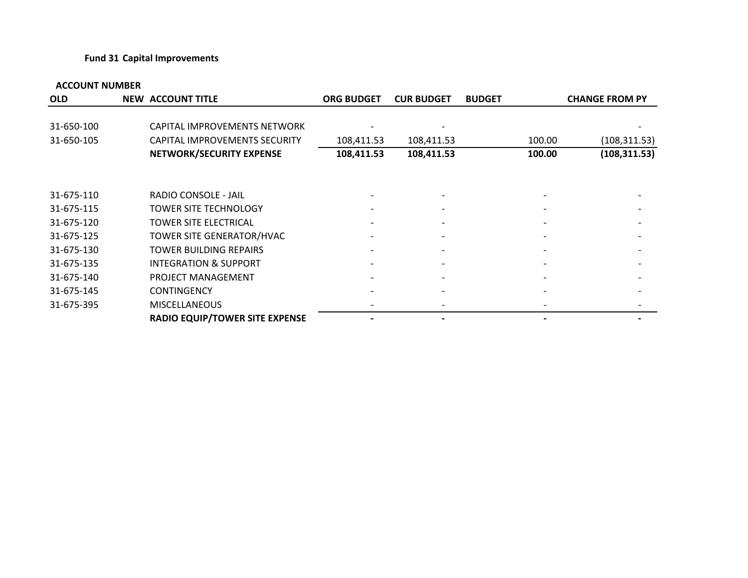**Fund 31 Capital Improvements**

| ACCOUNT NUMBER | | | | | | |
|---|---|---|---|---|---|---|
| OLD | NEW | ACCOUNT TITLE | ORG BUDGET | CUR BUDGET | BUDGET | CHANGE FROM PY |
| 31-650-100 | | CAPITAL IMPROVEMENTS NETWORK | - | - | | - |
| 31-650-105 | | CAPITAL IMPROVEMENTS SECURITY | 108,411.53 | 108,411.53 | 100.00 | (108,311.53) |
| | | **NETWORK/SECURITY EXPENSE** | **108,411.53** | **108,411.53** | **100.00** | **(108,311.53)** |
| | | | | | | |
| 31-675-110 | | RADIO CONSOLE - JAIL | - | - | - | - |
| 31-675-115 | | TOWER SITE TECHNOLOGY | - | - | - | - |
| 31-675-120 | | TOWER SITE ELECTRICAL | - | - | - | - |
| 31-675-125 | | TOWER SITE GENERATOR/HVAC | - | - | - | - |
| 31-675-130 | | TOWER BUILDING REPAIRS | - | - | - | - |
| 31-675-135 | | INTEGRATION & SUPPORT | - | - | - | - |
| 31-675-140 | | PROJECT MANAGEMENT | - | - | - | - |
| 31-675-145 | | CONTINGENCY | - | - | - | - |
| 31-675-395 | | MISCELLANEOUS | - | - | - | - |
| | | **RADIO EQUIP/TOWER SITE EXPENSE** | **-** | **-** | **-** | **-** |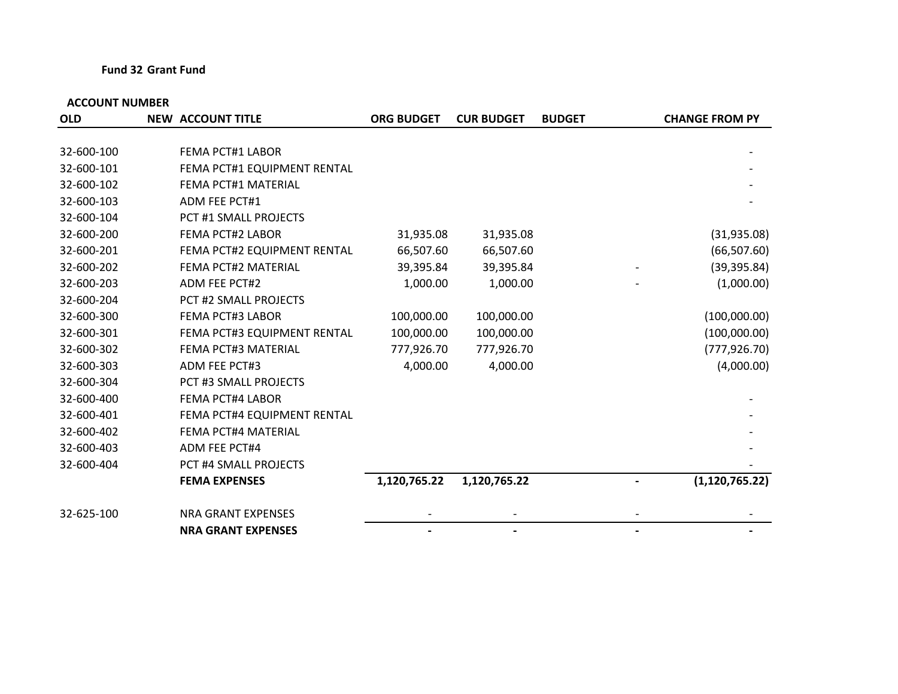**Fund 32 Grant Fund**

| ACCOUNT NUMBER | | | | | | |
|---|---|---|---|---|---|---|
| **OLD** | **NEW** | **ACCOUNT TITLE** | **ORG BUDGET** | **CUR BUDGET** | **BUDGET** | **CHANGE FROM PY** |
| 32-600-100 | | FEMA PCT#1 LABOR | | | | - |
| 32-600-101 | | FEMA PCT#1 EQUIPMENT RENTAL | | | | - |
| 32-600-102 | | FEMA PCT#1 MATERIAL | | | | - |
| 32-600-103 | | ADM FEE PCT#1 | | | | - |
| 32-600-104 | | PCT #1 SMALL PROJECTS | | | | |
| 32-600-200 | | FEMA PCT#2 LABOR | 31,935.08 | 31,935.08 | | (31,935.08) |
| 32-600-201 | | FEMA PCT#2 EQUIPMENT RENTAL | 66,507.60 | 66,507.60 | | (66,507.60) |
| 32-600-202 | | FEMA PCT#2 MATERIAL | 39,395.84 | 39,395.84 | - | (39,395.84) |
| 32-600-203 | | ADM FEE PCT#2 | 1,000.00 | 1,000.00 | - | (1,000.00) |
| 32-600-204 | | PCT #2 SMALL PROJECTS | | | | |
| 32-600-300 | | FEMA PCT#3 LABOR | 100,000.00 | 100,000.00 | | (100,000.00) |
| 32-600-301 | | FEMA PCT#3 EQUIPMENT RENTAL | 100,000.00 | 100,000.00 | | (100,000.00) |
| 32-600-302 | | FEMA PCT#3 MATERIAL | 777,926.70 | 777,926.70 | | (777,926.70) |
| 32-600-303 | | ADM FEE PCT#3 | 4,000.00 | 4,000.00 | | (4,000.00) |
| 32-600-304 | | PCT #3 SMALL PROJECTS | | | | |
| 32-600-400 | | FEMA PCT#4 LABOR | | | | - |
| 32-600-401 | | FEMA PCT#4 EQUIPMENT RENTAL | | | | - |
| 32-600-402 | | FEMA PCT#4 MATERIAL | | | | - |
| 32-600-403 | | ADM FEE PCT#4 | | | | - |
| 32-600-404 | | PCT #4 SMALL PROJECTS | | | | - |
| | | **FEMA EXPENSES** | **1,120,765.22** | **1,120,765.22** | **-** | **(1,120,765.22)** |
| 32-625-100 | | NRA GRANT EXPENSES | - | - | - | - |
| | | **NRA GRANT EXPENSES** | **-** | **-** | **-** | **-** |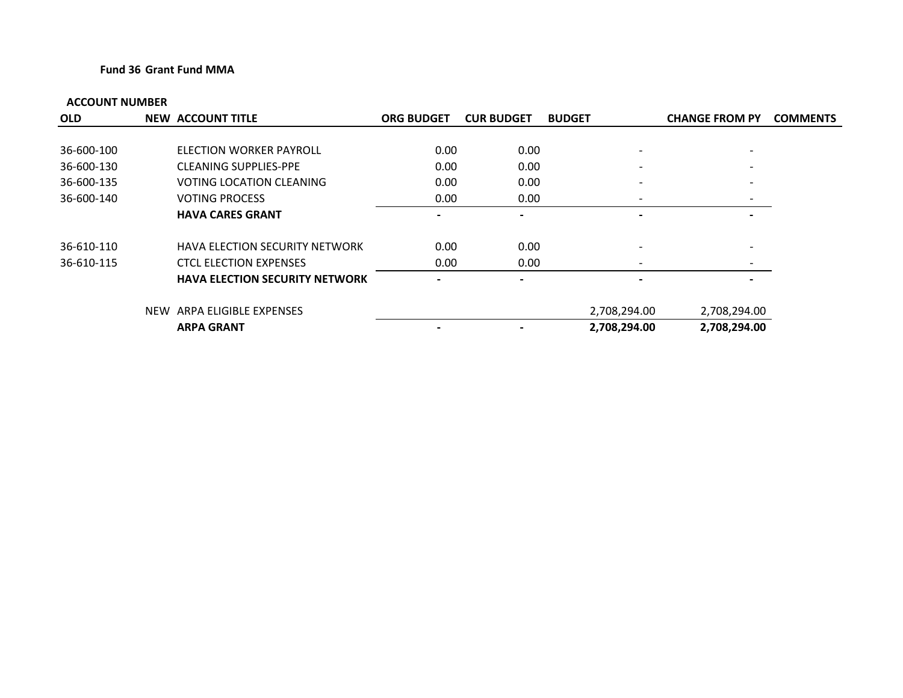**Fund 36 Grant Fund MMA**

| ACCOUNT NUMBER | | | | | | | |
|---|---|---|---|---|---|---|---|
| **OLD** | **NEW** | **ACCOUNT TITLE** | **ORG BUDGET** | **CUR BUDGET** | **BUDGET** | **CHANGE FROM PY** | **COMMENTS** |
| 36-600-100 | | ELECTION WORKER PAYROLL | 0.00 | 0.00 | - | - | |
| 36-600-130 | | CLEANING SUPPLIES-PPE | 0.00 | 0.00 | - | - | |
| 36-600-135 | | VOTING LOCATION CLEANING | 0.00 | 0.00 | - | - | |
| 36-600-140 | | VOTING PROCESS | 0.00 | 0.00 | - | - | |
| | | **HAVA CARES GRANT** | **-** | **-** | **-** | **-** | |
| 36-610-110 | | HAVA ELECTION SECURITY NETWORK | 0.00 | 0.00 | - | - | |
| 36-610-115 | | CTCL ELECTION EXPENSES | 0.00 | 0.00 | - | - | |
| | | **HAVA ELECTION SECURITY NETWORK** | **-** | **-** | **-** | **-** | |
| | NEW | ARPA ELIGIBLE EXPENSES | | | 2,708,294.00 | 2,708,294.00 | |
| | | **ARPA GRANT** | **-** | **-** | **2,708,294.00** | **2,708,294.00** | |